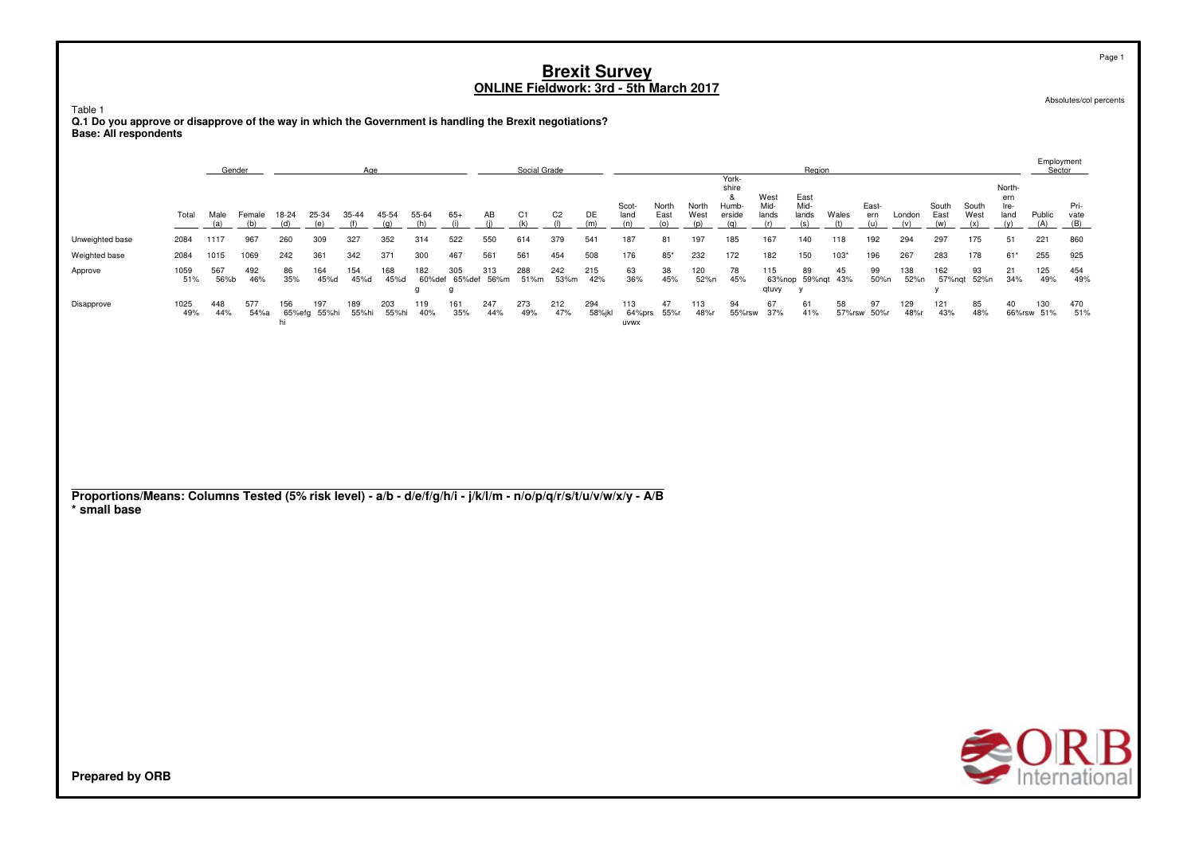# Brexit Survey

## ONLINE Fieldwork: 3rd - 5th March 2017

Absolutes/col percents

Table 1

**Q.1 Do you approve or disapprove of the way in which the Government is handling the Brexit negotiations?**

**Base: All respondents**

| | Total | Gender | | Age | | | | | | Social Grade | | | | Region | | | | | | | | | | | | Employment Sector | |
|---|---|---|---|---|---|---|---|---|---|---|---|---|---|---|---|---|---|---|---|---|---|---|---|---|---|---|---|
| | Total | Male (a) | Female (b) | 18-24 (d) | 25-34 (e) | 35-44 (f) | 45-54 (g) | 55-64 (h) | 65+ (i) | AB (j) | C1 (k) | C2 (l) | DE (m) | Scotland (n) | North East (o) | North West (p) | Yorkshire & Humberside (q) | West Midlands (r) | East Midlands (s) | Wales (t) | Eastern (u) | London (v) | South East (w) | South West (x) | Northern Ireland (y) | Public (A) | Private (B) |
| Unweighted base | 2084 | 1117 | 967 | 260 | 309 | 327 | 352 | 314 | 522 | 550 | 614 | 379 | 541 | 187 | 81 | 197 | 185 | 167 | 140 | 118 | 192 | 294 | 297 | 175 | 51 | 221 | 860 |
| Weighted base | 2084 | 1015 | 1069 | 242 | 361 | 342 | 371 | 300 | 467 | 561 | 561 | 454 | 508 | 176 | 85* | 232 | 172 | 182 | 150 | 103* | 196 | 267 | 283 | 178 | 61* | 255 | 925 |
| Approve | 1059<br>51% | 567<br>56%b | 492<br>46% | 86<br>35% | 164<br>45%d | 154<br>45%d | 168<br>45%d | 182<br>60%defg | 305<br>65%defg | 313<br>56%m | 288<br>51%m | 242<br>53%m | 215<br>42% | 63<br>36% | 38<br>45% | 120<br>52%n | 78<br>45% | 115<br>63%nopqtuvy | 89<br>59%nqty | 45<br>43% | 99<br>50%n | 138<br>52%n | 162<br>57%nqty | 93<br>52%n | 21<br>34% | 125<br>49% | 454<br>49% |
| Disapprove | 1025<br>49% | 448<br>44% | 577<br>54%a | 156<br>65%efghi | 197<br>55%hi | 189<br>55%hi | 203<br>55%hi | 119<br>40% | 161<br>35% | 247<br>44% | 273<br>49% | 212<br>47% | 294<br>58%jkl | 113<br>64%prsuvwx | 47<br>55%r | 113<br>48%r | 94<br>55%rsw | 67<br>37% | 61<br>41% | 58<br>57%rsw | 97<br>50%r | 129<br>48%r | 121<br>43% | 85<br>48% | 40<br>66%rsw | 130<br>51% | 470<br>51% |

**Proportions/Means: Columns Tested (5% risk level) - a/b - d/e/f/g/h/i - j/k/l/m - n/o/p/q/r/s/t/u/v/w/x/y - A/B**
**\* small base**

**Prepared by ORB**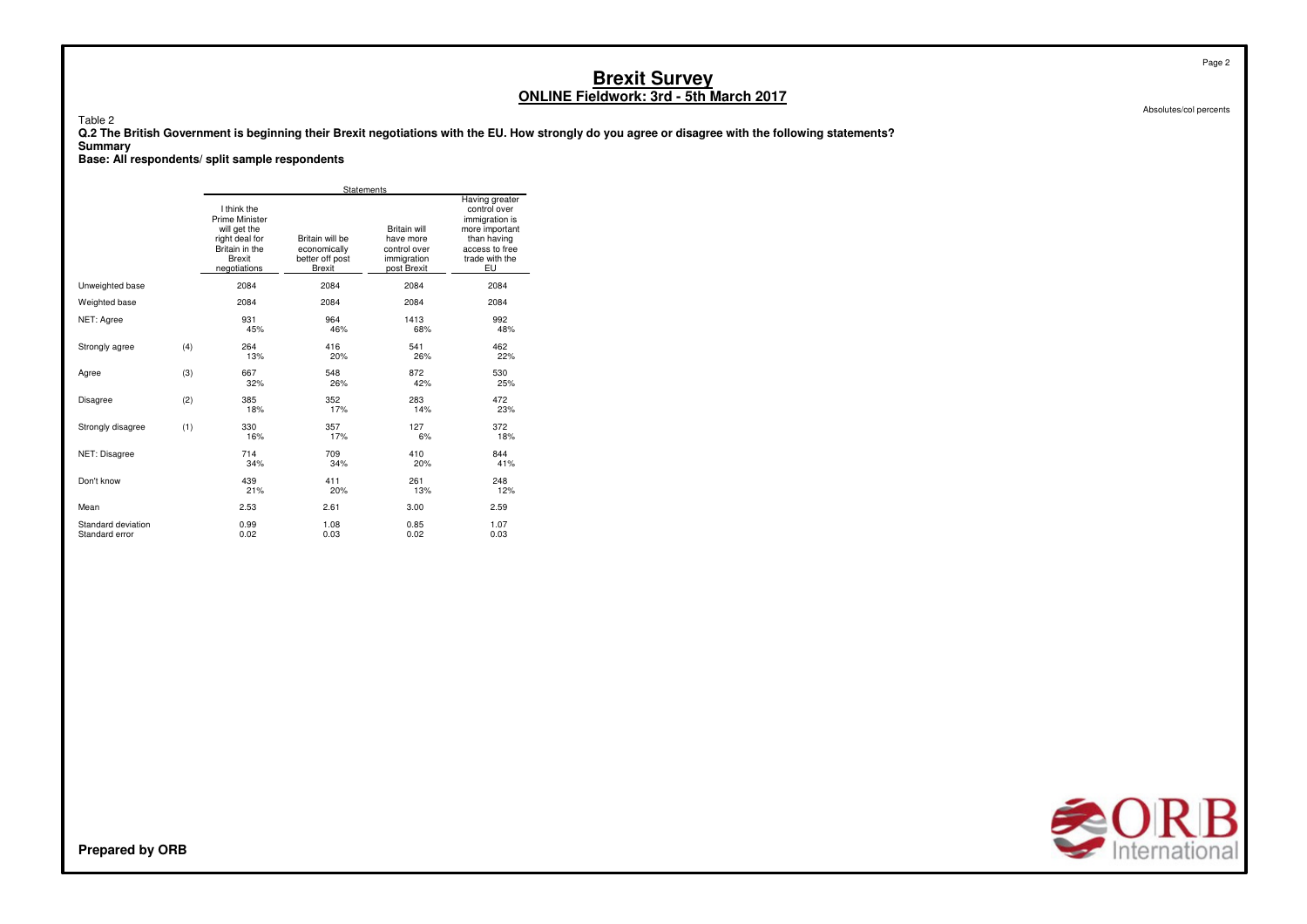# Brexit Survey

## ONLINE Fieldwork: 3rd - 5th March 2017

Absolutes/col percents

Table 2

**Q.2 The British Government is beginning their Brexit negotiations with the EU. How strongly do you agree or disagree with the following statements?**

**Summary**

**Base: All respondents/ split sample respondents**

| | | Statements | | | |
|---|---|---|---|---|---|
| | | I think the Prime Minister will get the right deal for Britain in the Brexit negotiations | Britain will be economically better off post Brexit | Britain will have more control over immigration post Brexit | Having greater control over immigration is more important than having access to free trade with the EU |
| Unweighted base | | 2084 | 2084 | 2084 | 2084 |
| Weighted base | | 2084 | 2084 | 2084 | 2084 |
| NET: Agree | | 931<br>45% | 964<br>46% | 1413<br>68% | 992<br>48% |
| Strongly agree | (4) | 264<br>13% | 416<br>20% | 541<br>26% | 462<br>22% |
| Agree | (3) | 667<br>32% | 548<br>26% | 872<br>42% | 530<br>25% |
| Disagree | (2) | 385<br>18% | 352<br>17% | 283<br>14% | 472<br>23% |
| Strongly disagree | (1) | 330<br>16% | 357<br>17% | 127<br>6% | 372<br>18% |
| NET: Disagree | | 714<br>34% | 709<br>34% | 410<br>20% | 844<br>41% |
| Don't know | | 439<br>21% | 411<br>20% | 261<br>13% | 248<br>12% |
| Mean | | 2.53 | 2.61 | 3.00 | 2.59 |
| Standard deviation | | 0.99 | 1.08 | 0.85 | 1.07 |
| Standard error | | 0.02 | 0.03 | 0.02 | 0.03 |

**Prepared by ORB**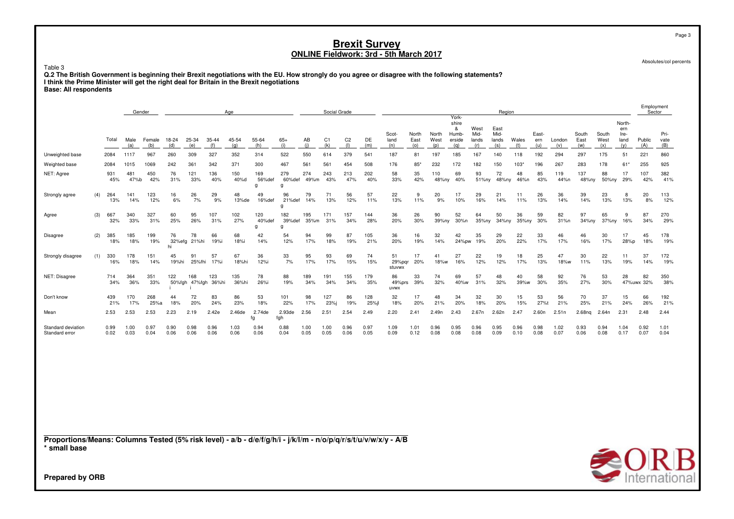# Brexit Survey
## ONLINE Fieldwork: 3rd - 5th March 2017

Absolutes/col percents

Table 3
**Q.2 The British Government is beginning their Brexit negotiations with the EU. How strongly do you agree or disagree with the following statements?**
**I think the Prime Minister will get the right deal for Britain in the Brexit negotiations**
**Base: All respondents**

| | | Total | Gender | | Age | | | | | | Social Grade | | | | Region | | | | | | | | | | | | Employment Sector | |
|---|---|---|---|---|---|---|---|---|---|---|---|---|---|---|---|---|---|---|---|---|---|---|---|---|---|---|---|---|
| | | Total | Male (a) | Female (b) | 18-24 (d) | 25-34 (e) | 35-44 (f) | 45-54 (g) | 55-64 (h) | 65+ (i) | AB (j) | C1 (k) | C2 (l) | DE (m) | Scotland (n) | North East (o) | North West (p) | Yorkshire & Humberside (q) | West Midlands (r) | East Midlands (s) | Wales (t) | Eastern (u) | London (v) | South East (w) | South West (x) | Northern Ireland (y) | Public (A) | Private (B) |
| Unweighted base | | 2084 | 1117 | 967 | 260 | 309 | 327 | 352 | 314 | 522 | 550 | 614 | 379 | 541 | 187 | 81 | 197 | 185 | 167 | 140 | 118 | 192 | 294 | 297 | 175 | 51 | 221 | 860 |
| Weighted base | | 2084 | 1015 | 1069 | 242 | 361 | 342 | 371 | 300 | 467 | 561 | 561 | 454 | 508 | 176 | 85* | 232 | 172 | 182 | 150 | 103* | 196 | 267 | 283 | 178 | 61* | 255 | 925 |
| NET: Agree | | 931<br>45% | 481<br>47%b | 450<br>42% | 76<br>31% | 121<br>33% | 136<br>40% | 150<br>40%d | 169<br>56%def g | 279<br>60%def g | 274<br>49%m | 243<br>43% | 213<br>47% | 202<br>40% | 58<br>33% | 35<br>42% | 110<br>48%ny | 69<br>40% | 93<br>51%ny | 72<br>48%ny | 48<br>46%n | 85<br>43% | 119<br>44%n | 137<br>48%ny | 88<br>50%ny | 17<br>29% | 107<br>42% | 382<br>41% |
| Strongly agree | (4) | 264<br>13% | 141<br>14% | 123<br>12% | 16<br>6% | 26<br>7% | 29<br>9% | 48<br>13%de | 49<br>16%def | 96<br>21%def g | 79<br>14% | 71<br>13% | 56<br>12% | 57<br>11% | 22<br>13% | 9<br>11% | 20<br>9% | 17<br>10% | 29<br>16% | 21<br>14% | 11<br>11% | 26<br>13% | 36<br>14% | 39<br>14% | 23<br>13% | 8<br>13% | 20<br>8% | 113<br>12% |
| Agree | (3) | 667<br>32% | 340<br>33% | 327<br>31% | 60<br>25% | 95<br>26% | 107<br>31% | 102<br>27% | 120<br>40%def g | 182<br>39%def g | 195<br>35%m | 171<br>31% | 157<br>34% | 144<br>28% | 36<br>20% | 26<br>30% | 90<br>39%ny | 52<br>30%n | 64<br>35%ny | 50<br>34%ny | 36<br>35%ny | 59<br>30% | 82<br>31%n | 97<br>34%ny | 65<br>37%ny | 9<br>16% | 87<br>34% | 270<br>29% |
| Disagree | (2) | 385<br>18% | 185<br>18% | 199<br>19% | 76<br>32%efg hi | 78<br>21%hi | 66<br>19%i | 68<br>18%i | 42<br>14% | 54<br>12% | 94<br>17% | 99<br>18% | 87<br>19% | 105<br>21% | 36<br>20% | 16<br>19% | 32<br>14% | 42<br>24%pw | 35<br>19% | 29<br>20% | 22<br>22% | 33<br>17% | 46<br>17% | 46<br>16% | 30<br>17% | 17<br>28%p | 45<br>18% | 178<br>19% |
| Strongly disagree | (1) | 330<br>16% | 178<br>18% | 151<br>14% | 45<br>19%hi | 91<br>25%fhi | 57<br>17%i | 67<br>18%hi | 36<br>12%i | 33<br>7% | 95<br>17% | 93<br>17% | 69<br>15% | 74<br>15% | 51<br>29%pqr stuvwx | 17<br>20% | 41<br>18%w | 27<br>16% | 22<br>12% | 19<br>12% | 18<br>17% | 25<br>13% | 47<br>18%w | 30<br>11% | 22<br>13% | 11<br>19% | 37<br>14% | 172<br>19% |
| NET: Disagree | | 714<br>34% | 364<br>36% | 351<br>33% | 122<br>50%fgh i | 168<br>47%fgh i | 123<br>36%hi | 135<br>36%hi | 78<br>26%i | 88<br>19% | 189<br>34% | 191<br>34% | 155<br>34% | 179<br>35% | 86<br>49%prs uvwx | 33<br>39% | 74<br>32% | 69<br>40%w | 57<br>31% | 48<br>32% | 40<br>39%w | 58<br>30% | 92<br>35% | 76<br>27% | 53<br>30% | 28<br>47%uwx | 82<br>32% | 350<br>38% |
| Don't know | | 439<br>21% | 170<br>17% | 268<br>25%a | 44<br>18% | 72<br>20% | 83<br>24% | 86<br>23% | 53<br>18% | 101<br>22% | 98<br>17% | 127<br>23%j | 86<br>19% | 128<br>25%jl | 32<br>18% | 17<br>20% | 48<br>21% | 34<br>20% | 32<br>18% | 30<br>20% | 15<br>15% | 53<br>27%t | 56<br>21% | 70<br>25% | 37<br>21% | 15<br>24% | 66<br>26% | 192<br>21% |
| Mean | | 2.53 | 2.53 | 2.53 | 2.23 | 2.19 | 2.42e | 2.46de | 2.74de fg | 2.93de fgh | 2.56 | 2.51 | 2.54 | 2.49 | 2.20 | 2.41 | 2.49n | 2.43 | 2.67n | 2.62n | 2.47 | 2.60n | 2.51n | 2.68nq | 2.64n | 2.31 | 2.48 | 2.44 |
| Standard deviation | | 0.99 | 1.00 | 0.97 | 0.90 | 0.98 | 0.96 | 1.03 | 0.94 | 0.88 | 1.00 | 1.00 | 0.96 | 0.97 | 1.09 | 1.01 | 0.96 | 0.95 | 0.96 | 0.95 | 0.96 | 0.98 | 1.02 | 0.93 | 0.94 | 1.04 | 0.92 | 1.01 |
| Standard error | | 0.02 | 0.03 | 0.04 | 0.06 | 0.06 | 0.06 | 0.06 | 0.06 | 0.04 | 0.05 | 0.05 | 0.06 | 0.05 | 0.09 | 0.12 | 0.08 | 0.08 | 0.08 | 0.09 | 0.10 | 0.08 | 0.07 | 0.06 | 0.08 | 0.17 | 0.07 | 0.04 |

**Proportions/Means: Columns Tested (5% risk level) - a/b - d/e/f/g/h/i - j/k/l/m - n/o/p/q/r/s/t/u/v/w/x/y - A/B**
**\* small base**

**Prepared by ORB**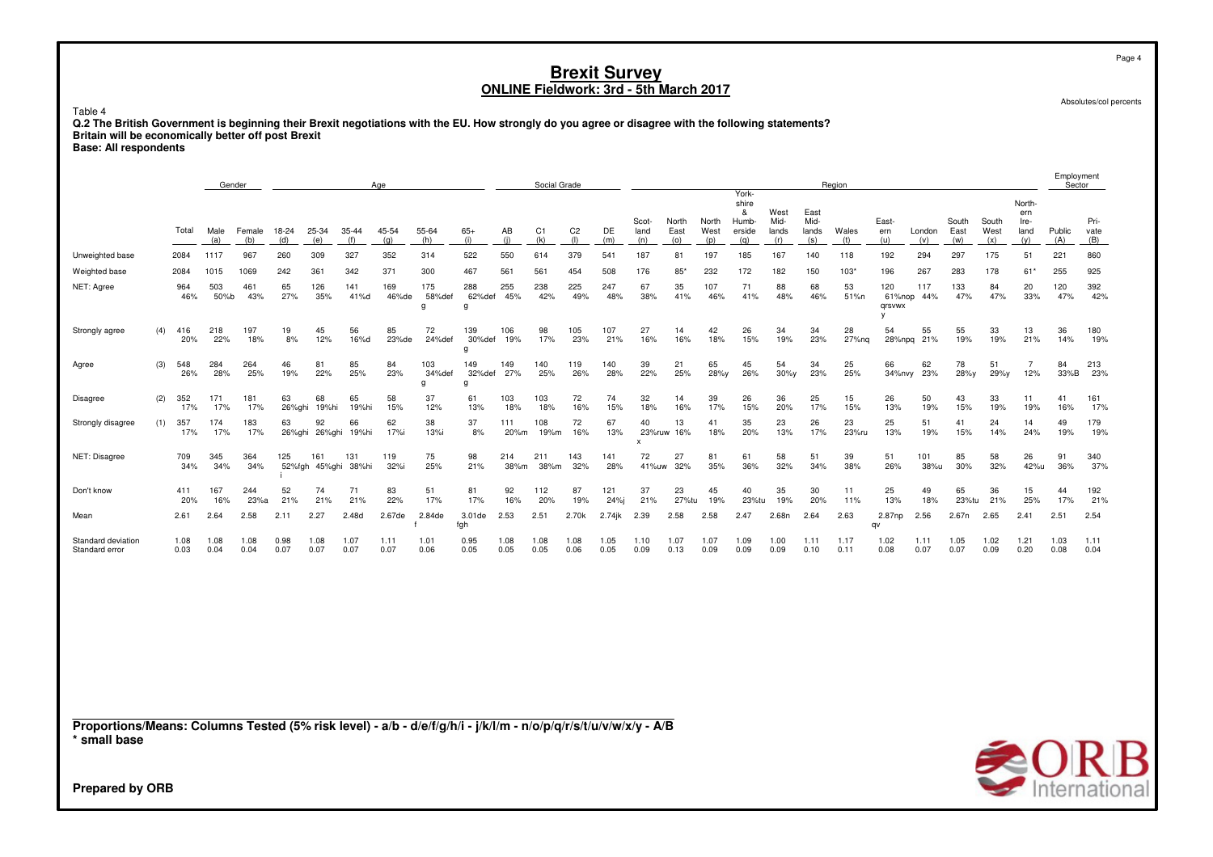# Brexit Survey

## ONLINE Fieldwork: 3rd - 5th March 2017

Absolutes/col percents

Table 4

**Q.2 The British Government is beginning their Brexit negotiations with the EU. How strongly do you agree or disagree with the following statements?**
**Britain will be economically better off post Brexit**
**Base: All respondents**

| | | | Gender | | Age | | | | | | Social Grade | | | | Region | | | | | | | | | | | | | Employment Sector | |
|---|---|---|---|---|---|---|---|---|---|---|---|---|---|---|---|---|---|---|---|---|---|---|---|---|---|---|---|---|---|
| | | Total | Male (a) | Female (b) | 18-24 (d) | 25-34 (e) | 35-44 (f) | 45-54 (g) | 55-64 (h) | 65+ (i) | AB (j) | C1 (k) | C2 (l) | DE (m) | Scotland (n) | North East (o) | North West (p) | Yorkshire & Humberside (q) | West Midlands (r) | East Midlands (s) | Wales (t) | Eastern (u) | London (v) | South East (w) | South West (x) | Northern Ireland (y) | Public (A) | Private (B) |
| Unweighted base | | 2084 | 1117 | 967 | 260 | 309 | 327 | 352 | 314 | 522 | 550 | 614 | 379 | 541 | 187 | 81 | 197 | 185 | 167 | 140 | 118 | 192 | 294 | 297 | 175 | 51 | 221 | 860 |
| Weighted base | | 2084 | 1015 | 1069 | 242 | 361 | 342 | 371 | 300 | 467 | 561 | 561 | 454 | 508 | 176 | 85* | 232 | 172 | 182 | 150 | 103* | 196 | 267 | 283 | 178 | 61* | 255 | 925 |
| NET: Agree | | 964 46% | 503 50%b | 461 43% | 65 27% | 126 35% | 141 41%d | 169 46%de | 175 58%def g | 288 62%def g | 255 45% | 238 42% | 225 49% | 247 48% | 67 38% | 35 41% | 107 46% | 71 41% | 88 48% | 68 46% | 53 51%n | 120 61%nop qrsvwx y | 117 44% | 133 47% | 84 47% | 20 33% | 120 47% | 392 42% |
| Strongly agree | (4) | 416 20% | 218 22% | 197 18% | 19 8% | 45 12% | 56 16%d | 85 23%de | 72 24%def | 139 30%def g | 106 19% | 98 17% | 105 23% | 107 21% | 27 16% | 14 16% | 42 18% | 26 15% | 34 19% | 34 23% | 28 27%nq | 54 28%npq | 55 21% | 55 19% | 33 19% | 13 21% | 36 14% | 180 19% |
| Agree | (3) | 548 26% | 284 28% | 264 25% | 46 19% | 81 22% | 85 25% | 84 23% | 103 34%def g | 149 32%def g | 149 27% | 140 25% | 119 26% | 140 28% | 39 22% | 21 25% | 65 28%y | 45 26% | 54 30%y | 34 23% | 25 25% | 66 34%nvy | 62 23% | 78 28%y | 51 29%y | 7 12% | 84 33%B | 213 23% |
| Disagree | (2) | 352 17% | 171 17% | 181 17% | 63 26%ghi | 68 19%hi | 65 19%hi | 58 15% | 37 12% | 61 13% | 103 18% | 103 18% | 72 16% | 74 15% | 32 18% | 14 16% | 39 17% | 26 15% | 36 20% | 25 17% | 15 15% | 26 13% | 50 19% | 43 15% | 33 19% | 11 19% | 41 16% | 161 17% |
| Strongly disagree | (1) | 357 17% | 174 17% | 183 17% | 63 26%ghi | 92 26%ghi | 66 19%hi | 62 17%i | 38 13%i | 37 8% | 111 20%m | 108 19%m | 72 16% | 67 13% | 40 23%ruw x | 13 16% | 41 18% | 35 20% | 23 13% | 26 17% | 23 23%ru | 25 13% | 51 19% | 41 15% | 24 14% | 14 24% | 49 19% | 179 19% |
| NET: Disagree | | 709 34% | 345 34% | 364 34% | 125 52%fgh i | 161 45%ghi | 131 38%hi | 119 32%i | 75 25% | 98 21% | 214 38%m | 211 38%m | 143 32% | 141 28% | 72 41%uw | 27 32% | 81 35% | 61 36% | 58 32% | 51 34% | 39 38% | 51 26% | 101 38%u | 85 30% | 58 32% | 26 42%u | 91 36% | 340 37% |
| Don't know | | 411 20% | 167 16% | 244 23%a | 52 21% | 74 21% | 71 21% | 83 22% | 51 17% | 81 17% | 92 16% | 112 20% | 87 19% | 121 24%j | 37 21% | 23 27%tu | 45 19% | 40 23%tu | 35 19% | 30 20% | 11 11% | 25 13% | 49 18% | 65 23%tu | 36 21% | 15 25% | 44 17% | 192 21% |
| Mean | | 2.61 | 2.64 | 2.58 | 2.11 | 2.27 | 2.48d | 2.67de | 2.84de f | 3.01de fgh | 2.53 | 2.51 | 2.70k | 2.74jk | 2.39 | 2.58 | 2.58 | 2.47 | 2.68n | 2.64 | 2.63 | 2.87np qv | 2.56 | 2.67n | 2.65 | 2.41 | 2.51 | 2.54 |
| Standard deviation | | 1.08 | 1.08 | 1.08 | 0.98 | 1.08 | 1.07 | 1.11 | 1.01 | 0.95 | 1.08 | 1.08 | 1.08 | 1.05 | 1.10 | 1.07 | 1.07 | 1.09 | 1.00 | 1.11 | 1.17 | 1.02 | 1.11 | 1.05 | 1.02 | 1.21 | 1.03 | 1.11 |
| Standard error | | 0.03 | 0.04 | 0.04 | 0.07 | 0.07 | 0.07 | 0.07 | 0.06 | 0.05 | 0.05 | 0.05 | 0.06 | 0.05 | 0.09 | 0.13 | 0.09 | 0.09 | 0.09 | 0.10 | 0.11 | 0.08 | 0.07 | 0.07 | 0.09 | 0.20 | 0.08 | 0.04 |

**Proportions/Means: Columns Tested (5% risk level) - a/b - d/e/f/g/h/i - j/k/l/m - n/o/p/q/r/s/t/u/v/w/x/y - A/B**
**\* small base**

**Prepared by ORB**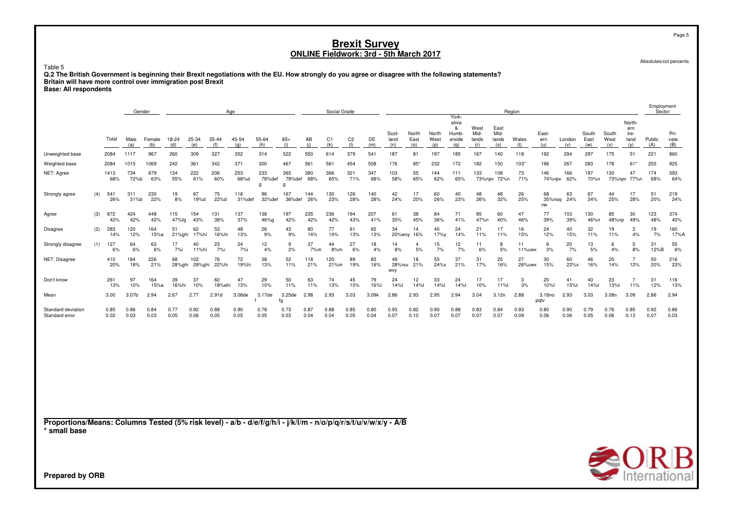# Brexit Survey

## ONLINE Fieldwork: 3rd - 5th March 2017

Absolutes/col percents

Table 5

**Q.2 The British Government is beginning their Brexit negotiations with the EU. How strongly do you agree or disagree with the following statements?**
**Britain will have more control over immigration post Brexit**
**Base: All respondents**

| | | Total | Gender | | Age | | | | | | Social Grade | | | | Region | | | | | | | | | | | | Employment Sector | |
|---|---|---|---|---|---|---|---|---|---|---|---|---|---|---|---|---|---|---|---|---|---|---|---|---|---|---|---|---|
| | | | Male (a) | Female (b) | 18-24 (d) | 25-34 (e) | 35-44 (f) | 45-54 (g) | 55-64 (h) | 65+ (i) | AB (j) | C1 (k) | C2 (l) | DE (m) | Scotland (n) | North East (o) | North West (p) | Yorkshire & Humberside (q) | West Midlands (r) | East Midlands (s) | Wales (t) | Eastern (u) | London (v) | South East (w) | South West (x) | Northern Ireland (y) | Public (A) | Private (B) |
| Unweighted base | | 2084 | 1117 | 967 | 260 | 309 | 327 | 352 | 314 | 522 | 550 | 614 | 379 | 541 | 187 | 81 | 197 | 185 | 167 | 140 | 118 | 192 | 294 | 297 | 175 | 51 | 221 | 860 |
| Weighted base | | 2084 | 1015 | 1069 | 242 | 361 | 342 | 371 | 300 | 467 | 561 | 561 | 454 | 508 | 176 | 85* | 232 | 172 | 182 | 150 | 103* | 196 | 267 | 283 | 178 | 61* | 255 | 925 |
| NET: Agree | | 1413 68% | 734 72%b | 679 63% | 134 55% | 222 61% | 206 60% | 253 68%d | 233 78%def g | 365 78%def g | 380 68% | 366 65% | 321 71% | 347 68% | 103 58% | 55 65% | 144 62% | 111 65% | 133 73%npv | 108 72%n | 73 71% | 146 74%npv | 166 62% | 197 70%n | 130 73%npv | 47 77%n | 174 68% | 593 64% |
| Strongly agree | (4) | 541 26% | 311 31%b | 230 22% | 19 8% | 67 19%d | 75 22%d | 116 31%def | 96 32%def | 167 36%def | 144 26% | 130 23% | 126 28% | 140 28% | 42 24% | 17 20% | 60 26% | 40 23% | 48 26% | 48 32% | 26 25% | 68 35%noq vw | 63 24% | 67 24% | 44 25% | 17 28% | 51 20% | 219 24% |
| Agree | (3) | 872 42% | 424 42% | 448 42% | 115 47%fg | 154 43% | 131 38% | 137 37% | 138 46%g | 197 42% | 235 42% | 236 42% | 194 43% | 207 41% | 61 35% | 38 45% | 84 36% | 71 41% | 85 47%n | 60 40% | 47 46% | 77 39% | 103 39% | 130 46%n | 85 48%np | 30 49% | 123 48% | 374 40% |
| Disagree | (2) | 283 14% | 120 12% | 164 15%a | 51 21%ghi | 62 17%hi | 53 16%hi | 48 13% | 26 9% | 43 9% | 80 14% | 77 14% | 61 13% | 65 13% | 34 20%wxy | 14 16% | 40 17%y | 24 14% | 21 11% | 17 11% | 16 15% | 24 12% | 40 15% | 32 11% | 19 11% | 2 4% | 19 7% | 160 17%A |
| Strongly disagree | (1) | 127 6% | 64 6% | 63 6% | 17 7%i | 40 11%hi | 23 7%i | 24 7%i | 12 4% | 9 2% | 37 7%m | 44 8%m | 27 6% | 18 4% | 14 8% | 4 5% | 15 7% | 12 7% | 11 6% | 8 5% | 11 11%uwx | 6 3% | 20 7% | 13 5% | 6 4% | 5 8% | 31 12%B | 55 6% |
| NET: Disagree | | 410 20% | 184 18% | 226 21% | 68 28%ghi | 102 28%ghi | 76 22%hi | 72 19%hi | 38 13% | 52 11% | 118 21% | 120 21%m | 89 19% | 83 16% | 49 28%rsu wxy | 18 21% | 55 24%x | 37 21% | 31 17% | 25 16% | 27 26%uwx | 30 15% | 60 22%x | 46 16% | 25 14% | 7 12% | 50 20% | 216 23% |
| Don't know | | 261 13% | 97 10% | 164 15%a | 39 16%hi | 37 10% | 60 18%ehi | 47 13% | 29 10% | 50 11% | 63 11% | 74 13% | 45 10% | 79 16%l | 24 14%t | 12 14%t | 33 14%t | 24 14%t | 17 10% | 17 11%t | 3 3% | 20 10%t | 41 15%t | 40 14%t | 23 13%t | 7 11% | 31 12% | 116 13% |
| Mean | | 3.00 | 3.07b | 2.94 | 2.67 | 2.77 | 2.91d | 3.06de | 3.17de f | 3.25de fg | 2.98 | 2.93 | 3.03 | 3.09k | 2.86 | 2.93 | 2.95 | 2.94 | 3.04 | 3.12n | 2.88 | 3.18no pqtv | 2.93 | 3.03 | 3.08n | 3.09 | 2.86 | 2.94 |
| Standard deviation | | 0.85 | 0.86 | 0.84 | 0.77 | 0.92 | 0.88 | 0.90 | 0.78 | 0.73 | 0.87 | 0.88 | 0.85 | 0.80 | 0.93 | 0.82 | 0.90 | 0.88 | 0.83 | 0.84 | 0.93 | 0.80 | 0.90 | 0.79 | 0.76 | 0.85 | 0.92 | 0.86 |
| Standard error | | 0.02 | 0.03 | 0.03 | 0.05 | 0.06 | 0.05 | 0.05 | 0.05 | 0.03 | 0.04 | 0.04 | 0.05 | 0.04 | 0.07 | 0.10 | 0.07 | 0.07 | 0.07 | 0.07 | 0.09 | 0.06 | 0.06 | 0.05 | 0.06 | 0.13 | 0.07 | 0.03 |

**Proportions/Means: Columns Tested (5% risk level) - a/b - d/e/f/g/h/i - j/k/l/m - n/o/p/q/r/s/t/u/v/w/x/y - A/B**
**\* small base**

**Prepared by ORB**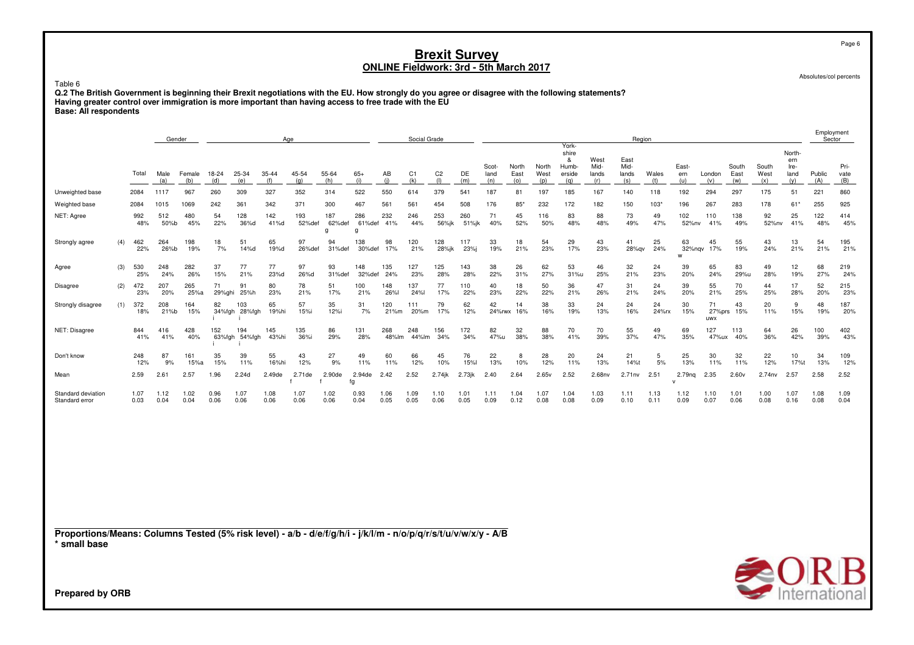# Brexit Survey

## ONLINE Fieldwork: 3rd - 5th March 2017

Absolutes/col percents

Table 6

**Q.2 The British Government is beginning their Brexit negotiations with the EU. How strongly do you agree or disagree with the following statements?**
**Having greater control over immigration is more important than having access to free trade with the EU**
**Base: All respondents**

| | | Total | Gender | | Age | | | | | | Social Grade | | | | Region | | | | | | | | | | | | | Employment Sector | |
|---|---|---|---|---|---|---|---|---|---|---|---|---|---|---|---|---|---|---|---|---|---|---|---|---|---|---|---|---|---|
| | | | Male (a) | Female (b) | 18-24 (d) | 25-34 (e) | 35-44 (f) | 45-54 (g) | 55-64 (h) | 65+ (i) | AB (j) | C1 (k) | C2 (l) | DE (m) | Scotland (n) | North East (o) | North West (p) | Yorkshire & Humberside (q) | West Midlands (r) | East Midlands (s) | Wales (t) | Eastern (u) | London (v) | South East (w) | South West (x) | Northern Ireland (y) | Public (A) | Private (B) |
| Unweighted base | | 2084 | 1117 | 967 | 260 | 309 | 327 | 352 | 314 | 522 | 550 | 614 | 379 | 541 | 187 | 81 | 197 | 185 | 167 | 140 | 118 | 192 | 294 | 297 | 175 | 51 | 221 | 860 |
| Weighted base | | 2084 | 1015 | 1069 | 242 | 361 | 342 | 371 | 300 | 467 | 561 | 561 | 454 | 508 | 176 | 85* | 232 | 172 | 182 | 150 | 103* | 196 | 267 | 283 | 178 | 61* | 255 | 925 |
| NET: Agree | | 992 48% | 512 50%b | 480 45% | 54 22% | 128 36%d | 142 41%d | 193 52%def | 187 62%def g | 286 61%def g | 232 41% | 246 44% | 253 56%jk | 260 51%jk | 71 40% | 45 52% | 116 50% | 83 48% | 88 48% | 73 49% | 49 47% | 102 52%nv | 110 41% | 138 49% | 92 52%nv | 25 41% | 122 48% | 414 45% |
| Strongly agree | (4) | 462 22% | 264 26%b | 198 19% | 18 7% | 51 14%d | 65 19%d | 97 26%def | 94 31%def | 138 30%def | 98 17% | 120 21% | 128 28%jk | 117 23%j | 33 19% | 18 21% | 54 23% | 29 17% | 43 23% | 41 28%qv | 25 24% | 63 32%nqv w | 45 17% | 55 19% | 43 24% | 13 21% | 54 21% | 195 21% |
| Agree | (3) | 530 25% | 248 24% | 282 26% | 37 15% | 77 21% | 77 23%d | 97 26%d | 93 31%def | 148 32%def | 135 24% | 127 23% | 125 28% | 143 28% | 38 22% | 26 31% | 62 27% | 53 31%u | 46 25% | 32 21% | 24 23% | 39 20% | 65 24% | 83 29%u | 49 28% | 12 19% | 68 27% | 219 24% |
| Disagree | (2) | 472 23% | 207 20% | 265 25%a | 71 29%ghi | 91 25%h | 80 23% | 78 21% | 51 17% | 100 21% | 148 26%l | 137 24%l | 77 17% | 110 22% | 40 23% | 18 22% | 50 22% | 36 21% | 47 26% | 31 21% | 24 24% | 39 20% | 55 21% | 70 25% | 44 25% | 17 28% | 52 20% | 215 23% |
| Strongly disagree | (1) | 372 18% | 208 21%b | 164 15% | 82 34%fgh i | 103 28%fgh i | 65 19%hi | 57 15%i | 35 12%i | 31 7% | 120 21%m | 111 20%m | 79 17% | 62 12% | 42 24%rwx | 14 16% | 38 16% | 33 19% | 24 13% | 24 16% | 24 24%rx | 30 15% | 71 27%prs uwx | 43 15% | 20 11% | 9 15% | 48 19% | 187 20% |
| NET: Disagree | | 844 41% | 416 41% | 428 40% | 152 63%fgh i | 194 54%fgh i | 145 43%hi | 135 36%i | 86 29% | 131 28% | 268 48%lm | 248 44%lm | 156 34% | 172 34% | 82 47%u | 32 38% | 88 38% | 70 41% | 70 39% | 55 37% | 49 47% | 69 35% | 127 47%ux | 113 40% | 64 36% | 26 42% | 100 39% | 402 43% |
| Don't know | | 248 12% | 87 9% | 161 15%a | 35 15% | 39 11% | 55 16%hi | 43 12% | 27 9% | 49 11% | 60 11% | 66 12% | 45 10% | 76 15%l | 22 13% | 8 10% | 28 12% | 20 11% | 24 13% | 21 14%t | 5 5% | 25 13% | 30 11% | 32 11% | 22 12% | 10 17%t | 34 13% | 109 12% |
| Mean | | 2.59 | 2.61 | 2.57 | 1.96 | 2.24d | 2.49de | 2.71de f | 2.90de f | 2.94de fg | 2.42 | 2.52 | 2.74jk | 2.73jk | 2.40 | 2.64 | 2.65v | 2.52 | 2.68nv | 2.71nv | 2.51 | 2.79nq v | 2.35 | 2.60v | 2.74nv | 2.57 | 2.58 | 2.52 |
| Standard deviation | | 1.07 | 1.12 | 1.02 | 0.96 | 1.07 | 1.08 | 1.07 | 1.02 | 0.93 | 1.06 | 1.09 | 1.10 | 1.01 | 1.11 | 1.04 | 1.07 | 1.04 | 1.03 | 1.11 | 1.13 | 1.12 | 1.10 | 1.01 | 1.00 | 1.07 | 1.08 | 1.09 |
| Standard error | | 0.03 | 0.04 | 0.04 | 0.06 | 0.06 | 0.06 | 0.06 | 0.06 | 0.04 | 0.05 | 0.05 | 0.06 | 0.05 | 0.09 | 0.12 | 0.08 | 0.08 | 0.09 | 0.10 | 0.11 | 0.09 | 0.07 | 0.06 | 0.08 | 0.16 | 0.08 | 0.04 |

**Proportions/Means: Columns Tested (5% risk level) - a/b - d/e/f/g/h/i - j/k/l/m - n/o/p/q/r/s/t/u/v/w/x/y - A/B**
**\* small base**

**Prepared by ORB**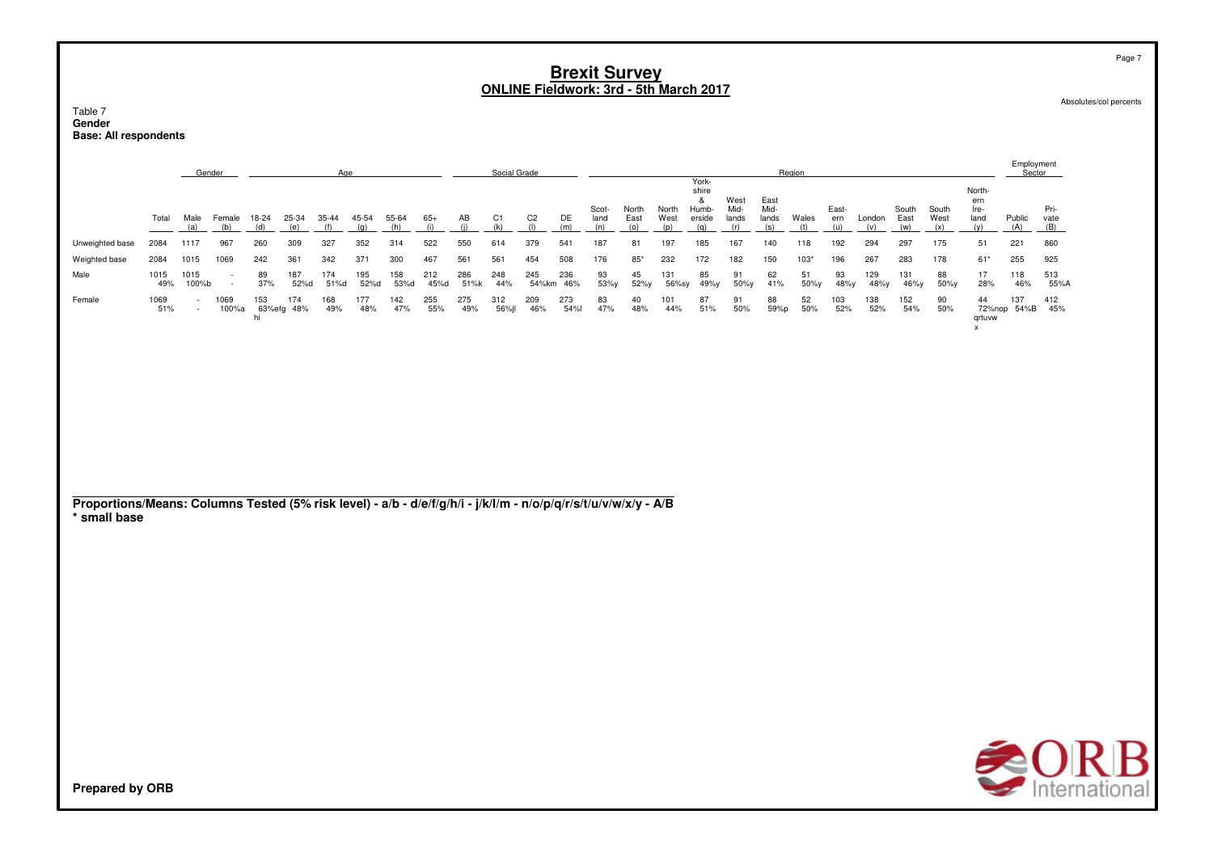# Brexit Survey
## ONLINE Fieldwork: 3rd - 5th March 2017

Absolutes/col percents

Table 7
**Gender**
**Base: All respondents**

| | Total | Gender | | Age | | | | | | Social Grade | | | | Region | | | | | | | | | | | | | Employment Sector | |
|---|---|---|---|---|---|---|---|---|---|---|---|---|---|---|---|---|---|---|---|---|---|---|---|---|---|---|---|---|
| | | Male (a) | Female (b) | 18-24 (d) | 25-34 (e) | 35-44 (f) | 45-54 (g) | 55-64 (h) | 65+ (i) | AB (j) | C1 (k) | C2 (l) | DE (m) | Scotland (n) | North East (o) | North West (p) | Yorkshire & Humberside (q) | West Midlands (r) | East Midlands (s) | Wales (t) | Eastern (u) | London (v) | South East (w) | South West (x) | Northern Ireland (y) | Public (A) | Private (B) |
| Unweighted base | 2084 | 1117 | 967 | 260 | 309 | 327 | 352 | 314 | 522 | 550 | 614 | 379 | 541 | 187 | 81 | 197 | 185 | 167 | 140 | 118 | 192 | 294 | 297 | 175 | 51 | 221 | 860 |
| Weighted base | 2084 | 1015 | 1069 | 242 | 361 | 342 | 371 | 300 | 467 | 561 | 561 | 454 | 508 | 176 | 85* | 232 | 172 | 182 | 150 | 103* | 196 | 267 | 283 | 178 | 61* | 255 | 925 |
| Male | 1015 | 1015 | - | 89 | 187 | 174 | 195 | 158 | 212 | 286 | 248 | 245 | 236 | 93 | 45 | 131 | 85 | 91 | 62 | 51 | 93 | 129 | 131 | 88 | 17 | 118 | 513 |
| | 49% | 100%b | - | 37% | 52%d | 51%d | 52%d | 53%d | 45%d | 51%k | 44% | 54%km | 46% | 53%y | 52%y | 56%sy | 49%y | 50%y | 41% | 50%y | 48%y | 48%y | 46%y | 50%y | 28% | 46% | 55%A |
| Female | 1069 | - | 1069 | 153 | 174 | 168 | 177 | 142 | 255 | 275 | 312 | 209 | 273 | 83 | 40 | 101 | 87 | 91 | 88 | 52 | 103 | 138 | 152 | 90 | 44 | 137 | 412 |
| | 51% | - | 100%a | 63%efghi | 48% | 49% | 48% | 47% | 55% | 49% | 56%jl | 46% | 54%l | 47% | 48% | 44% | 51% | 50% | 59%p | 50% | 52% | 52% | 54% | 50% | 72%nopqrtuvwx | 54%B | 45% |

**Proportions/Means: Columns Tested (5% risk level) - a/b - d/e/f/g/h/i - j/k/l/m - n/o/p/q/r/s/t/u/v/w/x/y - A/B**
**\* small base**

**Prepared by ORB**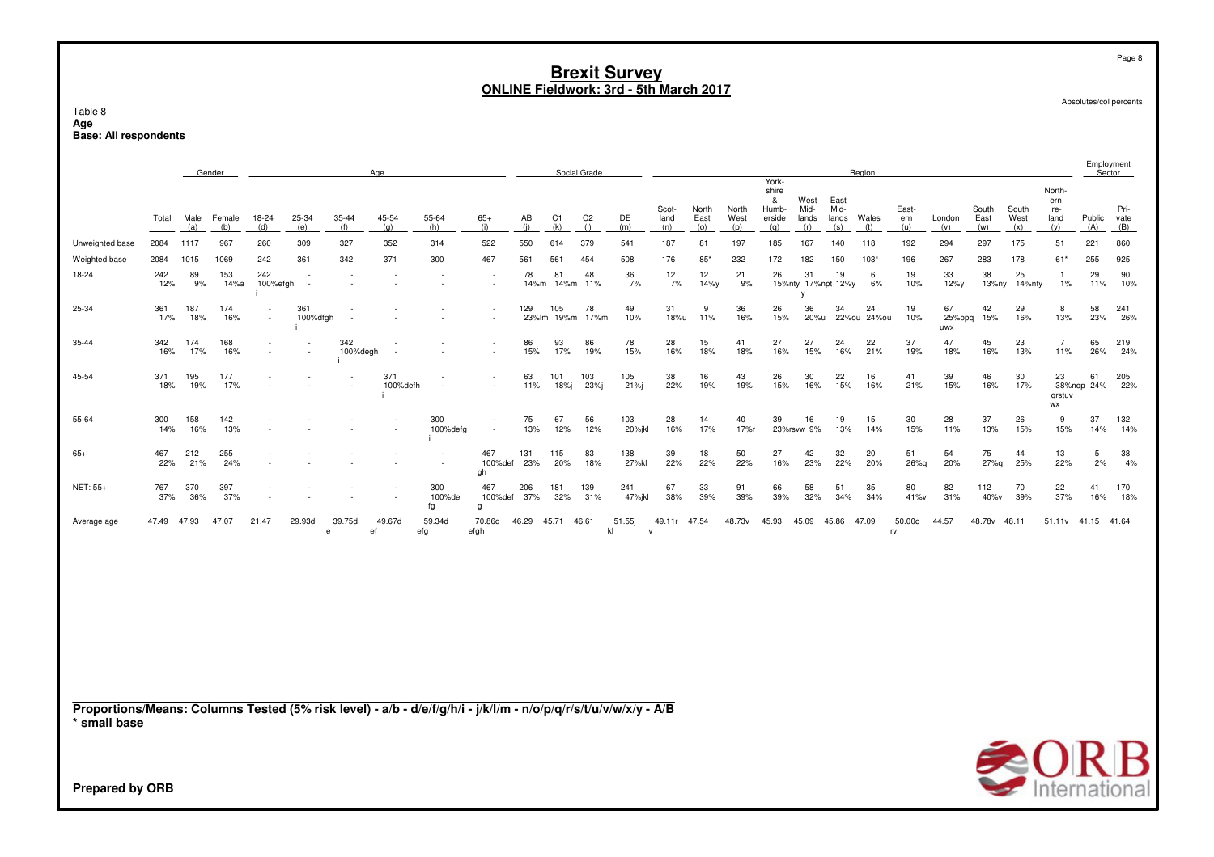# Brexit Survey
## ONLINE Fieldwork: 3rd - 5th March 2017

Absolutes/col percents

Table 8
**Age**
**Base: All respondents**

| | | Gender | | Age | | | | | | Social Grade | | | | Region | | | | | | | | | | | | Employment Sector | |
|---|---|---|---|---|---|---|---|---|---|---|---|---|---|---|---|---|---|---|---|---|---|---|---|---|---|---|---|
| | Total | Male (a) | Female (b) | 18-24 (d) | 25-34 (e) | 35-44 (f) | 45-54 (g) | 55-64 (h) | 65+ (i) | AB (j) | C1 (k) | C2 (l) | DE (m) | Scot-land (n) | North East (o) | North West (p) | York-shire & Humb-erside (q) | West Mid-lands (r) | East Mid-lands (s) | Wales (t) | East-ern (u) | London (v) | South East (w) | South West (x) | North-ern Ire-land (y) | Public (A) | Pri-vate (B) |
| Unweighted base | 2084 | 1117 | 967 | 260 | 309 | 327 | 352 | 314 | 522 | 550 | 614 | 379 | 541 | 187 | 81 | 197 | 185 | 167 | 140 | 118 | 192 | 294 | 297 | 175 | 51 | 221 | 860 |
| Weighted base | 2084 | 1015 | 1069 | 242 | 361 | 342 | 371 | 300 | 467 | 561 | 561 | 454 | 508 | 176 | 85* | 232 | 172 | 182 | 150 | 103* | 196 | 267 | 283 | 178 | 61* | 255 | 925 |
| 18-24 | 242<br>12% | 89<br>9% | 153<br>14%a | 242<br>100%efgh i | -<br>- | - | - | - | -<br>- | 78<br>14%m | 81<br>14%m | 48<br>11% | 36<br>7% | 12<br>7% | 12<br>14%y | 21<br>9% | 26<br>15%nty y | 31<br>17%npt | 19<br>12%y | 6<br>6% | 19<br>10% | 33<br>12%y | 38<br>13%ny | 25<br>14%nty | 1<br>1% | 29<br>11% | 90<br>10% |
| 25-34 | 361<br>17% | 187<br>18% | 174<br>16% | -<br>- | 361<br>100%dfgh i | - | - | - | -<br>- | 129<br>23%lm | 105<br>19%m | 78<br>17%m | 49<br>10% | 31<br>18%u | 9<br>11% | 36<br>16% | 26<br>15% | 36<br>20%u | 34<br>22%ou | 24<br>24%ou | 19<br>10% | 67<br>25%opq uwx | 42<br>15% | 29<br>16% | 8<br>13% | 58<br>23% | 241<br>26% |
| 35-44 | 342<br>16% | 174<br>17% | 168<br>16% | - | -<br>- | 342<br>100%degh i | - | - | -<br>- | 86<br>15% | 93<br>17% | 86<br>19% | 78<br>15% | 28<br>16% | 15<br>18% | 41<br>18% | 27<br>16% | 27<br>15% | 24<br>16% | 22<br>21% | 37<br>19% | 47<br>18% | 45<br>16% | 23<br>13% | 7<br>11% | 65<br>26% | 219<br>24% |
| 45-54 | 371<br>18% | 195<br>19% | 177<br>17% | - | - | -<br>- | 371<br>100%defh i | - | -<br>- | 63<br>11% | 101<br>18%j | 103<br>23%j | 105<br>21%j | 38<br>22% | 16<br>19% | 43<br>19% | 26<br>15% | 30<br>16% | 22<br>15% | 16<br>16% | 41<br>21% | 39<br>15% | 46<br>16% | 30<br>17% | 23<br>38%nop qrstuv wx | 61<br>24% | 205<br>22% |
| 55-64 | 300<br>14% | 158<br>16% | 142<br>13% | - | - | - | -<br>- | 300<br>100%defg i | -<br>- | 75<br>13% | 67<br>12% | 56<br>12% | 103<br>20%jkl | 28<br>16% | 14<br>17% | 40<br>17%r | 39<br>23%rsvw | 16<br>9% | 19<br>13% | 15<br>14% | 30<br>15% | 28<br>11% | 37<br>13% | 26<br>15% | 9<br>15% | 37<br>14% | 132<br>14% |
| 65+ | 467<br>22% | 212<br>21% | 255<br>24% | - | - | - | - | -<br>- | 467<br>100%def gh | 131<br>23% | 115<br>20% | 83<br>18% | 138<br>27%kl | 39<br>22% | 18<br>22% | 50<br>22% | 27<br>16% | 42<br>23% | 32<br>22% | 20<br>20% | 51<br>26%q | 54<br>20% | 75<br>27%q | 44<br>25% | 13<br>22% | 5<br>2% | 38<br>4% |
| NET: 55+ | 767<br>37% | 370<br>36% | 397<br>37% | - | - | - | -<br>- | 300<br>100%de fg | 467<br>100%def g | 206<br>37% | 181<br>32% | 139<br>31% | 241<br>47%jkl | 67<br>38% | 33<br>39% | 91<br>39% | 66<br>39% | 58<br>32% | 51<br>34% | 35<br>34% | 80<br>41%v | 82<br>31% | 112<br>40%v | 70<br>39% | 22<br>37% | 41<br>16% | 170<br>18% |
| Average age | 47.49 | 47.93 | 47.07 | 21.47 | 29.93d | 39.75d e | 49.67d ef | 59.34d efg | 70.86d efgh | 46.29 | 45.71 | 46.61 | 51.55j kl | 49.11r v | 47.54 | 48.73v | 45.93 | 45.09 | 45.86 | 47.09 | 50.00q rv | 44.57 | 48.78v | 48.11 | 51.11v | 41.15 | 41.64 |

**Proportions/Means: Columns Tested (5% risk level) - a/b - d/e/f/g/h/i - j/k/l/m - n/o/p/q/r/s/t/u/v/w/x/y - A/B**
*** small base**

**Prepared by ORB**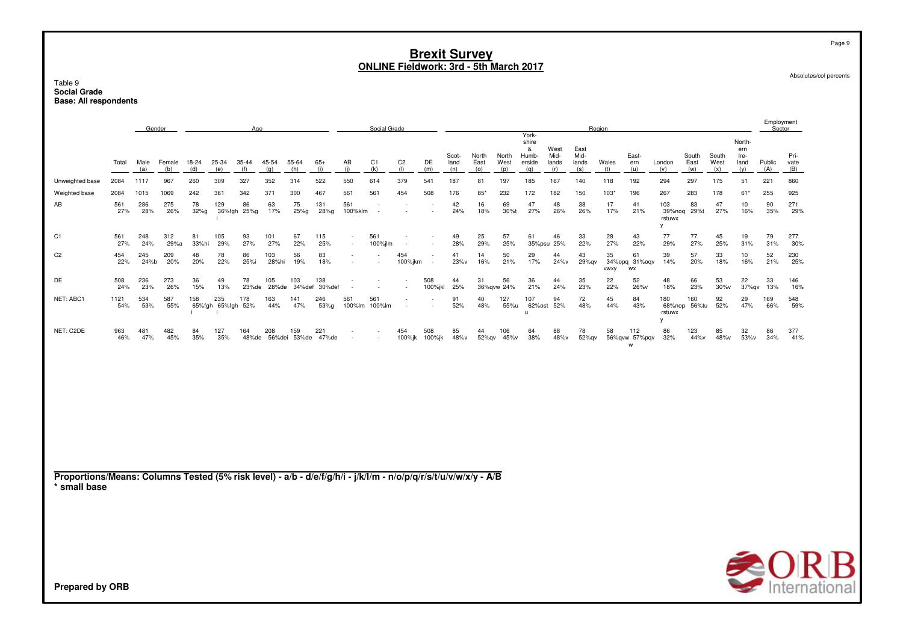# Brexit Survey
## ONLINE Fieldwork: 3rd - 5th March 2017

Absolutes/col percents

Table 9
**Social Grade**
**Base: All respondents**

| | Total | Gender | | Age | | | | | | Social Grade | | | | Region | | | | | | | | | | | | Employment Sector | |
|---|---|---|---|---|---|---|---|---|---|---|---|---|---|---|---|---|---|---|---|---|---|---|---|---|---|---|---|
| | Total | Male (a) | Female (b) | 18-24 (d) | 25-34 (e) | 35-44 (f) | 45-54 (g) | 55-64 (h) | 65+ (i) | AB (j) | C1 (k) | C2 (l) | DE (m) | Scotland (n) | North East (o) | North West (p) | Yorkshire & Humberside (q) | West Midlands (r) | East Midlands (s) | Wales (t) | Eastern (u) | London (v) | South East (w) | South West (x) | Northern Ireland (y) | Public (A) | Private (B) |
| Unweighted base | 2084 | 1117 | 967 | 260 | 309 | 327 | 352 | 314 | 522 | 550 | 614 | 379 | 541 | 187 | 81 | 197 | 185 | 167 | 140 | 118 | 192 | 294 | 297 | 175 | 51 | 221 | 860 |
| Weighted base | 2084 | 1015 | 1069 | 242 | 361 | 342 | 371 | 300 | 467 | 561 | 561 | 454 | 508 | 176 | 85* | 232 | 172 | 182 | 150 | 103* | 196 | 267 | 283 | 178 | 61* | 255 | 925 |
| AB | 561 | 286 | 275 | 78 | 129 | 86 | 63 | 75 | 131 | 561 | - | - | - | 42 | 16 | 69 | 47 | 48 | 38 | 17 | 41 | 103 | 83 | 47 | 10 | 90 | 271 |
| | 27% | 28% | 26% | 32%g | 36%fgh i | 25%g | 17% | 25%g | 28%g | 100%klm | - | - | - | 24% | 18% | 30%t | 27% | 26% | 26% | 17% | 21% | 39%noq rstuwx y | 29%t | 27% | 16% | 35% | 29% |
| C1 | 561 | 248 | 312 | 81 | 105 | 93 | 101 | 67 | 115 | - | 561 | - | - | 49 | 25 | 57 | 61 | 46 | 33 | 28 | 43 | 77 | 77 | 45 | 19 | 79 | 277 |
| | 27% | 24% | 29%a | 33%hi | 29% | 27% | 27% | 22% | 25% | - | 100%jlm | - | - | 28% | 29% | 25% | 35%psu | 25% | 22% | 27% | 22% | 29% | 27% | 25% | 31% | 31% | 30% |
| C2 | 454 | 245 | 209 | 48 | 78 | 86 | 103 | 56 | 83 | - | - | 454 | - | 41 | 14 | 50 | 29 | 44 | 43 | 35 | 61 | 39 | 57 | 33 | 10 | 52 | 230 |
| | 22% | 24%b | 20% | 20% | 22% | 25%i | 28%hi | 19% | 18% | - | - | 100%jkm | - | 23%v | 16% | 21% | 17% | 24%v | 29%qv | 34%opq vwxy | 31%oqv wx | 14% | 20% | 18% | 16% | 21% | 25% |
| DE | 508 | 236 | 273 | 36 | 49 | 78 | 105 | 103 | 138 | - | - | - | 508 | 44 | 31 | 56 | 36 | 44 | 35 | 22 | 52 | 48 | 66 | 53 | 22 | 33 | 146 |
| | 24% | 23% | 26% | 15% | 13% | 23%de | 28%de | 34%def | 30%def | - | - | - | 100%jkl | 25% | 36%qvw | 24% | 21% | 24% | 23% | 22% | 26%v | 18% | 23% | 30%v | 37%qv | 13% | 16% |
| NET: ABC1 | 1121 | 534 | 587 | 158 | 235 | 178 | 163 | 141 | 246 | 561 | 561 | - | - | 91 | 40 | 127 | 107 | 94 | 72 | 45 | 84 | 180 | 160 | 92 | 29 | 169 | 548 |
| | 54% | 53% | 55% | 65%fgh i | 65%fgh i | 52% | 44% | 47% | 53%g | 100%lm | 100%lm | - | - | 52% | 48% | 55%u | 62%ost u | 52% | 48% | 44% | 43% | 68%nop rstuwx y | 56%tu | 52% | 47% | 66% | 59% |
| NET: C2DE | 963 | 481 | 482 | 84 | 127 | 164 | 208 | 159 | 221 | - | - | 454 | 508 | 85 | 44 | 106 | 64 | 88 | 78 | 58 | 112 | 86 | 123 | 85 | 32 | 86 | 377 |
| | 46% | 47% | 45% | 35% | 35% | 48%de | 56%dei | 53%de | 47%de | - | - | 100%jk | 100%jk | 48%v | 52%qv | 45%v | 38% | 48%v | 52%qv | 56%qvw | 57%pqv w | 32% | 44%v | 48%v | 53%v | 34% | 41% |

**Proportions/Means: Columns Tested (5% risk level) - a/b - d/e/f/g/h/i - j/k/l/m - n/o/p/q/r/s/t/u/v/w/x/y - A/B**
**\* small base**

**Prepared by ORB**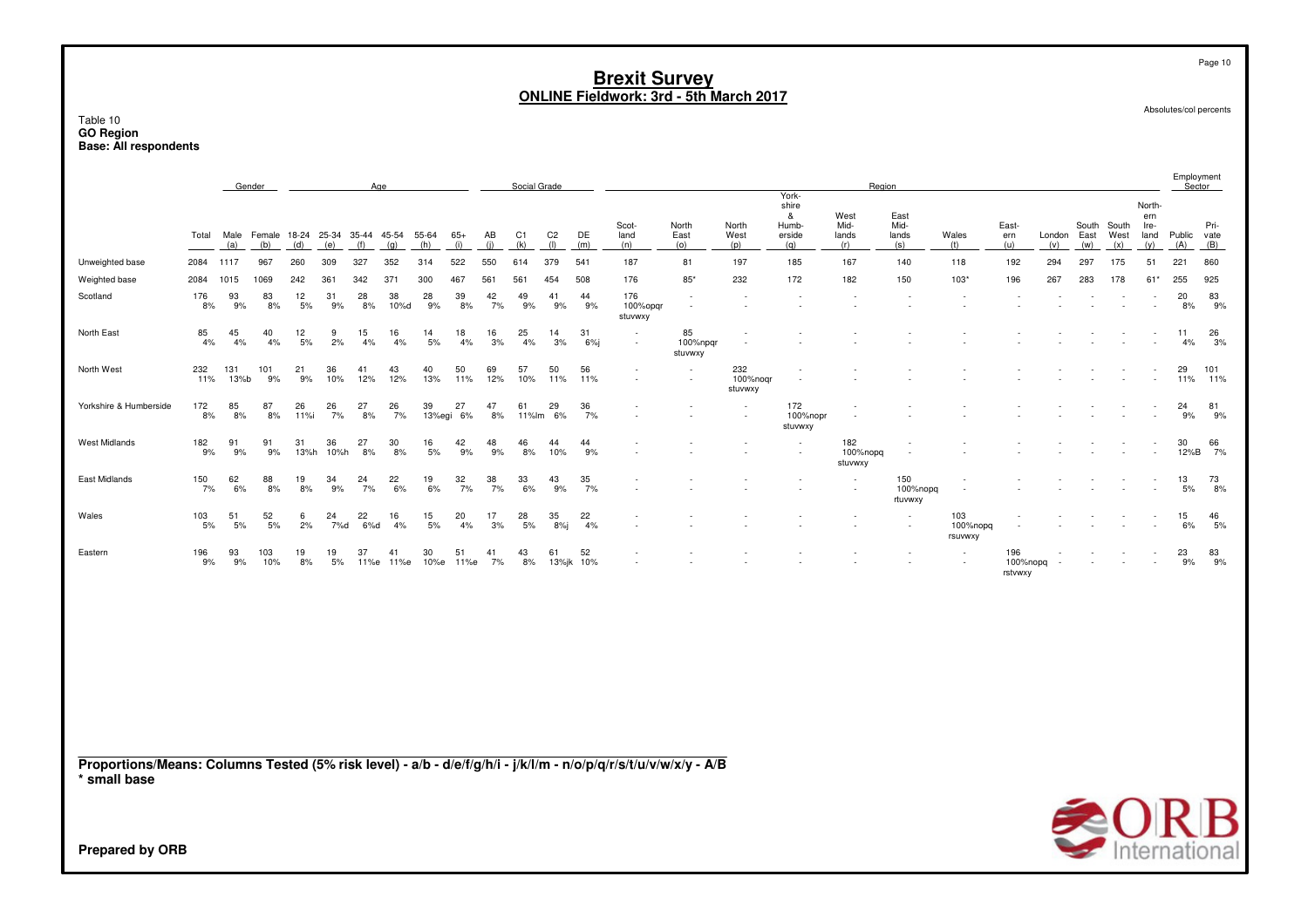# Brexit Survey
## ONLINE Fieldwork: 3rd - 5th March 2017

Absolutes/col percents

Table 10
**GO Region**
**Base: All respondents**

| | Total | Gender | | Age | | | | | | Social Grade | | | | Region | | | | | | | | | | | | Employment Sector | |
|---|---|---|---|---|---|---|---|---|---|---|---|---|---|---|---|---|---|---|---|---|---|---|---|---|---|---|---|
| | | Male (a) | Female (b) | 18-24 (d) | 25-34 (e) | 35-44 (f) | 45-54 (g) | 55-64 (h) | 65+ (i) | AB (j) | C1 (k) | C2 (l) | DE (m) | Scotland (n) | North East (o) | North West (p) | Yorkshire & Humberside (q) | West Midlands (r) | East Midlands (s) | Wales (t) | Eastern (u) | London (v) | South East (w) | South West (x) | Northern Ireland (y) | Public (A) | Private (B) |
| Unweighted base | 2084 | 1117 | 967 | 260 | 309 | 327 | 352 | 314 | 522 | 550 | 614 | 379 | 541 | 187 | 81 | 197 | 185 | 167 | 140 | 118 | 192 | 294 | 297 | 175 | 51 | 221 | 860 |
| Weighted base | 2084 | 1015 | 1069 | 242 | 361 | 342 | 371 | 300 | 467 | 561 | 561 | 454 | 508 | 176 | 85* | 232 | 172 | 182 | 150 | 103* | 196 | 267 | 283 | 178 | 61* | 255 | 925 |
| Scotland | 176 | 93 | 83 | 12 | 31 | 28 | 38 | 28 | 39 | 42 | 49 | 41 | 44 | 176 | - | - | - | - | - | - | - | - | - | - | - | 20 | 83 |
| | 8% | 9% | 8% | 5% | 9% | 8% | 10%d | 9% | 8% | 7% | 9% | 9% | 9% | 100%opqr stuvwxy | - | - | - | - | - | - | - | - | - | - | - | 8% | 9% |
| North East | 85 | 45 | 40 | 12 | 9 | 15 | 16 | 14 | 18 | 16 | 25 | 14 | 31 | - | 85 | - | - | - | - | - | - | - | - | - | - | 11 | 26 |
| | 4% | 4% | 4% | 5% | 2% | 4% | 4% | 5% | 4% | 3% | 4% | 3% | 6%j | - | 100%npqr stuvwxy | - | - | - | - | - | - | - | - | - | - | 4% | 3% |
| North West | 232 | 131 | 101 | 21 | 36 | 41 | 43 | 40 | 50 | 69 | 57 | 50 | 56 | - | - | 232 | - | - | - | - | - | - | - | - | - | 29 | 101 |
| | 11% | 13%b | 9% | 9% | 10% | 12% | 12% | 13% | 11% | 12% | 10% | 11% | 11% | - | - | 100%noqr stuvwxy | - | - | - | - | - | - | - | - | - | 11% | 11% |
| Yorkshire & Humberside | 172 | 85 | 87 | 26 | 26 | 27 | 26 | 39 | 27 | 47 | 61 | 29 | 36 | - | - | - | 172 | - | - | - | - | - | - | - | - | 24 | 81 |
| | 8% | 8% | 8% | 11%i | 7% | 8% | 7% | 13%egi | 6% | 8% | 11%lm | 6% | 7% | - | - | - | 100%nopr stuvwxy | - | - | - | - | - | - | - | - | 9% | 9% |
| West Midlands | 182 | 91 | 91 | 31 | 36 | 27 | 30 | 16 | 42 | 48 | 46 | 44 | 44 | - | - | - | - | 182 | - | - | - | - | - | - | - | 30 | 66 |
| | 9% | 9% | 9% | 13%h | 10%h | 8% | 8% | 5% | 9% | 9% | 8% | 10% | 9% | - | - | - | - | 100%nopq stuvwxy | - | - | - | - | - | - | - | 12%B | 7% |
| East Midlands | 150 | 62 | 88 | 19 | 34 | 24 | 22 | 19 | 32 | 38 | 33 | 43 | 35 | - | - | - | - | - | 150 | - | - | - | - | - | - | 13 | 73 |
| | 7% | 6% | 8% | 8% | 9% | 7% | 6% | 6% | 7% | 7% | 6% | 9% | 7% | - | - | - | - | - | 100%nopq rtuvwxy | - | - | - | - | - | - | 5% | 8% |
| Wales | 103 | 51 | 52 | 6 | 24 | 22 | 16 | 15 | 20 | 17 | 28 | 35 | 22 | - | - | - | - | - | - | 103 | - | - | - | - | - | 15 | 46 |
| | 5% | 5% | 5% | 2% | 7%d | 6%d | 4% | 5% | 4% | 3% | 5% | 8%j | 4% | - | - | - | - | - | - | 100%nopq rsuvwxy | - | - | - | - | - | 6% | 5% |
| Eastern | 196 | 93 | 103 | 19 | 19 | 37 | 41 | 30 | 51 | 41 | 43 | 61 | 52 | - | - | - | - | - | - | - | 196 | - | - | - | - | 23 | 83 |
| | 9% | 9% | 10% | 8% | 5% | 11%e | 11%e | 10%e | 11%e | 7% | 8% | 13%jk | 10% | - | - | - | - | - | - | - | 100%nopq rstvwxy | - | - | - | - | 9% | 9% |

**Proportions/Means: Columns Tested (5% risk level) - a/b - d/e/f/g/h/i - j/k/l/m - n/o/p/q/r/s/t/u/v/w/x/y - A/B**
**\* small base**

**Prepared by ORB**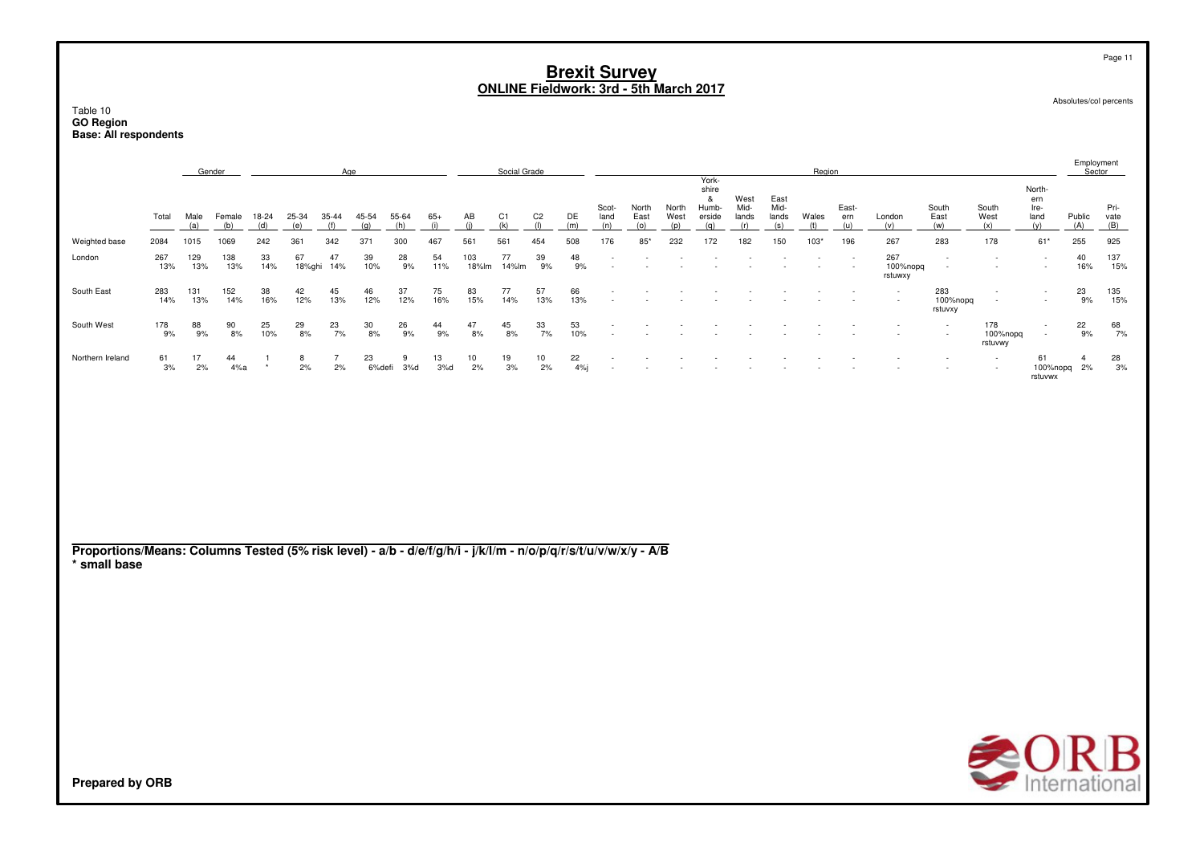# Brexit Survey
## ONLINE Fieldwork: 3rd - 5th March 2017

Absolutes/col percents

Table 10
**GO Region**
**Base: All respondents**

| | Total | Gender | | Age | | | | | | Social Grade | | | | Region | | | | | | | | | | | | | Employment Sector | |
|---|---|---|---|---|---|---|---|---|---|---|---|---|---|---|---|---|---|---|---|---|---|---|---|---|---|---|---|---|
| | | Male (a) | Female (b) | 18-24 (d) | 25-34 (e) | 35-44 (f) | 45-54 (g) | 55-64 (h) | 65+ (i) | AB (j) | C1 (k) | C2 (l) | DE (m) | Scot-land (n) | North East (o) | North West (p) | York-shire & Humb-erside (q) | West Mid-lands (r) | East Mid-lands (s) | Wales (t) | East-ern (u) | London (v) | South East (w) | South West (x) | North-ern Ire-land (y) | Public (A) | Pri-vate (B) |
| Weighted base | 2084 | 1015 | 1069 | 242 | 361 | 342 | 371 | 300 | 467 | 561 | 561 | 454 | 508 | 176 | 85* | 232 | 172 | 182 | 150 | 103* | 196 | 267 | 283 | 178 | 61* | 255 | 925 |
| London | 267 | 129 | 138 | 33 | 67 | 47 | 39 | 28 | 54 | 103 | 77 | 39 | 48 | - | - | - | - | - | - | - | - | 267 | - | - | - | 40 | 137 |
| | 13% | 13% | 13% | 14% | 18%ghi | 14% | 10% | 9% | 11% | 18%lm | 14%lm | 9% | 9% | - | - | - | - | - | - | - | - | 100%nopq rstuwxy | - | - | - | 16% | 15% |
| South East | 283 | 131 | 152 | 38 | 42 | 45 | 46 | 37 | 75 | 83 | 77 | 57 | 66 | - | - | - | - | - | - | - | - | - | 283 | - | - | 23 | 135 |
| | 14% | 13% | 14% | 16% | 12% | 13% | 12% | 12% | 16% | 15% | 14% | 13% | 13% | - | - | - | - | - | - | - | - | - | 100%nopq rstuvxy | - | - | 9% | 15% |
| South West | 178 | 88 | 90 | 25 | 29 | 23 | 30 | 26 | 44 | 47 | 45 | 33 | 53 | - | - | - | - | - | - | - | - | - | - | 178 | - | 22 | 68 |
| | 9% | 9% | 8% | 10% | 8% | 7% | 8% | 9% | 9% | 8% | 8% | 7% | 10% | - | - | - | - | - | - | - | - | - | - | 100%nopq rstuvwy | - | 9% | 7% |
| Northern Ireland | 61 | 17 | 44 | 1 | 8 | 7 | 23 | 9 | 13 | 10 | 19 | 10 | 22 | - | - | - | - | - | - | - | - | - | - | - | 61 | 4 | 28 |
| | 3% | 2% | 4%a | * | 2% | 2% | 6%defi | 3%d | 3%d | 2% | 3% | 2% | 4%j | - | - | - | - | - | - | - | - | - | - | - | 100%nopq rstuvwx | 2% | 3% |

**Proportions/Means: Columns Tested (5% risk level) - a/b - d/e/f/g/h/i - j/k/l/m - n/o/p/q/r/s/t/u/v/w/x/y - A/B**
**\* small base**

**Prepared by ORB**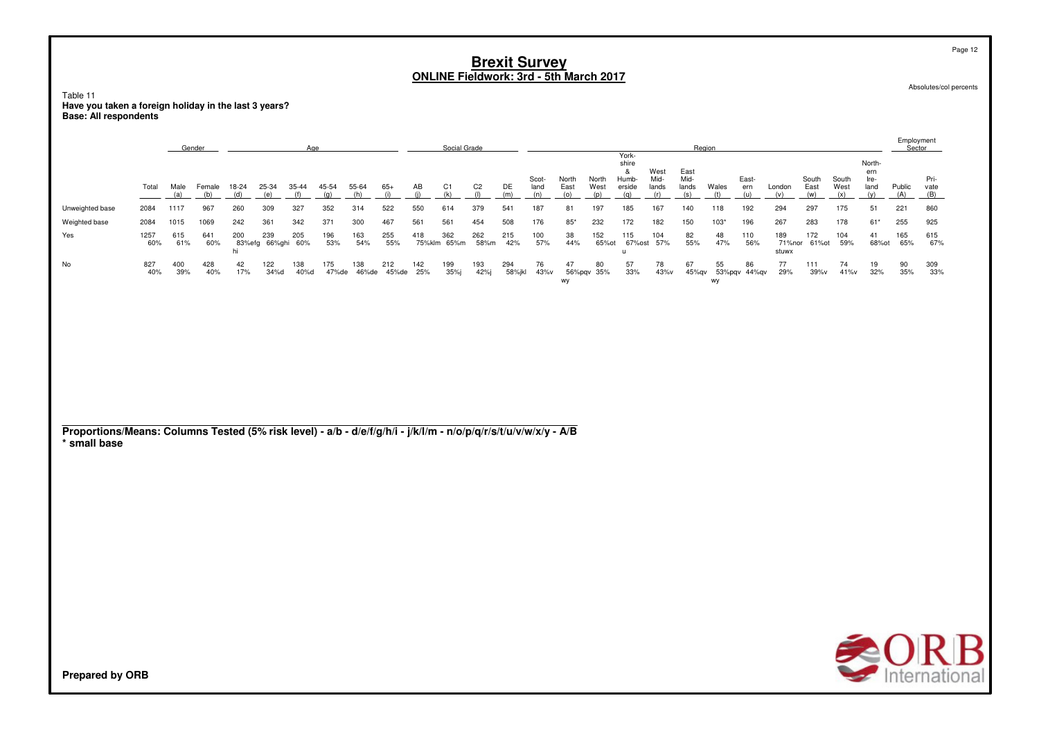# Brexit Survey
## ONLINE Fieldwork: 3rd - 5th March 2017

Absolutes/col percents

Table 11
**Have you taken a foreign holiday in the last 3 years?**
**Base: All respondents**

| | Total | Gender | | Age | | | | | | Social Grade | | | | Region | | | | | | | | | | | | | Employment Sector | |
|---|---|---|---|---|---|---|---|---|---|---|---|---|---|---|---|---|---|---|---|---|---|---|---|---|---|---|---|---|
| | Total | Male (a) | Female (b) | 18-24 (d) | 25-34 (e) | 35-44 (f) | 45-54 (g) | 55-64 (h) | 65+ (i) | AB (j) | C1 (k) | C2 (l) | DE (m) | Scotland (n) | North East (o) | North West (p) | Yorkshire & Humberside (q) | West Midlands (r) | East Midlands (s) | Wales (t) | Eastern (u) | London (v) | South East (w) | South West (x) | Northern Ireland (y) | Public (A) | Private (B) |
| Unweighted base | 2084 | 1117 | 967 | 260 | 309 | 327 | 352 | 314 | 522 | 550 | 614 | 379 | 541 | 187 | 81 | 197 | 185 | 167 | 140 | 118 | 192 | 294 | 297 | 175 | 51 | 221 | 860 |
| Weighted base | 2084 | 1015 | 1069 | 242 | 361 | 342 | 371 | 300 | 467 | 561 | 561 | 454 | 508 | 176 | 85* | 232 | 172 | 182 | 150 | 103* | 196 | 267 | 283 | 178 | 61* | 255 | 925 |
| Yes | 1257 | 615 | 641 | 200 | 239 | 205 | 196 | 163 | 255 | 418 | 362 | 262 | 215 | 100 | 38 | 152 | 115 | 104 | 82 | 48 | 110 | 189 | 172 | 104 | 41 | 165 | 615 |
| | 60% | 61% | 60% | 83%efghi | 66%ghi | 60% | 53% | 54% | 55% | 75%klm | 65%m | 58%m | 42% | 57% | 44% | 65%ot | 67%ostu | 57% | 55% | 47% | 56% | 71%norstuwx | 61%ot | 59% | 68%ot | 65% | 67% |
| No | 827 | 400 | 428 | 42 | 122 | 138 | 175 | 138 | 212 | 142 | 199 | 193 | 294 | 76 | 47 | 80 | 57 | 78 | 67 | 55 | 86 | 77 | 111 | 74 | 19 | 90 | 309 |
| | 40% | 39% | 40% | 17% | 34%d | 40%d | 47%de | 46%de | 45%de | 25% | 35%j | 42%j | 58%jkl | 43%v | 56%pqvwy | 35% | 33% | 43%v | 45%qv | 53%pqvwy | 44%qv | 29% | 39%v | 41%v | 32% | 35% | 33% |

**Proportions/Means: Columns Tested (5% risk level) - a/b - d/e/f/g/h/i - j/k/l/m - n/o/p/q/r/s/t/u/v/w/x/y - A/B**
**\* small base**

**Prepared by ORB**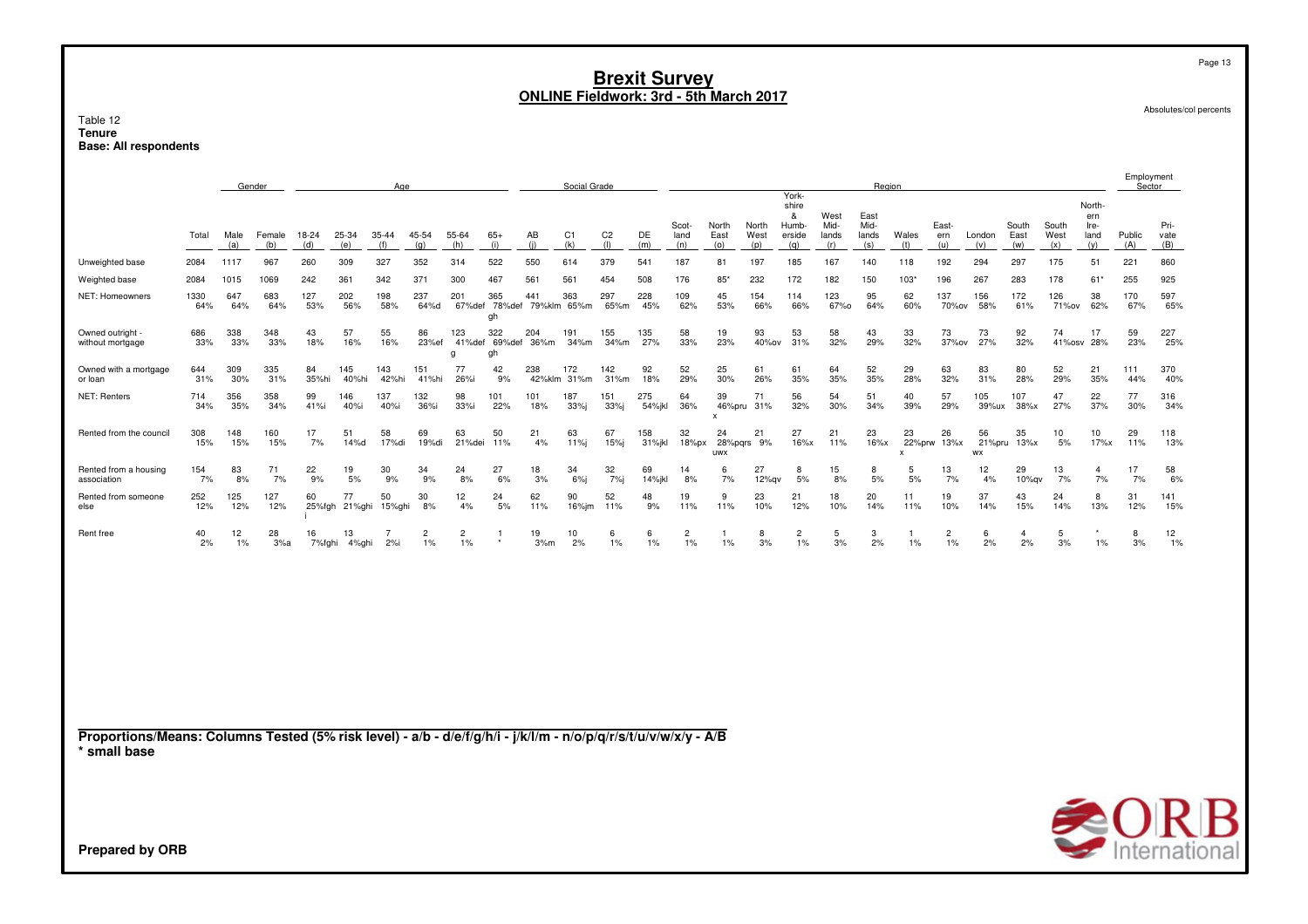# Brexit Survey
## ONLINE Fieldwork: 3rd - 5th March 2017

Absolutes/col percents

Table 12
**Tenure**
**Base: All respondents**

| | Total | Gender | | Age | | | | | | Social Grade | | | | Region | | | | | | | | | | | | Employment Sector | |
|---|---|---|---|---|---|---|---|---|---|---|---|---|---|---|---|---|---|---|---|---|---|---|---|---|---|---|---|
| | | Male (a) | Female (b) | 18-24 (d) | 25-34 (e) | 35-44 (f) | 45-54 (g) | 55-64 (h) | 65+ (i) | AB (j) | C1 (k) | C2 (l) | DE (m) | Scot-land (n) | North East (o) | North West (p) | York-shire & Humb-erside (q) | West Mid-lands (r) | East Mid-lands (s) | Wales (t) | East-ern (u) | London (v) | South East (w) | South West (x) | North-ern Ire-land (y) | Public (A) | Pri-vate (B) |
| Unweighted base | 2084 | 1117 | 967 | 260 | 309 | 327 | 352 | 314 | 522 | 550 | 614 | 379 | 541 | 187 | 81 | 197 | 185 | 167 | 140 | 118 | 192 | 294 | 297 | 175 | 51 | 221 | 860 |
| Weighted base | 2084 | 1015 | 1069 | 242 | 361 | 342 | 371 | 300 | 467 | 561 | 561 | 454 | 508 | 176 | 85* | 232 | 172 | 182 | 150 | 103* | 196 | 267 | 283 | 178 | 61* | 255 | 925 |
| NET: Homeowners | 1330 64% | 647 64% | 683 64% | 127 53% | 202 56% | 198 58% | 237 64%d | 201 67%def | 365 78%def gh | 441 79%klm | 363 65%m | 297 65%m | 228 45% | 109 62% | 45 53% | 154 66% | 114 66% | 123 67%o | 95 64% | 62 60% | 137 70%ov | 156 58% | 172 61% | 126 71%ov | 38 62% | 170 67% | 597 65% |
| Owned outright - without mortgage | 686 33% | 338 33% | 348 33% | 43 18% | 57 16% | 55 16% | 86 23%ef | 123 41%def g | 322 69%def gh | 204 36%m | 191 34%m | 155 34%m | 135 27% | 58 33% | 19 23% | 93 40%ov | 53 31% | 58 32% | 43 29% | 33 32% | 73 37%ov | 73 27% | 92 32% | 74 41%osv | 17 28% | 59 23% | 227 25% |
| Owned with a mortgage or loan | 644 31% | 309 30% | 335 31% | 84 35%hi | 145 40%hi | 143 42%hi | 151 41%hi | 77 26%i | 42 9% | 238 42%klm | 172 31%m | 142 31%m | 92 18% | 52 29% | 25 30% | 61 26% | 61 35% | 64 35% | 52 35% | 29 28% | 63 32% | 83 31% | 80 28% | 52 29% | 21 35% | 111 44% | 370 40% |
| NET: Renters | 714 34% | 356 35% | 358 34% | 99 41%i | 146 40%i | 137 40%i | 132 36%i | 98 33%i | 101 22% | 101 18% | 187 33%j | 151 33%j | 275 54%jkl | 64 36% | 39 46%pru x | 71 31% | 56 32% | 54 30% | 51 34% | 40 39% | 57 29% | 105 39%ux | 107 38%x | 47 27% | 22 37% | 77 30% | 316 34% |
| Rented from the council | 308 15% | 148 15% | 160 15% | 17 7% | 51 14%d | 58 17%di | 69 19%di | 63 21%dei | 50 11% | 21 4% | 63 11%j | 67 15%j | 158 31%jkl | 32 18%px | 24 28%pqrs uwx | 21 9% | 27 16%x | 21 11% | 23 16%x | 23 22%prw x | 26 13%x | 56 21%pru wx | 35 13%x | 10 5% | 10 17%x | 29 11% | 118 13% |
| Rented from a housing association | 154 7% | 83 8% | 71 7% | 22 9% | 19 5% | 30 9% | 34 9% | 24 8% | 27 6% | 18 3% | 34 6%j | 32 7%j | 69 14%jkl | 14 8% | 6 7% | 27 12%qv | 8 5% | 15 8% | 8 5% | 5 5% | 13 7% | 12 4% | 29 10%qv | 13 7% | 4 7% | 17 7% | 58 6% |
| Rented from someone else | 252 12% | 125 12% | 127 12% | 60 25%fgh i | 77 21%ghi | 50 15%ghi | 30 8% | 12 4% | 24 5% | 62 11% | 90 16%jm | 52 11% | 48 9% | 19 11% | 9 11% | 23 10% | 21 12% | 18 10% | 20 14% | 11 11% | 19 10% | 37 14% | 43 15% | 24 14% | 8 13% | 31 12% | 141 15% |
| Rent free | 40 2% | 12 1% | 28 3%a | 16 7%fghi | 13 4%ghi | 7 2%i | 2 1% | 2 1% | 1 * | 19 3%m | 10 2% | 6 1% | 6 1% | 2 1% | 1 1% | 8 3% | 2 1% | 5 3% | 3 2% | 1 1% | 2 1% | 6 2% | 4 2% | 5 3% | * 1% | 8 3% | 12 1% |

**Proportions/Means: Columns Tested (5% risk level) - a/b - d/e/f/g/h/i - j/k/l/m - n/o/p/q/r/s/t/u/v/w/x/y - A/B**
**\* small base**

**Prepared by ORB**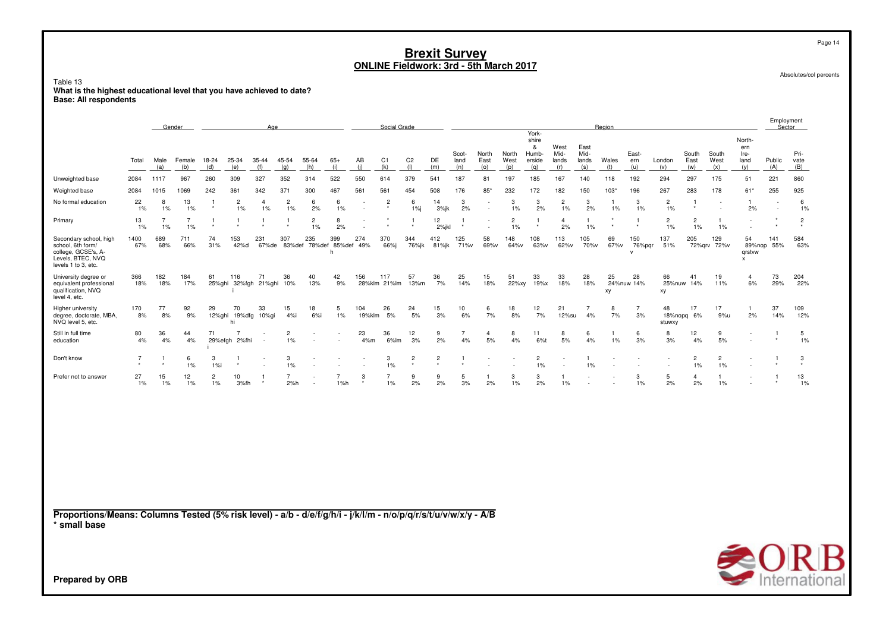# Brexit Survey
## ONLINE Fieldwork: 3rd - 5th March 2017

Absolutes/col percents

Table 13
**What is the highest educational level that you have achieved to date?**
**Base: All respondents**

| | Total | Gender | | Age | | | | | | Social Grade | | | | Region | | | | | | | | | | | | Employment Sector | |
|---|---|---|---|---|---|---|---|---|---|---|---|---|---|---|---|---|---|---|---|---|---|---|---|---|---|---|---|
| | | Male (a) | Female (b) | 18-24 (d) | 25-34 (e) | 35-44 (f) | 45-54 (g) | 55-64 (h) | 65+ (i) | AB (j) | C1 (k) | C2 (l) | DE (m) | Scotland (n) | North East (o) | North West (p) | Yorkshire & Humberside (q) | West Midlands (r) | East Midlands (s) | Wales (t) | Eastern (u) | London (v) | South East (w) | South West (x) | Northern Ireland (y) | Public (A) | Private (B) |
| Unweighted base | 2084 | 1117 | 967 | 260 | 309 | 327 | 352 | 314 | 522 | 550 | 614 | 379 | 541 | 187 | 81 | 197 | 185 | 167 | 140 | 118 | 192 | 294 | 297 | 175 | 51 | 221 | 860 |
| Weighted base | 2084 | 1015 | 1069 | 242 | 361 | 342 | 371 | 300 | 467 | 561 | 561 | 454 | 508 | 176 | 85* | 232 | 172 | 182 | 150 | 103* | 196 | 267 | 283 | 178 | 61* | 255 | 925 |
| No formal education | 22<br>1% | 8<br>1% | 13<br>1% | 1<br>* | 2<br>1% | 4<br>1% | 2<br>1% | 6<br>2% | 6<br>1% | -<br>- | 2<br>* | 6<br>1%j | 14<br>3%jk | 3<br>2% | -<br>- | 3<br>1% | 3<br>2% | 2<br>1% | 3<br>2% | 1<br>1% | 3<br>1% | 2<br>1% | 1<br>* | -<br>- | 1<br>2% | -<br>- | 6<br>1% |
| Primary | 13<br>1% | 7<br>1% | 7<br>1% | 1<br>* | 1<br>* | 1<br>* | 1<br>* | 2<br>1% | 8<br>2% | -<br>- | *<br>* | 1<br>* | 12<br>2%jkl | 1<br>* | -<br>- | 2<br>1% | 1<br>* | 4<br>2% | 1<br>1% | *<br>* | 1<br>* | 2<br>1% | 2<br>1% | 1<br>1% | -<br>- | *<br>* | 2<br>* |
| Secondary school, high school, 6th form/ college, GCSE's, A-Levels, BTEC, NVQ levels 1 to 3, etc. | 1400<br>67% | 689<br>68% | 711<br>66% | 74<br>31% | 153<br>42%d | 231<br>67%de | 307<br>83%def | 235<br>78%def | 399<br>85%def h | 274<br>49% | 370<br>66%j | 344<br>76%jk | 412<br>81%jk | 125<br>71%v | 58<br>69%v | 148<br>64%v | 108<br>63%v | 113<br>62%v | 105<br>70%v | 69<br>67%v | 150<br>76%pqr v | 137<br>51% | 205<br>72%qrv | 129<br>72%v | 54<br>89%nop qrstvw x | 141<br>55% | 584<br>63% |
| University degree or equivalent professional qualification, NVQ level 4, etc. | 366<br>18% | 182<br>18% | 184<br>17% | 61<br>25%ghi | 116<br>32%fgh i | 71<br>21%ghi | 36<br>10% | 40<br>13% | 42<br>9% | 156<br>28%klm | 117<br>21%lm | 57<br>13%m | 36<br>7% | 25<br>14% | 15<br>18% | 51<br>22%xy | 33<br>19%x | 33<br>18% | 28<br>18% | 25<br>24%nuw xy | 28<br>14% | 66<br>25%nuw xy | 41<br>14% | 19<br>11% | 4<br>6% | 73<br>29% | 204<br>22% |
| Higher university degree, doctorate, MBA, NVQ level 5, etc. | 170<br>8% | 77<br>8% | 92<br>9% | 29<br>12%ghi | 70<br>19%dfg hi | 33<br>10%gi | 15<br>4%i | 18<br>6%i | 5<br>1% | 104<br>19%klm | 26<br>5% | 24<br>5% | 15<br>3% | 10<br>6% | 6<br>7% | 18<br>8% | 12<br>7% | 21<br>12%su | 7<br>4% | 8<br>7% | 7<br>3% | 48<br>18%nopq stuwxy | 17<br>6% | 17<br>9%u | 1<br>2% | 37<br>14% | 109<br>12% |
| Still in full time education | 80<br>4% | 36<br>4% | 44<br>4% | 71<br>29%efgh i | 7<br>2%fhi | -<br>- | 2<br>1% | -<br>- | -<br>- | 23<br>4%m | 36<br>6%lm | 12<br>3% | 9<br>2% | 7<br>4% | 4<br>5% | 8<br>4% | 11<br>6%t | 8<br>5% | 6<br>4% | 1<br>1% | 6<br>3% | 8<br>3% | 12<br>4% | 9<br>5% | -<br>- | 1<br>* | 5<br>1% |
| Don't know | 7<br>* | 1<br>* | 6<br>1% | 3<br>1%i | 1<br>* | -<br>- | 3<br>1% | -<br>- | -<br>- | -<br>- | 3<br>1% | 2<br>* | 2<br>* | 1<br>* | -<br>- | -<br>- | 2<br>1% | -<br>- | 1<br>1% | -<br>- | -<br>- | -<br>- | 2<br>1% | 2<br>1% | -<br>- | 1<br>* | 3<br>* |
| Prefer not to answer | 27<br>1% | 15<br>1% | 12<br>1% | 2<br>1% | 10<br>3%fh | 1<br>* | 7<br>2%h | -<br>- | 7<br>1%h | 3<br>* | 7<br>1% | 9<br>2% | 9<br>2% | 5<br>3% | 1<br>2% | 3<br>1% | 3<br>2% | 1<br>1% | -<br>- | -<br>- | 3<br>1% | 5<br>2% | 4<br>2% | 1<br>1% | -<br>- | 1<br>* | 13<br>1% |

**Proportions/Means: Columns Tested (5% risk level) - a/b - d/e/f/g/h/i - j/k/l/m - n/o/p/q/r/s/t/u/v/w/x/y - A/B**
**\* small base**

**Prepared by ORB**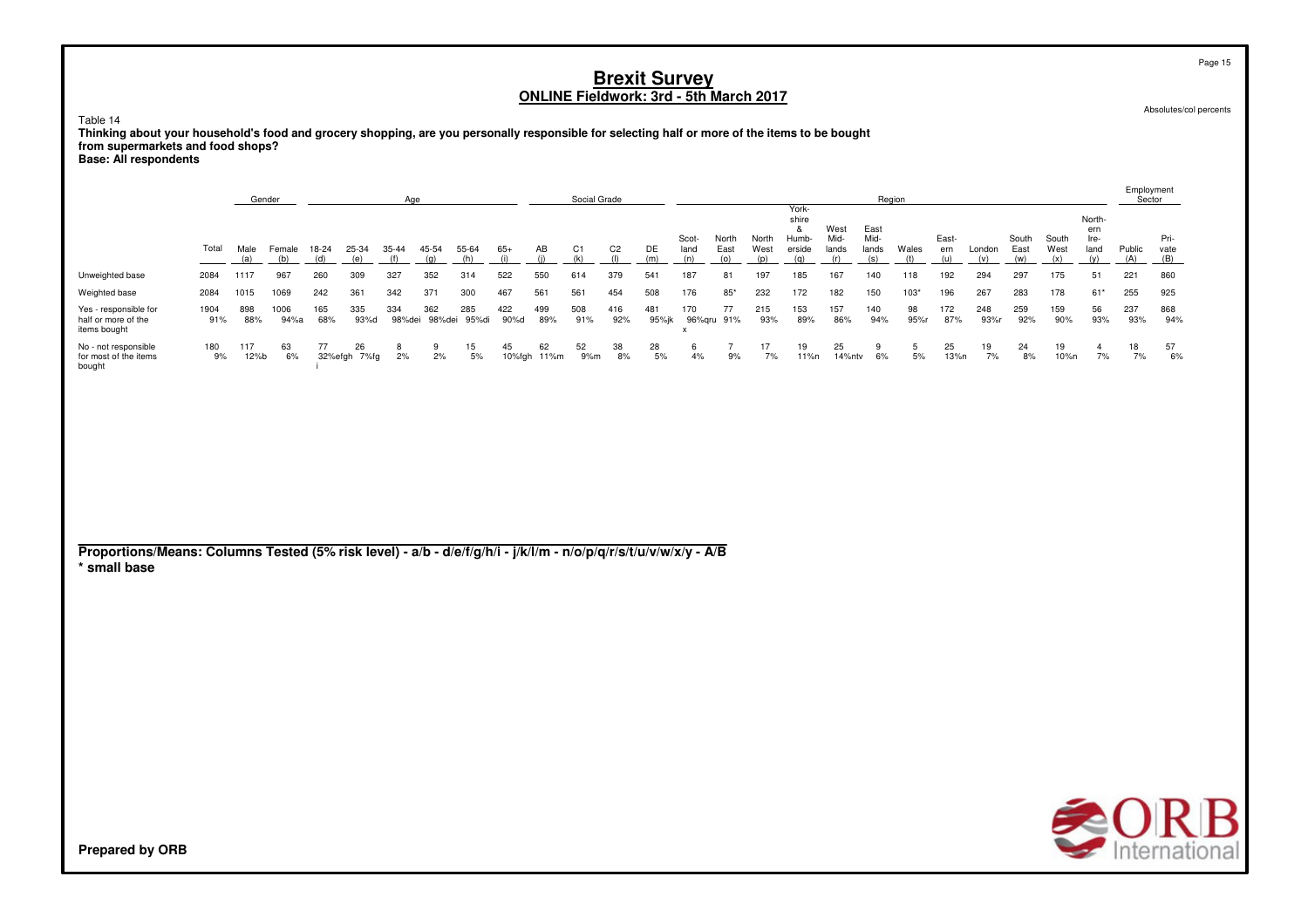# Brexit Survey

## ONLINE Fieldwork: 3rd - 5th March 2017

Absolutes/col percents

Table 14

**Thinking about your household's food and grocery shopping, are you personally responsible for selecting half or more of the items to be bought from supermarkets and food shops?**

**Base: All respondents**

| | Total | Gender | | Age | | | | | | Social Grade | | | | Region | | | | | | | | | | | | | Employment Sector | |
|---|---|---|---|---|---|---|---|---|---|---|---|---|---|---|---|---|---|---|---|---|---|---|---|---|---|---|---|---|
| | | Male (a) | Female (b) | 18-24 (d) | 25-34 (e) | 35-44 (f) | 45-54 (g) | 55-64 (h) | 65+ (i) | AB (j) | C1 (k) | C2 (l) | DE (m) | Scot-land (n) | North East (o) | North West (p) | York-shire & Humb-erside (q) | West Mid-lands (r) | East Mid-lands (s) | Wales (t) | East-ern (u) | London (v) | South East (w) | South West (x) | North-ern Ire-land (y) | Public (A) | Pri-vate (B) |
| Unweighted base | 2084 | 1117 | 967 | 260 | 309 | 327 | 352 | 314 | 522 | 550 | 614 | 379 | 541 | 187 | 81 | 197 | 185 | 167 | 140 | 118 | 192 | 294 | 297 | 175 | 51 | 221 | 860 |
| Weighted base | 2084 | 1015 | 1069 | 242 | 361 | 342 | 371 | 300 | 467 | 561 | 561 | 454 | 508 | 176 | 85* | 232 | 172 | 182 | 150 | 103* | 196 | 267 | 283 | 178 | 61* | 255 | 925 |
| Yes - responsible for half or more of the items bought | 1904<br>91% | 898<br>88% | 1006<br>94%a | 165<br>68% | 335<br>93%d | 334<br>98%dei | 362<br>98%dei | 285<br>95%di | 422<br>90%d | 499<br>89% | 508<br>91% | 416<br>92% | 481<br>95%jk | 170<br>96%qru<br>x | 77<br>91% | 215<br>93% | 153<br>89% | 157<br>86% | 140<br>94% | 98<br>95%r | 172<br>87% | 248<br>93%r | 259<br>92% | 159<br>90% | 56<br>93% | 237<br>93% | 868<br>94% |
| No - not responsible for most of the items bought | 180<br>9% | 117<br>12%b | 63<br>6% | 77<br>32%efgh<br>i | 26<br>7%fg | 8<br>2% | 9<br>2% | 15<br>5% | 45<br>10%fgh | 62<br>11%m | 52<br>9%m | 38<br>8% | 28<br>5% | 6<br>4% | 7<br>9% | 17<br>7% | 19<br>11%n | 25<br>14%ntv | 9<br>6% | 5<br>5% | 25<br>13%n | 19<br>7% | 24<br>8% | 19<br>10%n | 4<br>7% | 18<br>7% | 57<br>6% |

**Proportions/Means: Columns Tested (5% risk level) - a/b - d/e/f/g/h/i - j/k/l/m - n/o/p/q/r/s/t/u/v/w/x/y - A/B**
**\* small base**

**Prepared by ORB**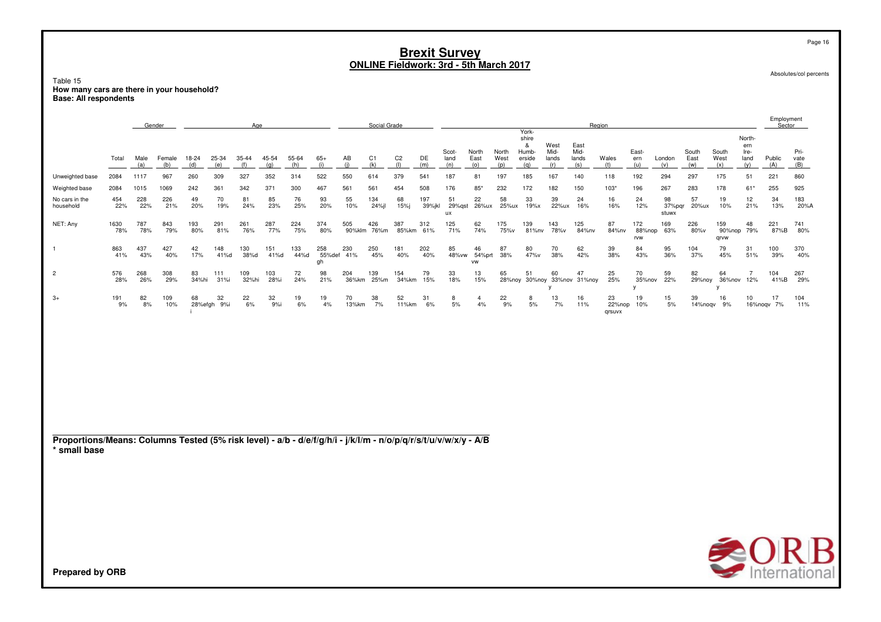# Brexit Survey
## ONLINE Fieldwork: 3rd - 5th March 2017

Absolutes/col percents

Table 15
**How many cars are there in your household?**
**Base: All respondents**

| | Total | Gender | | Age | | | | | | Social Grade | | | | Region | | | | | | | | | | | | Employment Sector | |
|---|---|---|---|---|---|---|---|---|---|---|---|---|---|---|---|---|---|---|---|---|---|---|---|---|---|---|---|
| | | Male (a) | Female (b) | 18-24 (d) | 25-34 (e) | 35-44 (f) | 45-54 (g) | 55-64 (h) | 65+ (i) | AB (j) | C1 (k) | C2 (l) | DE (m) | Scotland (n) | North East (o) | North West (p) | Yorkshire & Humberside (q) | West Midlands (r) | East Midlands (s) | Wales (t) | Eastern (u) | London (v) | South East (w) | South West (x) | Northern Ireland (y) | Public (A) | Private (B) |
| Unweighted base | 2084 | 1117 | 967 | 260 | 309 | 327 | 352 | 314 | 522 | 550 | 614 | 379 | 541 | 187 | 81 | 197 | 185 | 167 | 140 | 118 | 192 | 294 | 297 | 175 | 51 | 221 | 860 |
| Weighted base | 2084 | 1015 | 1069 | 242 | 361 | 342 | 371 | 300 | 467 | 561 | 561 | 454 | 508 | 176 | 85* | 232 | 172 | 182 | 150 | 103* | 196 | 267 | 283 | 178 | 61* | 255 | 925 |
| No cars in the household | 454<br>22% | 228<br>22% | 226<br>21% | 49<br>20% | 70<br>19% | 81<br>24% | 85<br>23% | 76<br>25% | 93<br>20% | 55<br>10% | 134<br>24%jl | 68<br>15%j | 197<br>39%jkl | 51<br>29%qstux | 22<br>26%ux | 58<br>25%ux | 33<br>19%x | 39<br>22%ux | 24<br>16% | 16<br>16% | 24<br>12% | 98<br>37%pqrstuwx | 57<br>20%ux | 19<br>10% | 12<br>21% | 34<br>13% | 183<br>20%A |
| NET: Any | 1630<br>78% | 787<br>78% | 843<br>79% | 193<br>80% | 291<br>81% | 261<br>76% | 287<br>77% | 224<br>75% | 374<br>80% | 505<br>90%klm | 426<br>76%m | 387<br>85%km | 312<br>61% | 125<br>71% | 62<br>74% | 175<br>75%v | 139<br>81%nv | 143<br>78%v | 125<br>84%nv | 87<br>84%nv | 172<br>88%noprvw | 169<br>63% | 226<br>80%v | 159<br>90%nopqrvw | 48<br>79% | 221<br>87%B | 741<br>80% |
| 1 | 863<br>41% | 437<br>43% | 427<br>40% | 42<br>17% | 148<br>41%d | 130<br>38%d | 151<br>41%d | 133<br>44%d | 258<br>55%defgh | 230<br>41% | 250<br>45% | 181<br>40% | 202<br>40% | 85<br>48%vw | 46<br>54%prtvw | 87<br>38% | 80<br>47%v | 70<br>38% | 62<br>42% | 39<br>38% | 84<br>43% | 95<br>36% | 104<br>37% | 79<br>45% | 31<br>51% | 100<br>39% | 370<br>40% |
| 2 | 576<br>28% | 268<br>26% | 308<br>29% | 83<br>34%hi | 111<br>31%i | 109<br>32%hi | 103<br>28%i | 72<br>24% | 98<br>21% | 204<br>36%km | 139<br>25%m | 154<br>34%km | 79<br>15% | 33<br>18% | 13<br>15% | 65<br>28%noy | 51<br>30%noy | 60<br>33%nov<br>y | 47<br>31%noy | 25<br>25% | 70<br>35%nov<br>y | 59<br>22% | 82<br>29%noy | 64<br>36%nov<br>y | 7<br>12% | 104<br>41%B | 267<br>29% |
| 3+ | 191<br>9% | 82<br>8% | 109<br>10% | 68<br>28%efghi | 32<br>9%i | 22<br>6% | 32<br>9%i | 19<br>6% | 19<br>4% | 70<br>13%km | 38<br>7% | 52<br>11%km | 31<br>6% | 8<br>5% | 4<br>4% | 22<br>9% | 8<br>5% | 13<br>7% | 16<br>11% | 23<br>22%nopqrsuvx | 19<br>10% | 15<br>5% | 39<br>14%noqv | 16<br>9% | 10<br>16%noqv | 17<br>7% | 104<br>11% |

**Proportions/Means: Columns Tested (5% risk level) - a/b - d/e/f/g/h/i - j/k/l/m - n/o/p/q/r/s/t/u/v/w/x/y - A/B**
**\* small base**

**Prepared by ORB**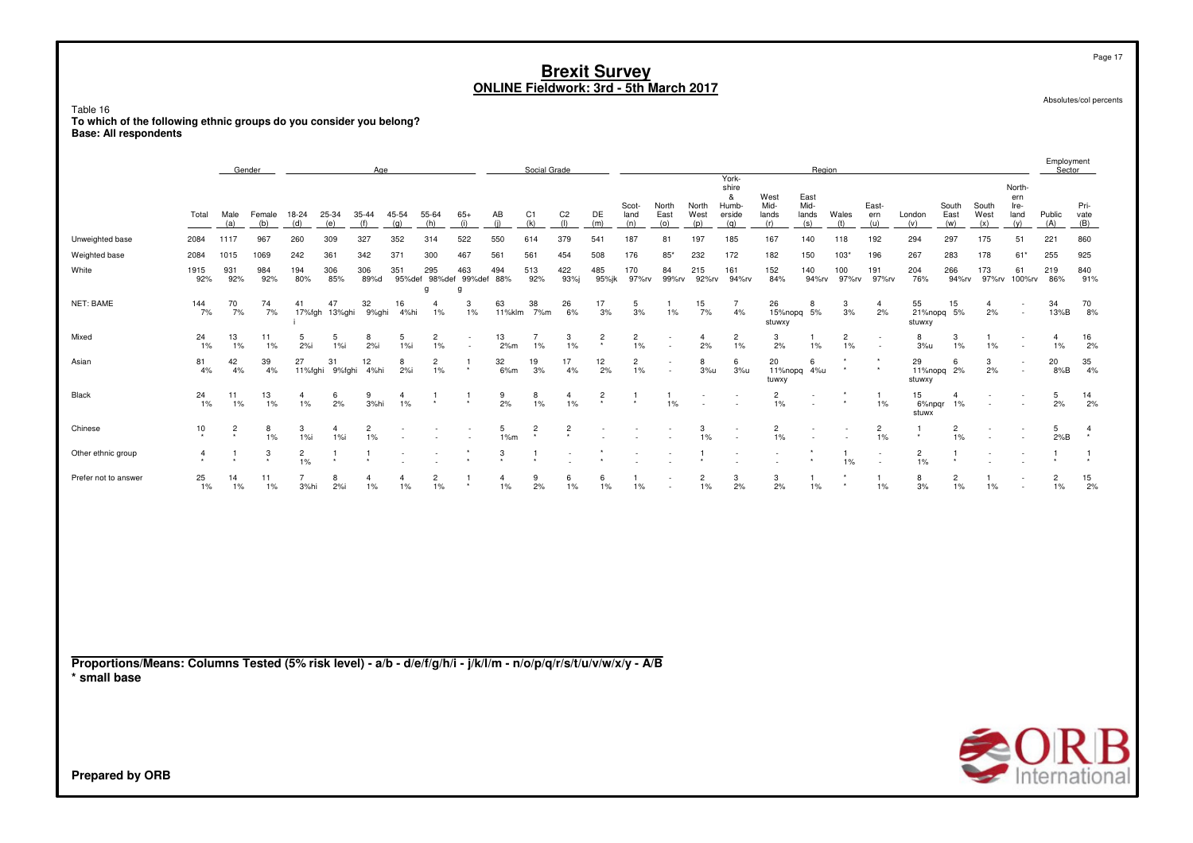# Brexit Survey
## ONLINE Fieldwork: 3rd - 5th March 2017

Absolutes/col percents

Table 16
**To which of the following ethnic groups do you consider you belong?**
**Base: All respondents**

| | Total | Gender | | Age | | | | | | Social Grade | | | | Region | | | | | | | | | | | | Employment Sector | |
|---|---|---|---|---|---|---|---|---|---|---|---|---|---|---|---|---|---|---|---|---|---|---|---|---|---|---|---|
| | Total | Male (a) | Female (b) | 18-24 (d) | 25-34 (e) | 35-44 (f) | 45-54 (g) | 55-64 (h) | 65+ (i) | AB (j) | C1 (k) | C2 (l) | DE (m) | Scot-land (n) | North East (o) | North West (p) | York-shire & Humb-erside (q) | West Mid-lands (r) | East Mid-lands (s) | Wales (t) | East-ern (u) | London (v) | South East (w) | South West (x) | North-ern Ire-land (y) | Public (A) | Pri-vate (B) |
| Unweighted base | 2084 | 1117 | 967 | 260 | 309 | 327 | 352 | 314 | 522 | 550 | 614 | 379 | 541 | 187 | 81 | 197 | 185 | 167 | 140 | 118 | 192 | 294 | 297 | 175 | 51 | 221 | 860 |
| Weighted base | 2084 | 1015 | 1069 | 242 | 361 | 342 | 371 | 300 | 467 | 561 | 561 | 454 | 508 | 176 | 85* | 232 | 172 | 182 | 150 | 103* | 196 | 267 | 283 | 178 | 61* | 255 | 925 |
| White | 1915 | 931 | 984 | 194 | 306 | 306 | 351 | 295 | 463 | 494 | 513 | 422 | 485 | 170 | 84 | 215 | 161 | 152 | 140 | 100 | 191 | 204 | 266 | 173 | 61 | 219 | 840 |
| | 92% | 92% | 92% | 80% | 85% | 89%d | 95%def | 98%def g | 99%def g | 88% | 92% | 93%j | 95%jk | 97%rv | 99%rv | 92%rv | 94%rv | 84% | 94%rv | 97%rv | 97%rv | 76% | 94%rv | 97%rv | 100%rv | 86% | 91% |
| NET: BAME | 144 | 70 | 74 | 41 | 47 | 32 | 16 | 4 | 3 | 63 | 38 | 26 | 17 | 5 | 1 | 15 | 7 | 26 | 8 | 3 | 4 | 55 | 15 | 4 | - | 34 | 70 |
| | 7% | 7% | 7% | 17%fgh i | 13%ghi | 9%ghi | 4%hi | 1% | 1% | 11%klm | 7%m | 6% | 3% | 3% | 1% | 7% | 4% | 15%nopq stuwxy | 5% | 3% | 2% | 21%nopq stuwxy | 5% | 2% | - | 13%B | 8% |
| Mixed | 24 | 13 | 11 | 5 | 5 | 8 | 5 | 2 | - | 13 | 7 | 3 | 2 | 2 | - | 4 | 2 | 3 | 1 | 2 | - | 8 | 3 | 1 | - | 4 | 16 |
| | 1% | 1% | 1% | 2%i | 1%i | 2%i | 1%i | 1% | - | 2%m | 1% | 1% | * | 1% | - | 2% | 1% | 2% | 1% | 1% | - | 3%u | 1% | 1% | - | 1% | 2% |
| Asian | 81 | 42 | 39 | 27 | 31 | 12 | 8 | 2 | 1 | 32 | 19 | 17 | 12 | 2 | - | 8 | 6 | 20 | 6 | * | * | 29 | 6 | 3 | - | 20 | 35 |
| | 4% | 4% | 4% | 11%fghi | 9%fghi | 4%hi | 2%i | 1% | * | 6%m | 3% | 4% | 2% | 1% | - | 3%u | 3%u | 11%nopq tuwxy | 4%u | * | * | 11%nopq stuwxy | 2% | 2% | - | 8%B | 4% |
| Black | 24 | 11 | 13 | 4 | 6 | 9 | 4 | 1 | 1 | 9 | 8 | 4 | 2 | 1 | 1 | - | - | 2 | - | * | 1 | 15 | 4 | - | - | 5 | 14 |
| | 1% | 1% | 1% | 1% | 2% | 3%hi | 1% | * | * | 2% | 1% | 1% | * | * | 1% | - | - | 1% | - | * | 1% | 6%npqr stuwx | 1% | - | - | 2% | 2% |
| Chinese | 10 | 2 | 8 | 3 | 4 | 2 | - | - | - | 5 | 2 | 2 | - | - | - | 3 | - | 2 | - | - | 2 | 1 | 2 | - | - | 5 | 4 |
| | * | * | 1% | 1%i | 1%i | 1% | - | - | - | 1%m | * | * | - | - | - | 1% | - | 1% | - | - | 1% | * | 1% | - | - | 2%B | * |
| Other ethnic group | 4 | 1 | 3 | 2 | 1 | 1 | - | - | * | 3 | 1 | - | * | - | - | 1 | - | - | * | 1 | - | 2 | 1 | - | - | 1 | 1 |
| | * | * | * | 1% | * | * | - | - | * | * | * | - | * | - | - | * | - | - | * | 1% | - | 1% | * | - | - | * | * |
| Prefer not to answer | 25 | 14 | 11 | 7 | 8 | 4 | 4 | 2 | 1 | 4 | 9 | 6 | 6 | 1 | - | 2 | 3 | 3 | 1 | * | 1 | 8 | 2 | 1 | - | 2 | 15 |
| | 1% | 1% | 1% | 3%hi | 2%i | 1% | 1% | 1% | * | 1% | 2% | 1% | 1% | 1% | - | 1% | 2% | 2% | 1% | * | 1% | 3% | 1% | 1% | - | 1% | 2% |

**Proportions/Means: Columns Tested (5% risk level) - a/b - d/e/f/g/h/i - j/k/l/m - n/o/p/q/r/s/t/u/v/w/x/y - A/B**
**\* small base**

**Prepared by ORB**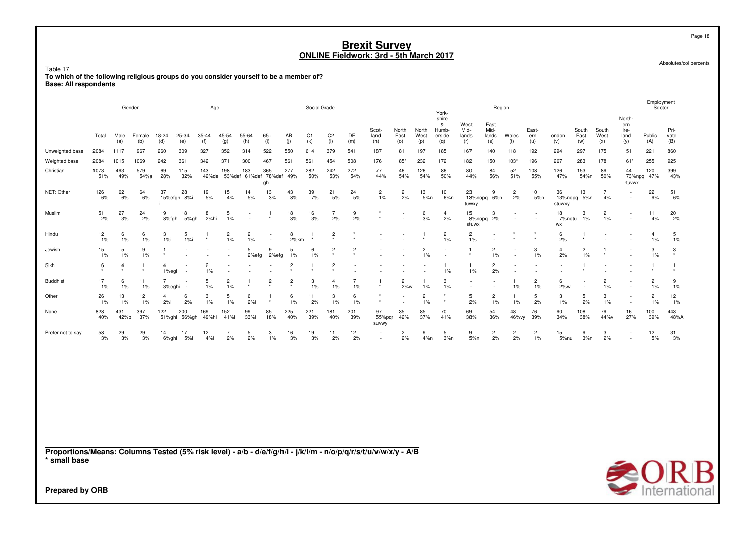# Brexit Survey
## ONLINE Fieldwork: 3rd - 5th March 2017

Absolutes/col percents

Table 17
**To which of the following religious groups do you consider yourself to be a member of?**
**Base: All respondents**

| | Total | Gender | | Age | | | | | | Social Grade | | | | Region | | | | | | | | | | | | Employment Sector | |
|---|---|---|---|---|---|---|---|---|---|---|---|---|---|---|---|---|---|---|---|---|---|---|---|---|---|---|---|
| | | Male (a) | Female (b) | 18-24 (d) | 25-34 (e) | 35-44 (f) | 45-54 (g) | 55-64 (h) | 65+ (i) | AB (j) | C1 (k) | C2 (l) | DE (m) | Scot-land (n) | North East (o) | North West (p) | York-shire & Humb-erside (q) | West Mid-lands (r) | East Mid-lands (s) | Wales (t) | East-ern (u) | London (v) | South East (w) | South West (x) | North-ern Ire-land (y) | Public (A) | Pri-vate (B) |
| Unweighted base | 2084 | 1117 | 967 | 260 | 309 | 327 | 352 | 314 | 522 | 550 | 614 | 379 | 541 | 187 | 81 | 197 | 185 | 167 | 140 | 118 | 192 | 294 | 297 | 175 | 51 | 221 | 860 |
| Weighted base | 2084 | 1015 | 1069 | 242 | 361 | 342 | 371 | 300 | 467 | 561 | 561 | 454 | 508 | 176 | 85* | 232 | 172 | 182 | 150 | 103* | 196 | 267 | 283 | 178 | 61* | 255 | 925 |
| Christian | 1073 | 493 | 579 | 69 | 115 | 143 | 198 | 183 | 365 | 277 | 282 | 242 | 272 | 77 | 46 | 126 | 86 | 80 | 84 | 52 | 108 | 126 | 153 | 89 | 44 | 120 | 399 |
| | 51% | 49% | 54%a | 28% | 32% | 42%de | 53%def | 61%def | 78%def gh | 49% | 50% | 53% | 54% | 44% | 54% | 54% | 50% | 44% | 56% | 51% | 55% | 47% | 54%n | 50% | 73%npq rtuvwx | 47% | 43% |
| NET: Other | 126 | 62 | 64 | 37 | 28 | 19 | 15 | 14 | 13 | 43 | 39 | 21 | 24 | 2 | 2 | 13 | 10 | 23 | 9 | 2 | 10 | 36 | 13 | 7 | - | 22 | 51 |
| | 6% | 6% | 6% | 15%efgh i | 8%i | 5% | 4% | 5% | 3% | 8% | 7% | 5% | 5% | 1% | 2% | 5%n | 6%n | 13%nopq tuwxy | 6%n | 2% | 5%n | 13%nopq stuwxy | 5%n | 4% | - | 9% | 6% |
| Muslim | 51 | 27 | 24 | 19 | 18 | 8 | 5 | - | 1 | 18 | 16 | 7 | 9 | * | - | 6 | 4 | 15 | 3 | - | - | 18 | 3 | 2 | - | 11 | 20 |
| | 2% | 3% | 2% | 8%fghi | 5%ghi | 2%hi | 1% | - | * | 3% | 3% | 2% | 2% | * | - | 3% | 2% | 8%nopq stuwx | 2% | - | - | 7%notu wx | 1% | 1% | - | 4% | 2% |
| Hindu | 12 | 6 | 6 | 3 | 5 | 1 | 2 | 2 | - | 8 | 1 | 2 | * | - | - | 1 | 2 | 2 | - | * | * | 6 | 1 | - | - | 4 | 5 |
| | 1% | 1% | 1% | 1%i | 1%i | * | 1% | 1% | - | 2%km | * | * | * | - | - | * | 1% | 1% | - | * | * | 2% | * | - | - | 1% | 1% |
| Jewish | 15 | 5 | 9 | 1 | - | - | - | 5 | 9 | 5 | 6 | 2 | 2 | - | - | 2 | - | 1 | 2 | - | 3 | 4 | 2 | 1 | - | 3 | 3 |
| | 1% | 1% | 1% | * | - | - | - | 2%efg | 2%efg | 1% | 1% | * | * | - | - | 1% | - | * | 1% | - | 1% | 2% | 1% | * | - | 1% | * |
| Sikh | 6 | 4 | 1 | 4 | - | 2 | - | - | - | 2 | 1 | 2 | - | - | - | - | 1 | 1 | 2 | - | - | - | 1 | - | - | 1 | 1 |
| | * | * | * | 1%egi | - | 1% | - | - | - | * | * | * | - | - | - | - | 1% | 1% | 2% | - | - | - | * | - | - | * | * |
| Buddhist | 17 | 6 | 11 | 7 | - | 5 | 2 | 1 | 2 | 2 | 3 | 4 | 7 | 1 | 2 | 1 | 3 | - | - | 1 | 2 | 6 | - | 2 | - | 2 | 9 |
| | 1% | 1% | 1% | 3%eghi | - | 1% | 1% | * | * | * | 1% | 1% | 1% | * | 2%w | 1% | 1% | - | - | 1% | 1% | 2%w | - | 1% | - | 1% | 1% |
| Other | 26 | 13 | 12 | 4 | 6 | 3 | 5 | 6 | 1 | 6 | 11 | 3 | 6 | * | - | 2 | * | 5 | 2 | 1 | 5 | 3 | 5 | 3 | - | 2 | 12 |
| | 1% | 1% | 1% | 2%i | 2% | 1% | 1% | 2%i | * | 1% | 2% | 1% | 1% | * | - | 1% | * | 2% | 1% | 1% | 2% | 1% | 2% | 1% | - | 1% | 1% |
| None | 828 | 431 | 397 | 122 | 200 | 169 | 152 | 99 | 85 | 225 | 221 | 181 | 201 | 97 | 35 | 85 | 70 | 69 | 54 | 48 | 76 | 90 | 108 | 79 | 16 | 100 | 443 |
| | 40% | 42%b | 37% | 51%ghi | 56%ghi | 49%hi | 41%i | 33%i | 18% | 40% | 39% | 40% | 39% | 55%pqr suvwy | 42% | 37% | 41% | 38% | 36% | 46%vy | 39% | 34% | 38% | 44%v | 27% | 39% | 48%A |
| Prefer not to say | 58 | 29 | 29 | 14 | 17 | 12 | 7 | 5 | 3 | 16 | 19 | 11 | 12 | - | 2 | 9 | 5 | 9 | 2 | 2 | 2 | 15 | 9 | 3 | - | 12 | 31 |
| | 3% | 3% | 3% | 6%ghi | 5%i | 4%i | 2% | 2% | 1% | 3% | 3% | 2% | 2% | - | 2% | 4%n | 3%n | 5%n | 2% | 2% | 1% | 5%nu | 3%n | 2% | - | 5% | 3% |

**Proportions/Means: Columns Tested (5% risk level) - a/b - d/e/f/g/h/i - j/k/l/m - n/o/p/q/r/s/t/u/v/w/x/y - A/B**
*** small base**

**Prepared by ORB**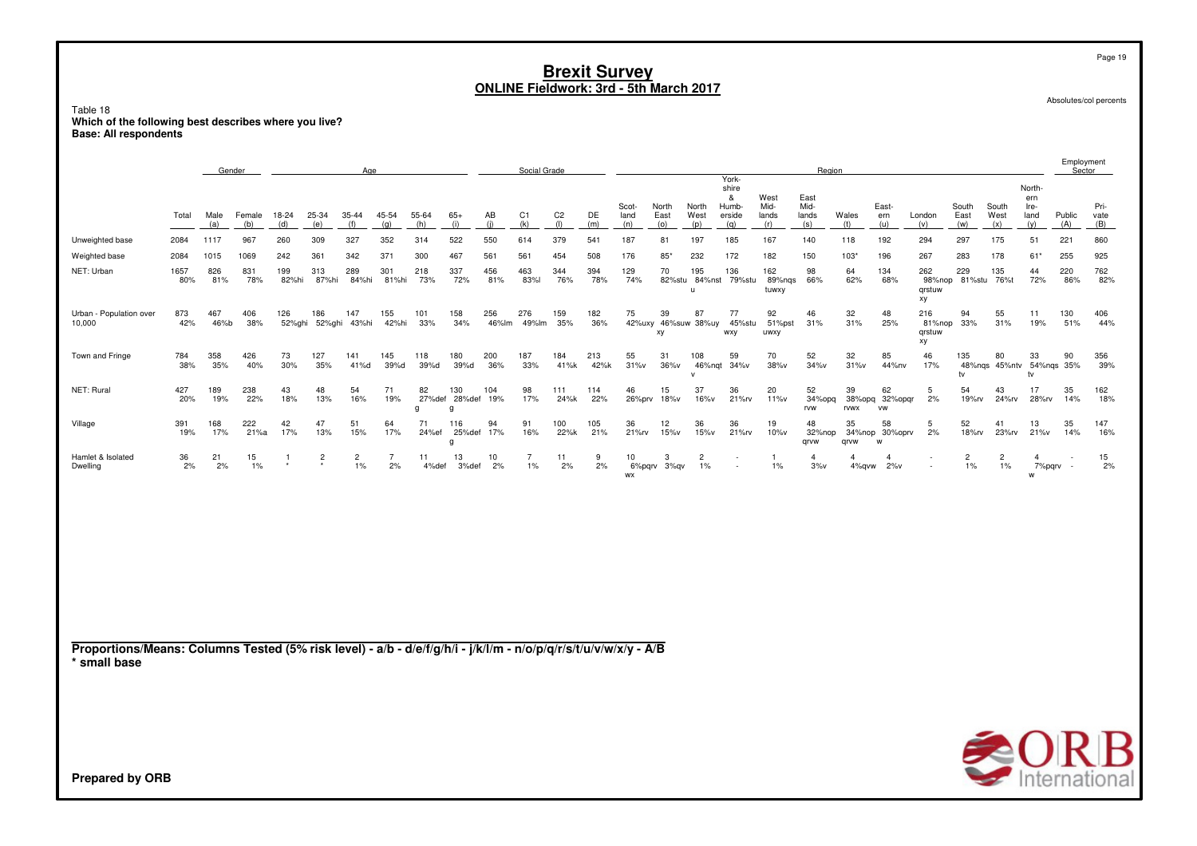# Brexit Survey
## ONLINE Fieldwork: 3rd - 5th March 2017

Absolutes/col percents

Table 18
**Which of the following best describes where you live?**
**Base: All respondents**

| | Total | Gender | | Age | | | | | | Social Grade | | | | Region | | | | | | | | | | | | Employment Sector | |
|---|---|---|---|---|---|---|---|---|---|---|---|---|---|---|---|---|---|---|---|---|---|---|---|---|---|---|---|
| | Total | Male (a) | Female (b) | 18-24 (d) | 25-34 (e) | 35-44 (f) | 45-54 (g) | 55-64 (h) | 65+ (i) | AB (j) | C1 (k) | C2 (l) | DE (m) | Scotland (n) | North East (o) | North West (p) | Yorkshire & Humberside (q) | West Midlands (r) | East Midlands (s) | Wales (t) | Eastern (u) | London (v) | South East (w) | South West (x) | Northern Ireland (y) | Public (A) | Private (B) |
| Unweighted base | 2084 | 1117 | 967 | 260 | 309 | 327 | 352 | 314 | 522 | 550 | 614 | 379 | 541 | 187 | 81 | 197 | 185 | 167 | 140 | 118 | 192 | 294 | 297 | 175 | 51 | 221 | 860 |
| Weighted base | 2084 | 1015 | 1069 | 242 | 361 | 342 | 371 | 300 | 467 | 561 | 561 | 454 | 508 | 176 | 85* | 232 | 172 | 182 | 150 | 103* | 196 | 267 | 283 | 178 | 61* | 255 | 925 |
| NET: Urban | 1657 80% | 826 81% | 831 78% | 199 82%hi | 313 87%hi | 289 84%hi | 301 81%hi | 218 73% | 337 72% | 456 81% | 463 83%l | 344 76% | 394 78% | 129 74% | 70 82%stu | 195 84%nst u | 136 79%stu | 162 89%nqs tuwxy | 98 66% | 64 62% | 134 68% | 262 98%nop qrstuw xy | 229 81%stu | 135 76%t | 44 72% | 220 86% | 762 82% |
| Urban - Population over 10,000 | 873 42% | 467 46%b | 406 38% | 126 52%ghi | 186 52%ghi | 147 43%hi | 155 42%hi | 101 33% | 158 34% | 256 46%lm | 276 49%lm | 159 35% | 182 36% | 75 42%uxy | 39 46%suw xy | 87 38%uy | 77 45%stu wxy | 92 51%pst uwxy | 46 31% | 32 31% | 48 25% | 216 81%nop qrstuw xy | 94 33% | 55 31% | 11 19% | 130 51% | 406 44% |
| Town and Fringe | 784 38% | 358 35% | 426 40% | 73 30% | 127 35% | 141 41%d | 145 39%d | 118 39%d | 180 39%d | 200 36% | 187 33% | 184 41%k | 213 42%k | 55 31%v | 31 36%v | 108 46%nqt v | 59 34%v | 70 38%v | 52 34%v | 32 31%v | 85 44%nv | 46 17% | 135 48%nqs tv | 80 45%ntv | 33 54%nqs tv | 90 35% | 356 39% |
| NET: Rural | 427 20% | 189 19% | 238 22% | 43 18% | 48 13% | 54 16% | 71 19% | 82 27%def g | 130 28%def g | 104 19% | 98 17% | 111 24%k | 114 22% | 46 26%prv | 15 18%v | 37 16%v | 36 21%rv | 20 11%v | 52 34%opq rvw | 39 38%opq rvwx | 62 32%opqr vw | 5 2% | 54 19%rv | 43 24%rv | 17 28%rv | 35 14% | 162 18% |
| Village | 391 19% | 168 17% | 222 21%a | 42 17% | 47 13% | 51 15% | 64 17% | 71 24%ef | 116 25%def g | 94 17% | 91 16% | 100 22%k | 105 21% | 36 21%rv | 12 15%v | 36 15%v | 36 21%rv | 19 10%v | 48 32%nop qrvw | 35 34%nop qrvw | 58 30%oprv w | 5 2% | 52 18%rv | 41 23%rv | 13 21%v | 35 14% | 147 16% |
| Hamlet & Isolated Dwelling | 36 2% | 21 2% | 15 1% | 1 * | 2 * | 2 1% | 7 2% | 11 4%def | 13 3%def | 10 2% | 7 1% | 11 2% | 9 2% | 10 6%pqrv wx | 3 3%qv | 2 1% | - - | 1 1% | 4 3%v | 4 4%qvw | 4 2%v | - - | 2 1% | 2 1% | 4 7%pqrv w | - - | 15 2% |

**Proportions/Means: Columns Tested (5% risk level) - a/b - d/e/f/g/h/i - j/k/l/m - n/o/p/q/r/s/t/u/v/w/x/y - A/B**
**\* small base**

**Prepared by ORB**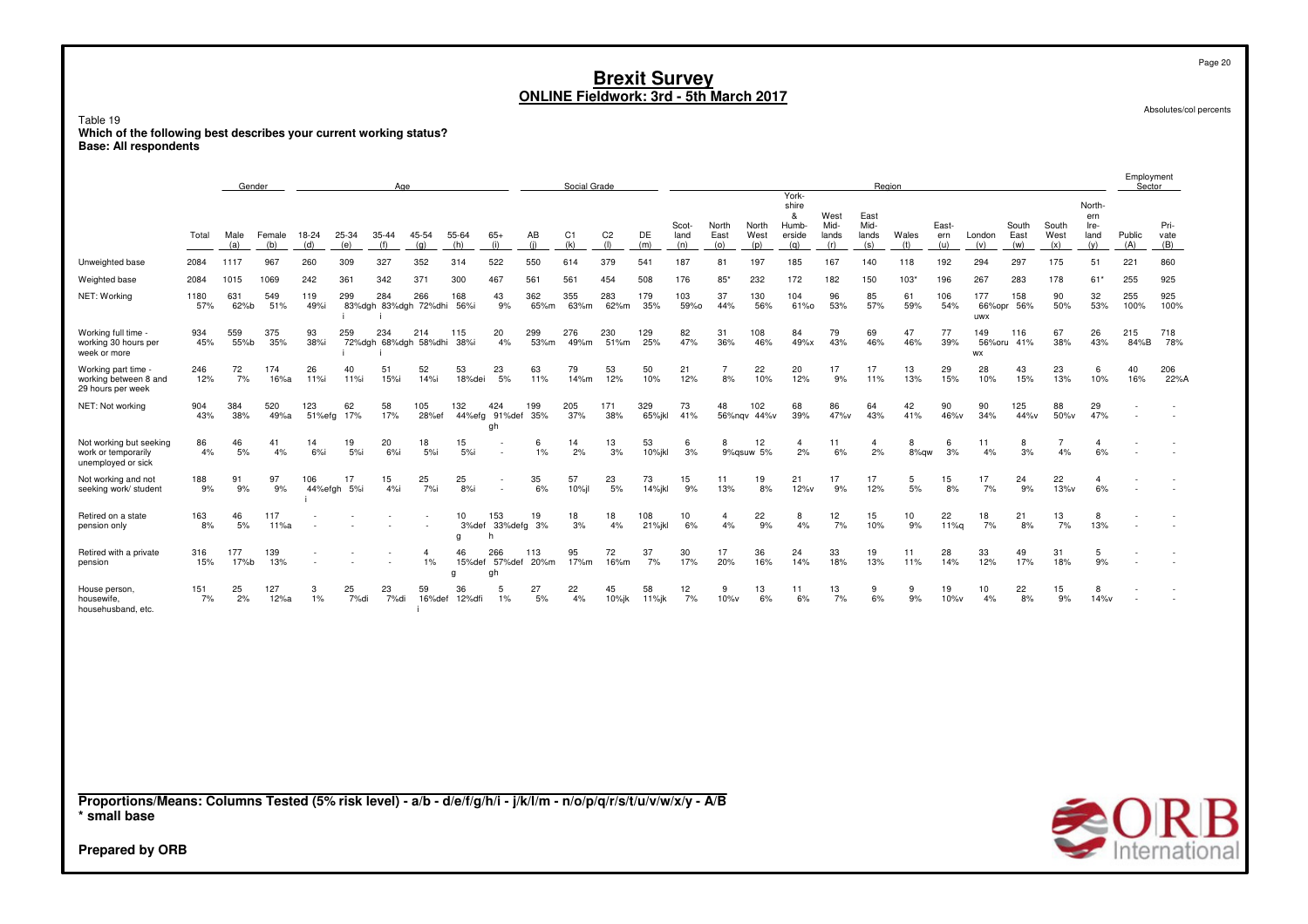# Brexit Survey
## ONLINE Fieldwork: 3rd - 5th March 2017

Absolutes/col percents

Table 19
**Which of the following best describes your current working status?**
**Base: All respondents**

| | | Gender | | Age | | | | | | Social Grade | | | | Region | | | | | | | | | | | | Employment Sector | |
|---|---|---|---|---|---|---|---|---|---|---|---|---|---|---|---|---|---|---|---|---|---|---|---|---|---|---|---|
| | Total | Male (a) | Female (b) | 18-24 (d) | 25-34 (e) | 35-44 (f) | 45-54 (g) | 55-64 (h) | 65+ (i) | AB (j) | C1 (k) | C2 (l) | DE (m) | Scot-land (n) | North East (o) | North West (p) | York-shire & Humb-erside (q) | West Mid-lands (r) | East Mid-lands (s) | Wales (t) | East-ern (u) | London (v) | South East (w) | South West (x) | North-ern Ire-land (y) | Public (A) | Pri-vate (B) |
| Unweighted base | 2084 | 1117 | 967 | 260 | 309 | 327 | 352 | 314 | 522 | 550 | 614 | 379 | 541 | 187 | 81 | 197 | 185 | 167 | 140 | 118 | 192 | 294 | 297 | 175 | 51 | 221 | 860 |
| Weighted base | 2084 | 1015 | 1069 | 242 | 361 | 342 | 371 | 300 | 467 | 561 | 561 | 454 | 508 | 176 | 85* | 232 | 172 | 182 | 150 | 103* | 196 | 267 | 283 | 178 | 61* | 255 | 925 |
| NET: Working | 1180 57% | 631 62%b | 549 51% | 119 49%i | 299 83%dgh i | 284 83%dgh i | 266 72%dhi | 168 56%i | 43 9% | 362 65%m | 355 63%m | 283 62%m | 179 35% | 103 59%o | 37 44% | 130 56% | 104 61%o | 96 53% | 85 57% | 61 59% | 106 54% | 177 66%opr uwx | 158 56% | 90 50% | 32 53% | 255 100% | 925 100% |
| Working full time - working 30 hours per week or more | 934 45% | 559 55%b | 375 35% | 93 38%i | 259 72%dgh i | 234 68%dgh i | 214 58%dhi | 115 38%i | 20 4% | 299 53%m | 276 49%m | 230 51%m | 129 25% | 82 47% | 31 36% | 108 46% | 84 49%x | 79 43% | 69 46% | 47 46% | 77 39% | 149 56%oru wx | 116 41% | 67 38% | 26 43% | 215 84%B | 718 78% |
| Working part time - working between 8 and 29 hours per week | 246 12% | 72 7% | 174 16%a | 26 11%i | 40 11%i | 51 15%i | 52 14%i | 53 18%dei | 23 5% | 63 11% | 79 14%m | 53 12% | 50 10% | 21 12% | 7 8% | 22 10% | 20 12% | 17 9% | 17 11% | 13 13% | 29 15% | 28 10% | 43 15% | 23 13% | 6 10% | 40 16% | 206 22%A |
| NET: Not working | 904 43% | 384 38% | 520 49%a | 123 51%efg | 62 17% | 58 17% | 105 28%ef | 132 44%efg | 424 91%def gh | 199 35% | 205 37% | 171 38% | 329 65%jkl | 73 41% | 48 56%nqv | 102 44%v | 68 39% | 86 47%v | 64 43% | 42 41% | 90 46%v | 90 34% | 125 44%v | 88 50%v | 29 47% | - | - |
| Not working but seeking work or temporarily unemployed or sick | 86 4% | 46 5% | 41 4% | 14 6% | 19 5%i | 20 6%i | 18 5%i | 15 5%i | - - | 6 1% | 14 2% | 13 3% | 53 10%jkl | 6 3% | 8 9%qsuw | 12 5% | 4 2% | 11 6% | 4 2% | 8 8%qw | 6 3% | 11 4% | 8 3% | 7 4% | 4 6% | - | - |
| Not working and not seeking work/ student | 188 9% | 91 9% | 97 9% | 106 44%efgh i | 17 5%i | 15 4%i | 25 7%i | 25 8%i | - - | 35 6% | 57 10%jl | 23 5% | 73 14%jkl | 15 9% | 11 13% | 19 8% | 21 12%v | 17 9% | 17 12% | 5 5% | 15 8% | 17 7% | 24 9% | 22 13%v | 4 6% | - | - |
| Retired on a state pension only | 163 8% | 46 5% | 117 11%a | - | - | - | - | 10 3%def g | 153 33%defg h | 19 3% | 18 3% | 18 4% | 108 21%jkl | 10 6% | 4 4% | 22 9% | 8 4% | 12 7% | 15 10% | 10 9% | 22 11%q | 18 7% | 21 8% | 13 7% | 8 13% | - | - |
| Retired with a private pension | 316 15% | 177 17%b | 139 13% | - | - | - | 4 1% | 46 15%def g | 266 57%def gh | 113 20%m | 95 17%m | 72 16%m | 37 7% | 30 17% | 17 20% | 36 16% | 24 14% | 33 18% | 19 13% | 11 11% | 28 14% | 33 12% | 49 17% | 31 18% | 5 9% | - | - |
| House person, housewife, househusband, etc. | 151 7% | 25 2% | 127 12%a | 3 1% | 25 7%di | 23 7%di | 59 16%def i | 36 12%dfi | 5 1% | 27 5% | 22 4% | 45 10%jk | 58 11%jk | 12 7% | 9 10%v | 13 6% | 11 6% | 13 7% | 9 6% | 9 9% | 19 10%v | 10 4% | 22 8% | 15 9% | 8 14%v | - | - |

**Proportions/Means: Columns Tested (5% risk level) - a/b - d/e/f/g/h/i - j/k/l/m - n/o/p/q/r/s/t/u/v/w/x/y - A/B**
**\* small base**

**Prepared by ORB**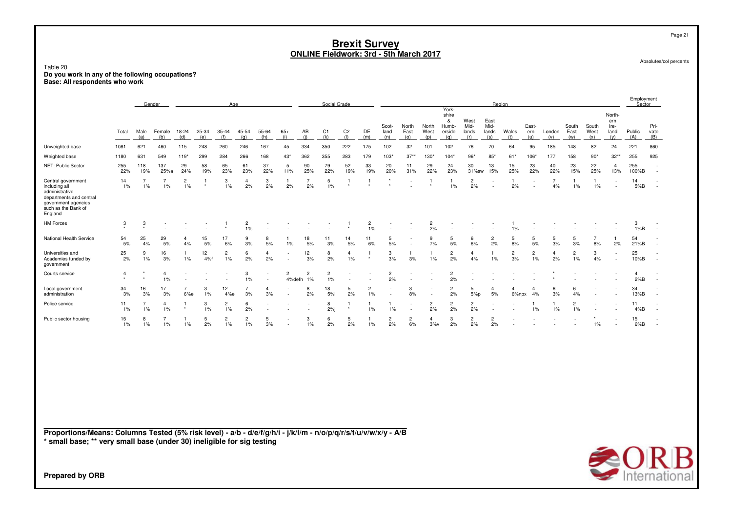# Brexit Survey

## ONLINE Fieldwork: 3rd - 5th March 2017

Absolutes/col percents

Table 20
**Do you work in any of the following occupations?**
**Base: All respondents who work**

| | Total | Gender | | Age | | | | | | Social Grade | | | | Region | | | | | | | | | | | | Employment Sector | |
|---|---|---|---|---|---|---|---|---|---|---|---|---|---|---|---|---|---|---|---|---|---|---|---|---|---|---|---|
| | | Male (a) | Female (b) | 18-24 (d) | 25-34 (e) | 35-44 (f) | 45-54 (g) | 55-64 (h) | 65+ (i) | AB (j) | C1 (k) | C2 (l) | DE (m) | Scot-land (n) | North East (o) | North West (p) | York-shire & Humb-erside (q) | West Mid-lands (r) | East Mid-lands (s) | Wales (t) | East-ern (u) | London (v) | South East (w) | South West (x) | North-ern Ire-land (y) | Public (A) | Pri-vate (B) |
| Unweighted base | 1081 | 621 | 460 | 115 | 248 | 260 | 246 | 167 | 45 | 334 | 350 | 222 | 175 | 102 | 32 | 101 | 102 | 76 | 70 | 64 | 95 | 185 | 148 | 82 | 24 | 221 | 860 |
| Weighted base | 1180 | 631 | 549 | 119* | 299 | 284 | 266 | 168 | 43* | 362 | 355 | 283 | 179 | 103* | 37** | 130* | 104* | 96* | 85* | 61* | 106* | 177 | 158 | 90* | 32** | 255 | 925 |
| NET: Public Sector | 255<br>22% | 118<br>19% | 137<br>25%a | 29<br>24% | 58<br>19% | 65<br>23% | 61<br>23% | 37<br>22% | 5<br>11% | 90<br>25% | 79<br>22% | 52<br>19% | 33<br>19% | 20<br>20% | 11<br>31% | 29<br>22% | 24<br>23% | 30<br>31%sw | 13<br>15% | 15<br>25% | 23<br>22% | 40<br>22% | 23<br>15% | 22<br>25% | 4<br>13% | 255<br>100%B | -<br>- |
| Central government including all administrative departments and central government agencies such as the Bank of England | 14<br>1% | 7<br>1% | 7<br>1% | 2<br>1% | 1<br>* | 3<br>1% | 4<br>2% | 3<br>2% | 1<br>2% | 7<br>2% | 5<br>1% | 1<br>* | 1<br>* | *<br>* | -<br>- | 1<br>* | 1<br>1% | 2<br>2% | -<br>- | 1<br>2% | -<br>- | 7<br>4% | 1<br>1% | 1<br>1% | -<br>- | 14<br>5%B | -<br>- |
| HM Forces | 3<br>* | 3<br>* | -<br>- | -<br>- | -<br>- | 1<br>* | 2<br>1% | -<br>- | -<br>- | -<br>- | -<br>- | 1<br>* | 2<br>1% | -<br>- | -<br>- | 2<br>2% | -<br>- | -<br>- | -<br>- | 1<br>1% | -<br>- | -<br>- | -<br>- | -<br>- | -<br>- | 3<br>1%B | -<br>- |
| National Health Service | 54<br>5% | 25<br>4% | 29<br>5% | 4<br>4% | 15<br>5% | 17<br>6% | 9<br>3% | 8<br>5% | 1<br>1% | 18<br>5% | 11<br>3% | 14<br>5% | 11<br>6% | 5<br>5% | -<br>- | 9<br>7% | 5<br>5% | 6<br>6% | 2<br>2% | 5<br>8% | 5<br>5% | 5<br>3% | 5<br>3% | 7<br>8% | 1<br>2% | 54<br>21%B | -<br>- |
| Universities and Academies funded by government | 25<br>2% | 9<br>1% | 16<br>3% | 1<br>1% | 12<br>4%f | 2<br>1% | 6<br>2% | 4<br>2% | -<br>- | 12<br>3% | 8<br>2% | 4<br>1% | 1<br>* | 3<br>3% | 1<br>3% | 1<br>1% | 2<br>2% | 4<br>4% | 1<br>1% | 2<br>3% | 2<br>1% | 4<br>2% | 2<br>1% | 3<br>4% | -<br>- | 25<br>10%B | -<br>- |
| Courts service | 4<br>* | *<br>* | 4<br>1% | -<br>- | -<br>- | -<br>- | 3<br>1% | -<br>- | 2<br>4%defh | 2<br>1% | 2<br>1% | -<br>- | -<br>- | 2<br>2% | -<br>- | -<br>- | 2<br>2% | -<br>- | -<br>- | -<br>- | -<br>- | *<br>* | -<br>- | -<br>- | -<br>- | 4<br>2%B | -<br>- |
| Local government administration | 34<br>3% | 16<br>3% | 17<br>3% | 7<br>6%e | 3<br>1% | 12<br>4%e | 7<br>3% | 4<br>3% | -<br>- | 8<br>2% | 18<br>5%l | 5<br>2% | 2<br>1% | -<br>- | 3<br>8% | -<br>- | 2<br>2% | 5<br>5%p | 4<br>5% | 4<br>6%npx | 4<br>4% | 6<br>3% | 6<br>4% | -<br>- | -<br>- | 34<br>13%B | -<br>- |
| Police service | 11<br>1% | 7<br>1% | 4<br>1% | 1<br>* | 3<br>1% | 2<br>1% | 6<br>2% | -<br>- | -<br>- | -<br>- | 8<br>2%j | 1<br>* | 1<br>1% | 1<br>1% | -<br>- | 2<br>2% | 2<br>2% | 2<br>2% | -<br>- | -<br>- | 1<br>1% | 1<br>1% | 2<br>1% | -<br>- | -<br>- | 11<br>4%B | -<br>- |
| Public sector housing | 15<br>1% | 8<br>1% | 7<br>1% | 1<br>1% | 5<br>2% | 2<br>1% | 2<br>1% | 5<br>3% | -<br>- | 3<br>1% | 6<br>2% | 5<br>2% | 1<br>1% | 2<br>2% | 2<br>6% | 4<br>3%v | 3<br>2% | 2<br>2% | 2<br>2% | -<br>- | -<br>- | -<br>- | -<br>- | *<br>1% | -<br>- | 15<br>6%B | -<br>- |

**Proportions/Means: Columns Tested (5% risk level) - a/b - d/e/f/g/h/i - j/k/l/m - n/o/p/q/r/s/t/u/v/w/x/y - A/B**
**\* small base; \*\* very small base (under 30) ineligible for sig testing**

**Prepared by ORB**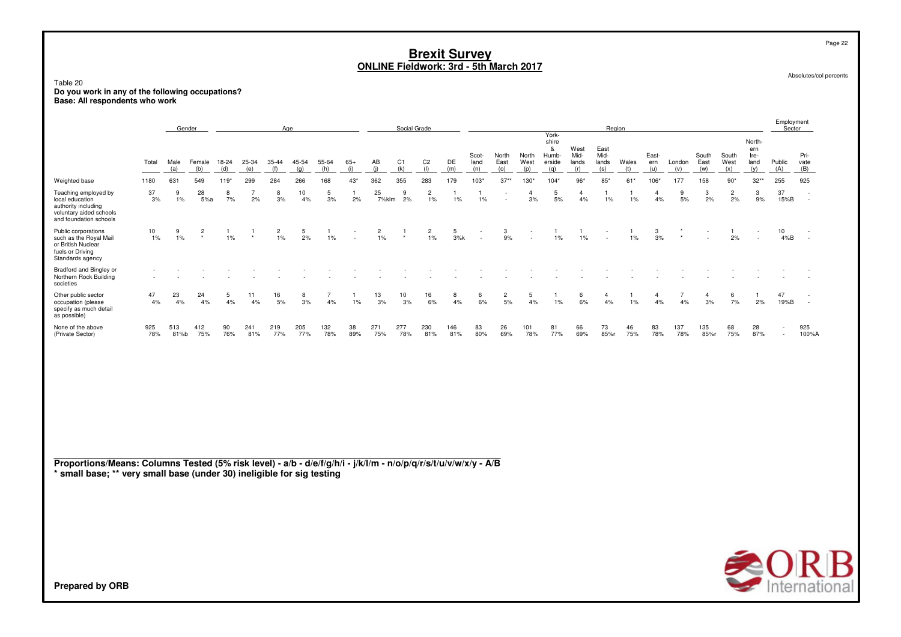# Brexit Survey

## ONLINE Fieldwork: 3rd - 5th March 2017

Absolutes/col percents

Table 20
**Do you work in any of the following occupations?**
**Base: All respondents who work**

| | Total | Gender | | Age | | | | | | Social Grade | | | | Region | | | | | | | | | | | | Employment Sector | |
|---|---|---|---|---|---|---|---|---|---|---|---|---|---|---|---|---|---|---|---|---|---|---|---|---|---|---|---|
| | | Male (a) | Female (b) | 18-24 (d) | 25-34 (e) | 35-44 (f) | 45-54 (g) | 55-64 (h) | 65+ (i) | AB (j) | C1 (k) | C2 (l) | DE (m) | Scot-land (n) | North East (o) | North West (p) | York-shire & Humb-erside (q) | West Mid-lands (r) | East Mid-lands (s) | Wales (t) | East-ern (u) | London (v) | South East (w) | South West (x) | North-ern Ire-land (y) | Public (A) | Pri-vate (B) |
| Weighted base | 1180 | 631 | 549 | 119* | 299 | 284 | 266 | 168 | 43* | 362 | 355 | 283 | 179 | 103* | 37** | 130* | 104* | 96* | 85* | 61* | 106* | 177 | 158 | 90* | 32** | 255 | 925 |
| Teaching employed by local education authority including voluntary aided schools and foundation schools | 37 | 9 | 28 | 8 | 7 | 8 | 10 | 5 | 1 | 25 | 9 | 2 | 1 | 1 | - | 4 | 5 | 4 | 1 | 1 | 4 | 9 | 3 | 2 | 3 | 37 | - |
| | 3% | 1% | 5%a | 7% | 2% | 3% | 4% | 3% | 2% | 7%klm | 2% | 1% | 1% | 1% | - | 3% | 5% | 4% | 1% | 1% | 4% | 5% | 2% | 2% | 9% | 15%B | - |
| Public corporations such as the Royal Mail or British Nuclear fuels or Driving Standards agency | 10 | 9 | 2 | 1 | 1 | 2 | 5 | 1 | - | 2 | 1 | 2 | 5 | - | 3 | - | 1 | 1 | - | 1 | 3 | * | - | 1 | - | 10 | - |
| | 1% | 1% | * | 1% | * | 1% | 2% | 1% | - | 1% | * | 1% | 3%k | - | 9% | - | 1% | 1% | - | 1% | 3% | * | - | 2% | - | 4%B | - |
| Bradford and Bingley or Northern Rock Building societies | - | - | - | - | - | - | - | - | - | - | - | - | - | - | - | - | - | - | - | - | - | - | - | - | - | - | - |
| | - | - | - | - | - | - | - | - | - | - | - | - | - | - | - | - | - | - | - | - | - | - | - | - | - | - | - |
| Other public sector occupation (please specify as much detail as possible) | 47 | 23 | 24 | 5 | 11 | 16 | 8 | 7 | 1 | 13 | 10 | 16 | 8 | 6 | 2 | 5 | 1 | 6 | 4 | 1 | 4 | 7 | 4 | 6 | 1 | 47 | - |
| | 4% | 4% | 4% | 4% | 4% | 5% | 3% | 4% | 1% | 3% | 3% | 6% | 4% | 6% | 5% | 4% | 1% | 6% | 4% | 1% | 4% | 4% | 3% | 7% | 2% | 19%B | - |
| None of the above (Private Sector) | 925 | 513 | 412 | 90 | 241 | 219 | 205 | 132 | 38 | 271 | 277 | 230 | 146 | 83 | 26 | 101 | 81 | 66 | 73 | 46 | 83 | 137 | 135 | 68 | 28 | - | 925 |
| | 78% | 81%b | 75% | 76% | 81% | 77% | 77% | 78% | 89% | 75% | 78% | 81% | 81% | 80% | 69% | 78% | 77% | 69% | 85%r | 75% | 78% | 78% | 85%r | 75% | 87% | - | 100%A |

**Proportions/Means: Columns Tested (5% risk level) - a/b - d/e/f/g/h/i - j/k/l/m - n/o/p/q/r/s/t/u/v/w/x/y - A/B**
*** small base; ** very small base (under 30) ineligible for sig testing**

**Prepared by ORB**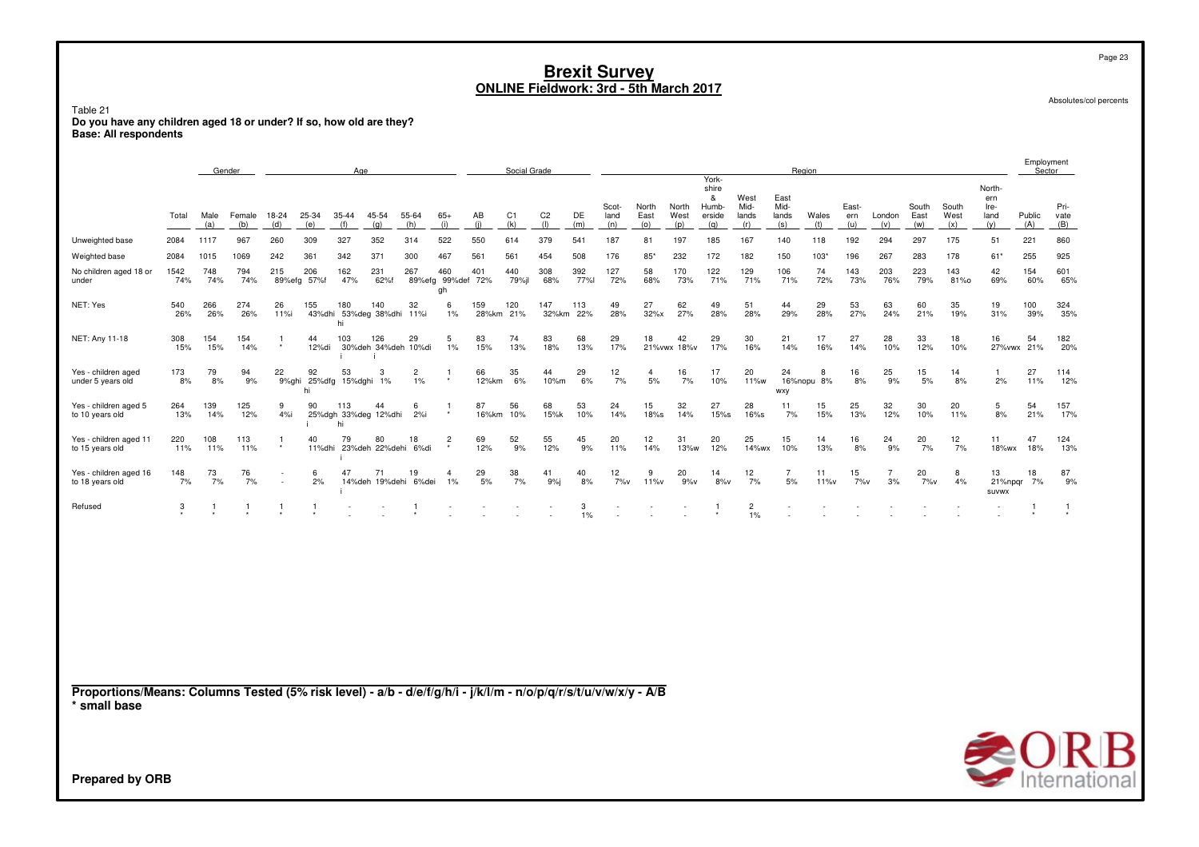# Brexit Survey
## ONLINE Fieldwork: 3rd - 5th March 2017

Absolutes/col percents

Table 21
**Do you have any children aged 18 or under? If so, how old are they?**
**Base: All respondents**

| | Total | Gender | | Age | | | | | | Social Grade | | | | Region | | | | | | | | | | | | Employment Sector | |
|---|---|---|---|---|---|---|---|---|---|---|---|---|---|---|---|---|---|---|---|---|---|---|---|---|---|---|---|
| | Total | Male (a) | Female (b) | 18-24 (d) | 25-34 (e) | 35-44 (f) | 45-54 (g) | 55-64 (h) | 65+ (i) | AB (j) | C1 (k) | C2 (l) | DE (m) | Scot-land (n) | North East (o) | North West (p) | York-shire & Humb-erside (q) | West Mid-lands (r) | East Mid-lands (s) | Wales (t) | East-ern (u) | London (v) | South East (w) | South West (x) | North-ern Ire-land (y) | Public (A) | Pri-vate (B) |
| Unweighted base | 2084 | 1117 | 967 | 260 | 309 | 327 | 352 | 314 | 522 | 550 | 614 | 379 | 541 | 187 | 81 | 197 | 185 | 167 | 140 | 118 | 192 | 294 | 297 | 175 | 51 | 221 | 860 |
| Weighted base | 2084 | 1015 | 1069 | 242 | 361 | 342 | 371 | 300 | 467 | 561 | 561 | 454 | 508 | 176 | 85* | 232 | 172 | 182 | 150 | 103* | 196 | 267 | 283 | 178 | 61* | 255 | 925 |
| No children aged 18 or under | 1542 74% | 748 74% | 794 74% | 215 89%efg | 206 57%f | 162 47% | 231 62%f | 267 89%efg | 460 99%def gh | 401 72% | 440 79%jl | 308 68% | 392 77%l | 127 72% | 58 68% | 170 73% | 122 71% | 129 71% | 106 71% | 74 72% | 143 73% | 203 76% | 223 79% | 143 81%o | 42 69% | 154 60% | 601 65% |
| NET: Yes | 540 26% | 266 26% | 274 26% | 26 11%i | 155 43%dhi | 180 53%deg hi | 140 38%dhi | 32 11%i | 6 1% | 159 28%km | 120 21% | 147 32%km | 113 22% | 49 28% | 27 32%x | 62 27% | 49 28% | 51 28% | 44 29% | 29 28% | 53 27% | 63 24% | 60 21% | 35 19% | 19 31% | 100 39% | 324 35% |
| NET: Any 11-18 | 308 15% | 154 15% | 154 14% | 1 * | 44 12%di | 103 30%deh i | 126 34%deh i | 29 10%di | 5 1% | 83 15% | 74 13% | 83 18% | 68 13% | 29 17% | 18 21%vwx | 42 18%v | 29 17% | 30 16% | 21 14% | 17 16% | 27 14% | 28 10% | 33 12% | 18 10% | 16 27%vwx | 54 21% | 182 20% |
| Yes - children aged under 5 years old | 173 8% | 79 8% | 94 9% | 22 9%ghi | 92 25%dfg hi | 53 15%dghi | 3 1% | 2 1% | 1 * | 66 12%km | 35 6% | 44 10%m | 29 6% | 12 7% | 4 5% | 16 7% | 17 10% | 20 11%w | 24 16%nopu wxy | 8 8% | 16 8% | 25 9% | 15 5% | 14 8% | 1 2% | 27 11% | 114 12% |
| Yes - children aged 5 to 10 years old | 264 13% | 139 14% | 125 12% | 9 4%i | 90 25%dgh i | 113 33%deg hi | 44 12%dhi | 6 2%i | 1 * | 87 16%km | 56 10% | 68 15%k | 53 10% | 24 14% | 15 18%s | 32 14% | 27 15%s | 28 16%s | 11 7% | 15 15% | 25 13% | 32 12% | 30 10% | 20 11% | 5 8% | 54 21% | 157 17% |
| Yes - children aged 11 to 15 years old | 220 11% | 108 11% | 113 11% | 1 * | 40 11%dhi | 79 23%deh i | 80 22%dehi | 18 6%di | 2 * | 69 12% | 52 9% | 55 12% | 45 9% | 20 11% | 12 14% | 31 13%w | 20 12% | 25 14%wx | 15 10% | 14 13% | 16 8% | 24 9% | 20 7% | 12 7% | 11 18%wx | 47 18% | 124 13% |
| Yes - children aged 16 to 18 years old | 148 7% | 73 7% | 76 7% | - - | 6 2% | 47 14%deh i | 71 19%dehi | 19 6%dei | 4 1% | 29 5% | 38 7% | 41 9%j | 40 8% | 12 7%v | 9 11%v | 20 9%v | 14 8%v | 12 7% | 7 5% | 11 11%v | 15 7%v | 7 3% | 20 7%v | 8 4% | 13 21%npqr suvwx | 18 7% | 87 9% |
| Refused | 3 * | 1 * | 1 * | 1 * | 1 * | - | - | 1 * | - | - | - | - | 3 1% | - | - | - | 1 * | 2 1% | - | - | - | - | - | - | - | 1 * | 1 * |

**Proportions/Means: Columns Tested (5% risk level) - a/b - d/e/f/g/h/i - j/k/l/m - n/o/p/q/r/s/t/u/v/w/x/y - A/B**
**\* small base**

**Prepared by ORB**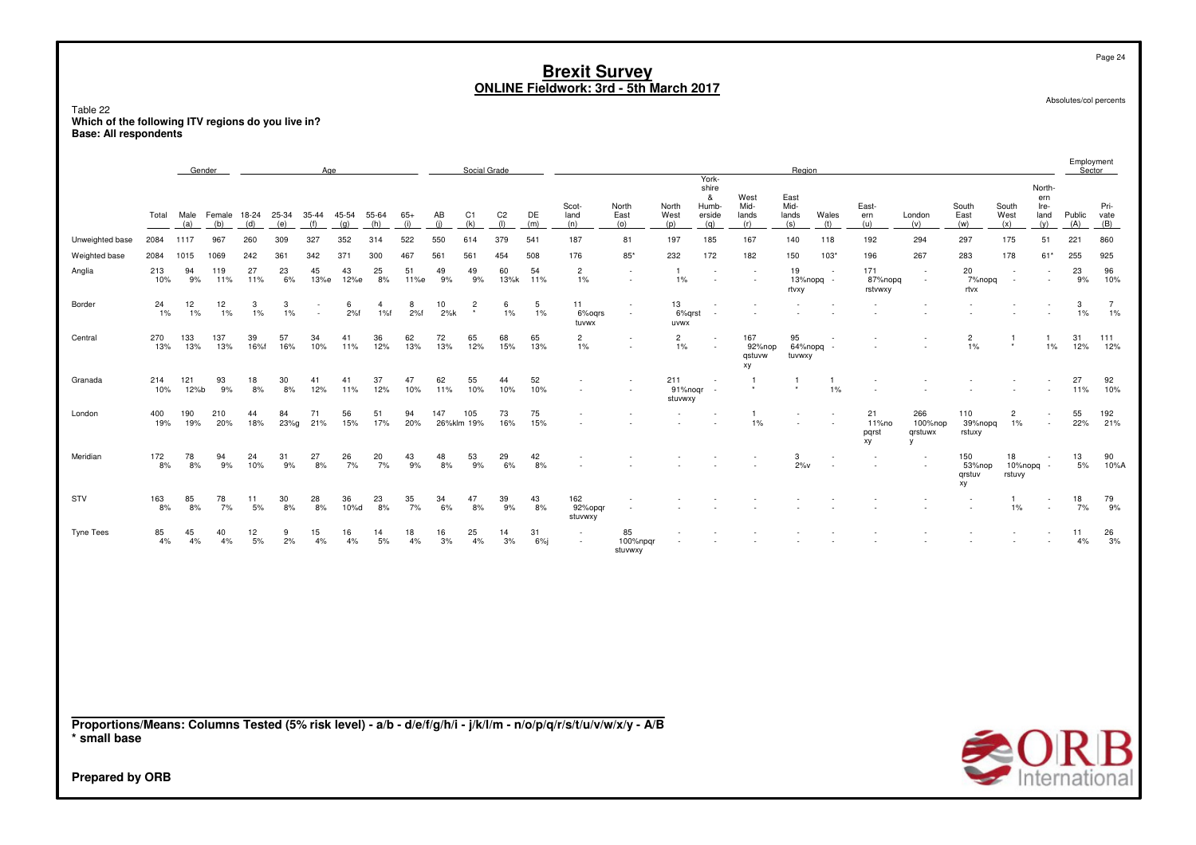# Brexit Survey
## ONLINE Fieldwork: 3rd - 5th March 2017

Absolutes/col percents

Table 22
**Which of the following ITV regions do you live in?**
**Base: All respondents**

| | Total | Gender | | Age | | | | | | Social Grade | | | | Region | | | | | | | | | | | | | Employment Sector | |
|---|---|---|---|---|---|---|---|---|---|---|---|---|---|---|---|---|---|---|---|---|---|---|---|---|---|---|---|---|
| | Total | Male (a) | Female (b) | 18-24 (d) | 25-34 (e) | 35-44 (f) | 45-54 (g) | 55-64 (h) | 65+ (i) | AB (j) | C1 (k) | C2 (l) | DE (m) | Scot-land (n) | North East (o) | North West (p) | York-shire & Humb-erside (q) | West Mid-lands (r) | East Mid-lands (s) | Wales (t) | East-ern (u) | London (v) | South East (w) | South West (x) | North-ern Ire-land (y) | Public (A) | Pri-vate (B) |
| Unweighted base | 2084 | 1117 | 967 | 260 | 309 | 327 | 352 | 314 | 522 | 550 | 614 | 379 | 541 | 187 | 81 | 197 | 185 | 167 | 140 | 118 | 192 | 294 | 297 | 175 | 51 | 221 | 860 |
| Weighted base | 2084 | 1015 | 1069 | 242 | 361 | 342 | 371 | 300 | 467 | 561 | 561 | 454 | 508 | 176 | 85* | 232 | 172 | 182 | 150 | 103* | 196 | 267 | 283 | 178 | 61* | 255 | 925 |
| Anglia | 213<br>10% | 94<br>9% | 119<br>11% | 27<br>11% | 23<br>6% | 45<br>13%e | 43<br>12%e | 25<br>8% | 51<br>11%e | 49<br>9% | 49<br>9% | 60<br>13%k | 54<br>11% | 2<br>1% | - | 1<br>1% | - | - | 19<br>13%nopq rtvxy | - | 171<br>87%nopq rstvwxy | - | 20<br>7%nopq rtvx | - | - | 23<br>9% | 96<br>10% |
| Border | 24<br>1% | 12<br>1% | 12<br>1% | 3<br>1% | 3<br>1% | - | 6<br>2%f | 4<br>1%f | 8<br>2%f | 10<br>2%k | 2<br>* | 6<br>1% | 5<br>1% | 11<br>6%oqrs tuvwx | - | 13<br>6%qrst uvwx | - | - | - | - | - | - | - | - | - | 3<br>1% | 7<br>1% |
| Central | 270<br>13% | 133<br>13% | 137<br>13% | 39<br>16%f | 57<br>16% | 34<br>10% | 41<br>11% | 36<br>12% | 62<br>13% | 72<br>13% | 65<br>12% | 68<br>15% | 65<br>13% | 2<br>1% | - | 2<br>1% | - | 167<br>92%nop qstuvw xy | 95<br>64%nopq tuvwxy | - | - | - | 2<br>1% | 1<br>* | 1<br>1% | 31<br>12% | 111<br>12% |
| Granada | 214<br>10% | 121<br>12%b | 93<br>9% | 18<br>8% | 30<br>8% | 41<br>12% | 41<br>11% | 37<br>12% | 47<br>10% | 62<br>11% | 55<br>10% | 44<br>10% | 52<br>10% | - | - | 211<br>91%noqr stuvwxy | - | 1<br>* | 1<br>* | 1<br>1% | - | - | - | - | - | 27<br>11% | 92<br>10% |
| London | 400<br>19% | 190<br>19% | 210<br>20% | 44<br>18% | 84<br>23%g | 71<br>21% | 56<br>15% | 51<br>17% | 94<br>20% | 147<br>26%klm | 105<br>19% | 73<br>16% | 75<br>15% | - | - | - | - | 1<br>1% | - | - | 21<br>11%no pqrst xy | 266<br>100%nop qrstuwx y | 110<br>39%nopq rstuxy | 2<br>1% | - | 55<br>22% | 192<br>21% |
| Meridian | 172<br>8% | 78<br>8% | 94<br>9% | 24<br>10% | 31<br>9% | 27<br>8% | 26<br>7% | 20<br>7% | 43<br>9% | 48<br>8% | 53<br>9% | 29<br>6% | 42<br>8% | - | - | - | - | - | 3<br>2%v | - | - | - | 150<br>53%nop qrstuv xy | 18<br>10%nopq rstuvy | - | 13<br>5% | 90<br>10%A |
| STV | 163<br>8% | 85<br>8% | 78<br>7% | 11<br>5% | 30<br>8% | 28<br>8% | 36<br>10%d | 23<br>8% | 35<br>7% | 34<br>6% | 47<br>8% | 39<br>9% | 43<br>8% | 162<br>92%opqr stuvwxy | - | - | - | - | - | - | - | - | - | 1<br>1% | - | 18<br>7% | 79<br>9% |
| Tyne Tees | 85<br>4% | 45<br>4% | 40<br>4% | 12<br>5% | 9<br>2% | 15<br>4% | 16<br>4% | 14<br>5% | 18<br>4% | 16<br>3% | 25<br>4% | 14<br>3% | 31<br>6%j | - | 85<br>100%npqr stuvwxy | - | - | - | - | - | - | - | - | - | - | 11<br>4% | 26<br>3% |

**Proportions/Means: Columns Tested (5% risk level) - a/b - d/e/f/g/h/i - j/k/l/m - n/o/p/q/r/s/t/u/v/w/x/y - A/B**
**\* small base**

**Prepared by ORB**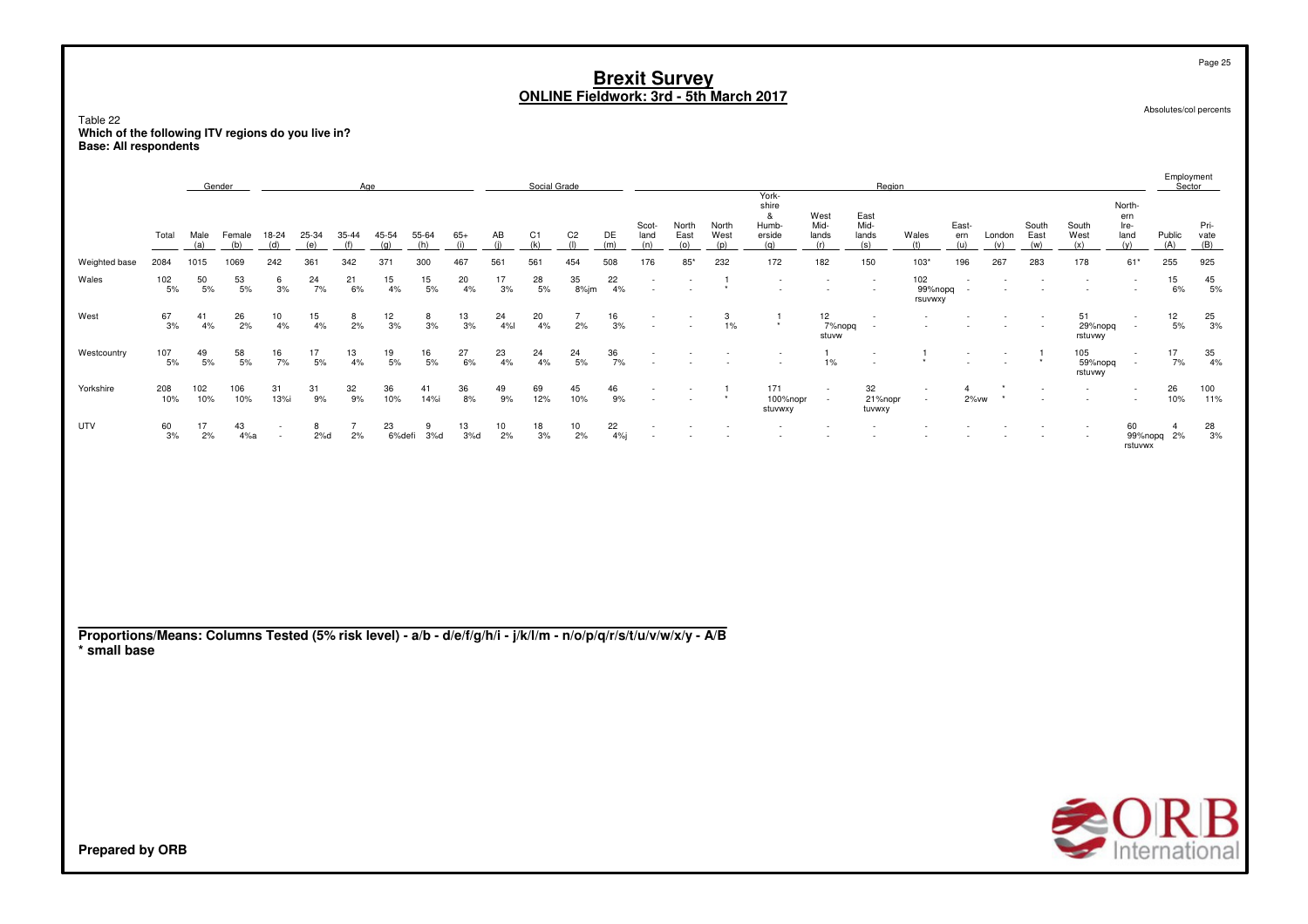# Brexit Survey
## ONLINE Fieldwork: 3rd - 5th March 2017

Absolutes/col percents

Table 22
**Which of the following ITV regions do you live in?**
**Base: All respondents**

| | Total | Gender | | Age | | | | | | Social Grade | | | | Region | | | | | | | | | | | | Employment Sector | |
|---|---|---|---|---|---|---|---|---|---|---|---|---|---|---|---|---|---|---|---|---|---|---|---|---|---|---|---|
| | | Male (a) | Female (b) | 18-24 (d) | 25-34 (e) | 35-44 (f) | 45-54 (g) | 55-64 (h) | 65+ (i) | AB (j) | C1 (k) | C2 (l) | DE (m) | Scot-land (n) | North East (o) | North West (p) | York-shire & Humb-erside (q) | West Mid-lands (r) | East Mid-lands (s) | Wales (t) | East-ern (u) | London (v) | South East (w) | South West (x) | North-ern Ire-land (y) | Public (A) | Pri-vate (B) |
| Weighted base | 2084 | 1015 | 1069 | 242 | 361 | 342 | 371 | 300 | 467 | 561 | 561 | 454 | 508 | 176 | 85* | 232 | 172 | 182 | 150 | 103* | 196 | 267 | 283 | 178 | 61* | 255 | 925 |
| Wales | 102<br>5% | 50<br>5% | 53<br>5% | 6<br>3% | 24<br>7% | 21<br>6% | 15<br>4% | 15<br>5% | 20<br>4% | 17<br>3% | 28<br>5% | 35<br>8%jm | 22<br>4% | -<br>- | -<br>- | 1<br>* | -<br>- | -<br>- | -<br>- | 102<br>99%nopq rsuvwxy | -<br>- | - | - | - | -<br>- | 15<br>6% | 45<br>5% |
| West | 67<br>3% | 41<br>4% | 26<br>2% | 10<br>4% | 15<br>4% | 8<br>2% | 12<br>3% | 8<br>3% | 13<br>3% | 24<br>4%l | 20<br>4% | 7<br>2% | 16<br>3% | -<br>- | -<br>- | 3<br>1% | 1<br>* | 12<br>7%nopq stuvw | -<br>- | - | - | - | - | 51<br>29%nopq rstuvwy | -<br>- | 12<br>5% | 25<br>3% |
| Westcountry | 107<br>5% | 49<br>5% | 58<br>5% | 16<br>7% | 17<br>5% | 13<br>4% | 19<br>5% | 16<br>5% | 27<br>6% | 23<br>4% | 24<br>4% | 24<br>5% | 36<br>7% | -<br>- | -<br>- | -<br>- | -<br>- | 1<br>1% | -<br>- | 1<br>* | - | - | 1<br>* | 105<br>59%nopq rstuvwy | -<br>- | 17<br>7% | 35<br>4% |
| Yorkshire | 208<br>10% | 102<br>10% | 106<br>10% | 31<br>13%i | 31<br>9% | 32<br>9% | 36<br>10% | 41<br>14%i | 36<br>8% | 49<br>9% | 69<br>12% | 45<br>10% | 46<br>9% | -<br>- | -<br>- | 1<br>* | 171<br>100%nopr stuvwxy | -<br>- | 32<br>21%nopr tuvwxy | -<br>- | 4<br>2%vw | *<br>* | - | - | -<br>- | 26<br>10% | 100<br>11% |
| UTV | 60<br>3% | 17<br>2% | 43<br>4%a | -<br>- | 8<br>2%d | 7<br>2% | 23<br>6%defi | 9<br>3%d | 13<br>3%d | 10<br>2% | 18<br>3% | 10<br>2% | 22<br>4%j | -<br>- | -<br>- | -<br>- | -<br>- | -<br>- | -<br>- | - | - | - | - | -<br>- | 60<br>99%nopq rstuvwx | 4<br>2% | 28<br>3% |

**Proportions/Means: Columns Tested (5% risk level) - a/b - d/e/f/g/h/i - j/k/l/m - n/o/p/q/r/s/t/u/v/w/x/y - A/B**
**\* small base**

**Prepared by ORB**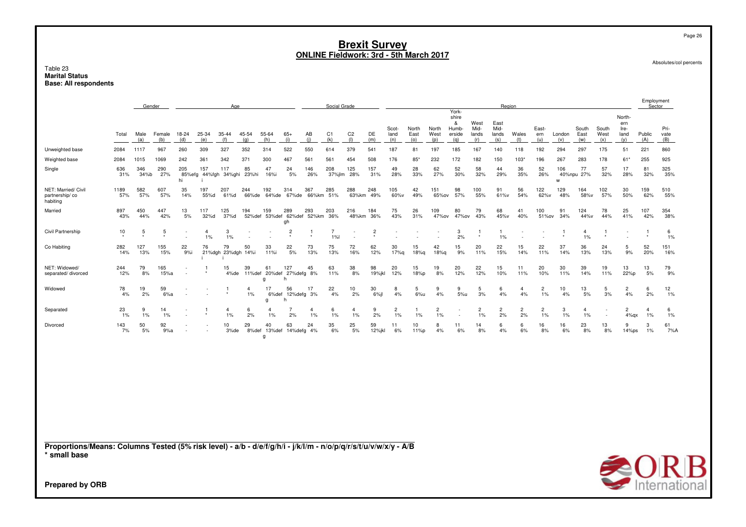# Brexit Survey
## ONLINE Fieldwork: 3rd - 5th March 2017

Absolutes/col percents

Table 23
**Marital Status**
**Base: All respondents**

| | | Gender | | Age | | | | | | Social Grade | | | | Region | | | | | | | | | | | | | Employment Sector | |
|---|---|---|---|---|---|---|---|---|---|---|---|---|---|---|---|---|---|---|---|---|---|---|---|---|---|---|---|---|
| | Total | Male (a) | Female (b) | 18-24 (d) | 25-34 (e) | 35-44 (f) | 45-54 (g) | 55-64 (h) | 65+ (i) | AB (j) | C1 (k) | C2 (l) | DE (m) | Scot-land (n) | North East (o) | North West (p) | York-shire & Humb-erside (q) | West Mid-lands (r) | East Mid-lands (s) | Wales (t) | East-ern (u) | London (v) | South East (w) | South West (x) | North-ern Ire-land (y) | Public (A) | Pri-vate (B) |
| Unweighted base | 2084 | 1117 | 967 | 260 | 309 | 327 | 352 | 314 | 522 | 550 | 614 | 379 | 541 | 187 | 81 | 197 | 185 | 167 | 140 | 118 | 192 | 294 | 297 | 175 | 51 | 221 | 860 |
| Weighted base | 2084 | 1015 | 1069 | 242 | 361 | 342 | 371 | 300 | 467 | 561 | 561 | 454 | 508 | 176 | 85* | 232 | 172 | 182 | 150 | 103* | 196 | 267 | 283 | 178 | 61* | 255 | 925 |
| Single | 636 31% | 346 34%b | 290 27% | 205 85%efg hi | 157 44%fgh i | 117 34%ghi | 85 23%hi | 47 16%i | 24 5% | 146 26% | 208 37%jlm | 125 28% | 157 31% | 49 28% | 28 33% | 62 27% | 52 30% | 58 32% | 44 29% | 36 35% | 52 26% | 106 40%npu w | 77 27% | 57 32% | 17 28% | 81 32% | 325 35% |
| NET: Married/ Civil partnership/ co habiting | 1189 57% | 582 57% | 607 57% | 35 14% | 197 55%d | 207 61%d | 244 66%de | 192 64%de | 314 67%de | 367 66%km | 285 51% | 288 63%km | 248 49% | 105 60%v | 42 49% | 151 65%ov | 98 57% | 100 55% | 91 61%v | 56 54% | 122 62%v | 129 48% | 164 58%v | 102 57% | 30 50% | 159 62% | 510 55% |
| Married | 897 43% | 450 44% | 447 42% | 13 5% | 117 32%d | 125 37%d | 194 52%def | 159 53%def | 289 62%def gh | 293 52%km | 203 36% | 216 48%km | 184 36% | 75 43% | 26 31% | 109 47%ov | 80 47%ov | 79 43% | 68 45%v | 41 40% | 100 51%ov | 91 34% | 124 44%v | 78 44% | 25 41% | 107 42% | 354 38% |
| Civil Partnership | 10 * | 5 * | 5 * | - - | 4 1% | 3 1% | - - | - - | 2 * | 1 * | 7 1%l | - - | 2 * | - - | - - | - - | 3 2% | 1 * | 1 1% | - - | - - | 1 * | 4 1% | 1 * | - - | 1 * | 6 1% |
| Co Habiting | 282 14% | 127 13% | 155 15% | 22 9%i | 76 21%dgh i | 79 23%dgh i | 50 14%i | 33 11%i | 22 5% | 73 13% | 75 13% | 72 16% | 62 12% | 30 17%q | 15 18%q | 42 18%q | 15 9% | 20 11% | 22 15% | 15 14% | 22 11% | 37 14% | 36 13% | 24 13% | 5 9% | 52 20% | 151 16% |
| NET: Widowed/ separated/ divorced | 244 12% | 79 8% | 165 15%a | - - | 1 * | 15 4%de | 39 11%def | 61 20%def g | 127 27%defg h | 45 8% | 63 11% | 38 8% | 98 19%jkl | 20 12% | 15 18%p | 19 8% | 20 12% | 22 12% | 15 10% | 11 11% | 20 10% | 30 11% | 39 14% | 19 11% | 13 22%p | 13 5% | 79 9% |
| Widowed | 78 4% | 19 2% | 59 6%a | - - | - - | 1 * | 4 1% | 17 6%def g | 56 12%defg h | 17 3% | 22 4% | 10 2% | 30 6%jl | 8 4% | 5 6%u | 9 4% | 9 5%u | 5 3% | 6 4% | 4 4% | 2 1% | 10 4% | 13 5% | 5 3% | 2 4% | 6 2% | 12 1% |
| Separated | 23 1% | 9 1% | 14 1% | - - | 1 * | 4 1% | 6 2% | 4 1% | 7 2% | 4 1% | 6 1% | 4 1% | 9 2% | 2 1% | 1 1% | 2 1% | - - | 2 1% | 2 2% | 2 2% | 2 1% | 3 1% | 4 1% | - - | 2 4%qx | 4 1% | 6 1% |
| Divorced | 143 7% | 50 5% | 92 9%a | - - | - - | 10 3%de | 29 8%def | 40 13%def g | 63 14%defg | 24 4% | 35 6% | 25 5% | 59 12%jkl | 11 6% | 10 11%p | 8 4% | 11 6% | 14 8% | 6 4% | 6 6% | 16 8% | 16 6% | 23 8% | 13 8% | 9 14%ps | 3 1% | 61 7%A |

**Proportions/Means: Columns Tested (5% risk level) - a/b - d/e/f/g/h/i - j/k/l/m - n/o/p/q/r/s/t/u/v/w/x/y - A/B**
**\* small base**

**Prepared by ORB**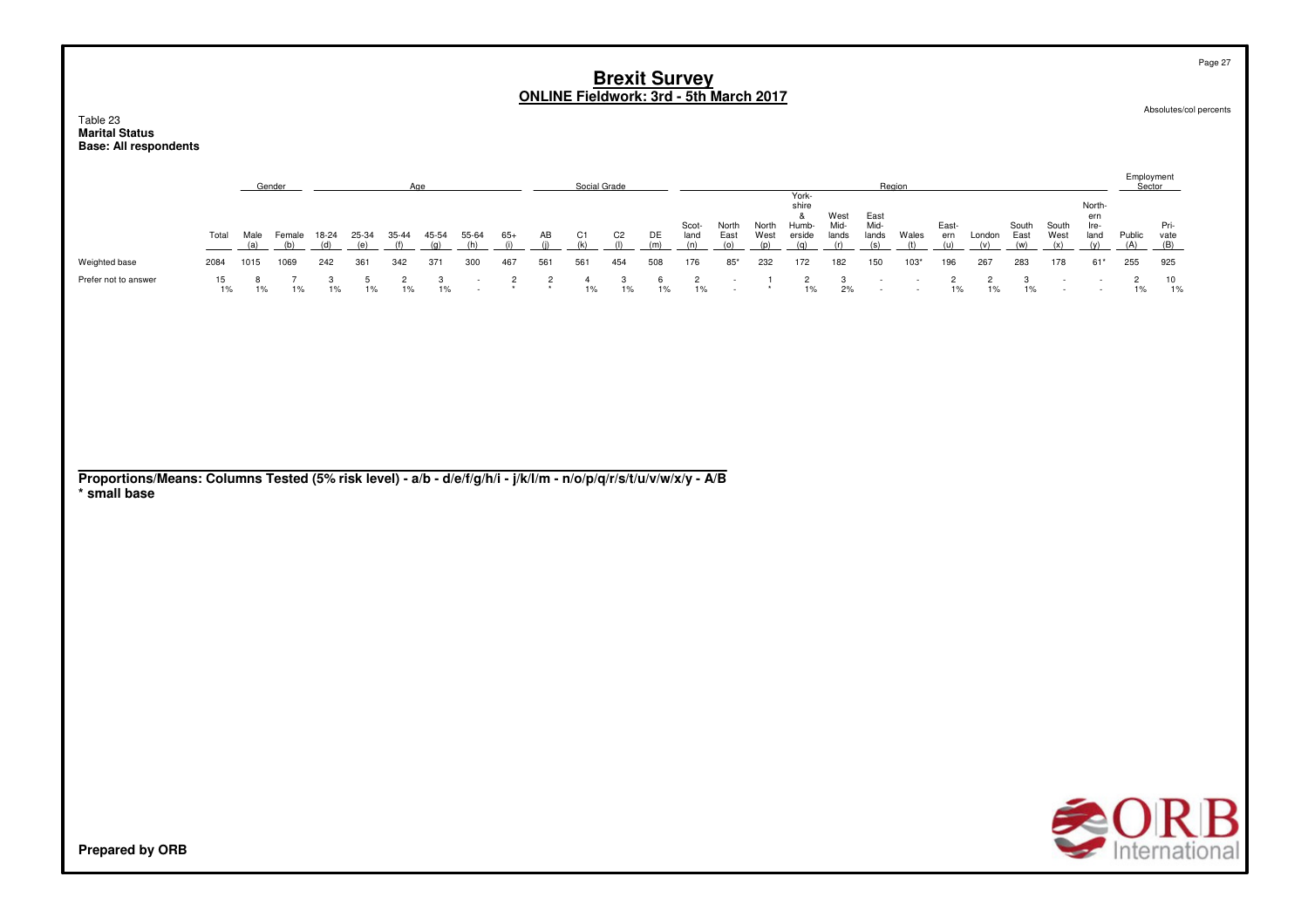# Brexit Survey
## ONLINE Fieldwork: 3rd - 5th March 2017

Absolutes/col percents

Table 23
**Marital Status**
**Base: All respondents**

| | Total | Gender | | Age | | | | | | Social Grade | | | | Region | | | | | | | | | | | | Employment Sector | |
|---|---|---|---|---|---|---|---|---|---|---|---|---|---|---|---|---|---|---|---|---|---|---|---|---|---|---|---|
| | | Male (a) | Female (b) | 18-24 (d) | 25-34 (e) | 35-44 (f) | 45-54 (g) | 55-64 (h) | 65+ (i) | AB (j) | C1 (k) | C2 (l) | DE (m) | Scot-land (n) | North East (o) | North West (p) | York-shire & Humb-erside (q) | West Mid-lands (r) | East Mid-lands (s) | Wales (t) | East-ern (u) | London (v) | South East (w) | South West (x) | North-ern Ire-land (y) | Public (A) | Pri-vate (B) |
| Weighted base | 2084 | 1015 | 1069 | 242 | 361 | 342 | 371 | 300 | 467 | 561 | 561 | 454 | 508 | 176 | 85* | 232 | 172 | 182 | 150 | 103* | 196 | 267 | 283 | 178 | 61* | 255 | 925 |
| Prefer not to answer | 15 | 8 | 7 | 3 | 5 | 2 | 3 | - | 2 | 2 | 4 | 3 | 6 | 2 | - | 1 | 2 | 3 | - | - | 2 | 2 | 3 | - | - | 2 | 10 |
| | 1% | 1% | 1% | 1% | 1% | 1% | 1% | - | * | * | 1% | 1% | 1% | 1% | - | * | 1% | 2% | - | - | 1% | 1% | 1% | - | - | 1% | 1% |

**Proportions/Means: Columns Tested (5% risk level) - a/b - d/e/f/g/h/i - j/k/l/m - n/o/p/q/r/s/t/u/v/w/x/y - A/B**
**\* small base**

**Prepared by ORB**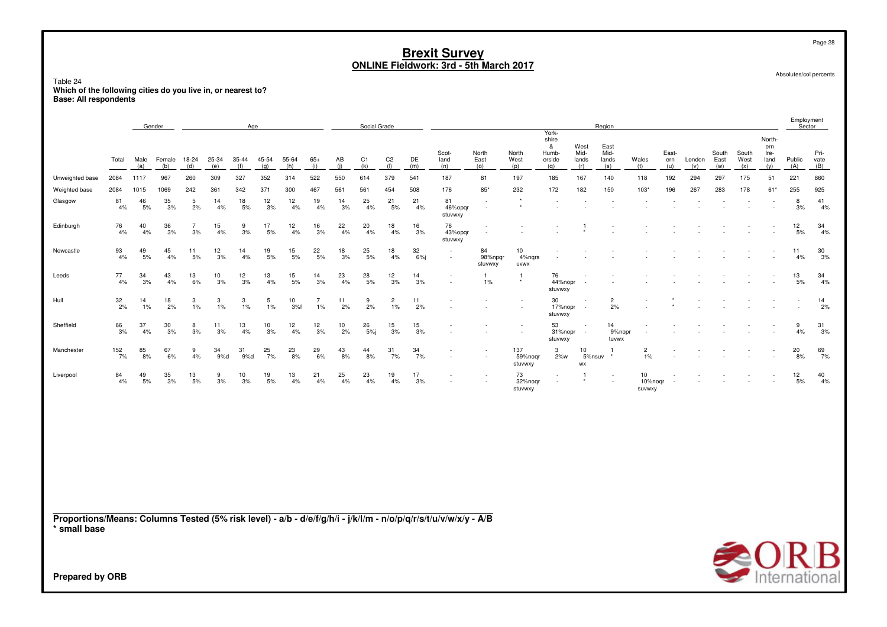# Brexit Survey
## ONLINE Fieldwork: 3rd - 5th March 2017

Absolutes/col percents

Table 24
**Which of the following cities do you live in, or nearest to?**
**Base: All respondents**

| | Total | Gender | | Age | | | | | | Social Grade | | | | Region | | | | | | | | | | | | Employment Sector | |
|---|---|---|---|---|---|---|---|---|---|---|---|---|---|---|---|---|---|---|---|---|---|---|---|---|---|---|---|
| | | Male (a) | Female (b) | 18-24 (d) | 25-34 (e) | 35-44 (f) | 45-54 (g) | 55-64 (h) | 65+ (i) | AB (j) | C1 (k) | C2 (l) | DE (m) | Scot-land (n) | North East (o) | North West (p) | York-shire & Humb-erside (q) | West Mid-lands (r) | East Mid-lands (s) | Wales (t) | East-ern (u) | London (v) | South East (w) | South West (x) | North-ern Ire-land (y) | Public (A) | Pri-vate (B) |
| Unweighted base | 2084 | 1117 | 967 | 260 | 309 | 327 | 352 | 314 | 522 | 550 | 614 | 379 | 541 | 187 | 81 | 197 | 185 | 167 | 140 | 118 | 192 | 294 | 297 | 175 | 51 | 221 | 860 |
| Weighted base | 2084 | 1015 | 1069 | 242 | 361 | 342 | 371 | 300 | 467 | 561 | 561 | 454 | 508 | 176 | 85* | 232 | 172 | 182 | 150 | 103* | 196 | 267 | 283 | 178 | 61* | 255 | 925 |
| Glasgow | 81<br>4% | 46<br>5% | 35<br>3% | 5<br>2% | 14<br>4% | 18<br>5% | 12<br>3% | 12<br>4% | 19<br>4% | 14<br>3% | 25<br>4% | 21<br>5% | 21<br>4% | 81<br>46%opqr stuvwxy | -<br>- | *<br>* | -<br>- | -<br>- | -<br>- | -<br>- | -<br>- | -<br>- | -<br>- | -<br>- | -<br>- | 8<br>3% | 41<br>4% |
| Edinburgh | 76<br>4% | 40<br>4% | 36<br>3% | 7<br>3% | 15<br>4% | 9<br>3% | 17<br>5% | 12<br>4% | 16<br>3% | 22<br>4% | 20<br>4% | 18<br>4% | 16<br>3% | 76<br>43%opqr stuvwxy | -<br>- | -<br>- | -<br>- | 1<br>* | -<br>- | -<br>- | -<br>- | -<br>- | -<br>- | -<br>- | -<br>- | 12<br>5% | 34<br>4% |
| Newcastle | 93<br>4% | 49<br>5% | 45<br>4% | 11<br>5% | 12<br>3% | 14<br>4% | 19<br>5% | 15<br>5% | 22<br>5% | 18<br>3% | 25<br>5% | 18<br>4% | 32<br>6%j | -<br>- | 84<br>98%npqr stuvwxy | 10<br>4%nqrs uvwx | -<br>- | -<br>- | -<br>- | -<br>- | -<br>- | -<br>- | -<br>- | -<br>- | -<br>- | 11<br>4% | 30<br>3% |
| Leeds | 77<br>4% | 34<br>3% | 43<br>4% | 13<br>6% | 10<br>3% | 12<br>3% | 13<br>4% | 15<br>5% | 14<br>3% | 23<br>4% | 28<br>5% | 12<br>3% | 14<br>3% | -<br>- | 1<br>1% | 1<br>* | 76<br>44%nopr stuvwxy | -<br>- | -<br>- | -<br>- | -<br>- | -<br>- | -<br>- | -<br>- | -<br>- | 13<br>5% | 34<br>4% |
| Hull | 32<br>2% | 14<br>1% | 18<br>2% | 3<br>1% | 3<br>1% | 3<br>1% | 5<br>1% | 10<br>3%f | 7<br>1% | 11<br>2% | 9<br>2% | 2<br>1% | 11<br>2% | -<br>- | -<br>- | -<br>- | 30<br>17%nopr stuvwxy | -<br>- | 2<br>2% | -<br>- | *<br>* | -<br>- | -<br>- | -<br>- | -<br>- | -<br>- | 14<br>2% |
| Sheffield | 66<br>3% | 37<br>4% | 30<br>3% | 8<br>3% | 11<br>3% | 13<br>4% | 10<br>3% | 12<br>4% | 12<br>3% | 10<br>2% | 26<br>5%j | 15<br>3% | 15<br>3% | -<br>- | -<br>- | -<br>- | 53<br>31%nopr stuvwxy | -<br>- | 14<br>9%nopr tuvwx | -<br>- | -<br>- | -<br>- | -<br>- | -<br>- | -<br>- | 9<br>4% | 31<br>3% |
| Manchester | 152<br>7% | 85<br>8% | 67<br>6% | 9<br>4% | 34<br>9%d | 31<br>9%d | 25<br>7% | 23<br>8% | 29<br>6% | 43<br>8% | 44<br>8% | 31<br>7% | 34<br>7% | -<br>- | -<br>- | 137<br>59%noqr stuvwxy | 3<br>2%w | 10<br>5%nsuv wx | 1<br>* | 2<br>1% | -<br>- | -<br>- | -<br>- | -<br>- | -<br>- | 20<br>8% | 69<br>7% |
| Liverpool | 84<br>4% | 49<br>5% | 35<br>3% | 13<br>5% | 9<br>3% | 10<br>3% | 19<br>5% | 13<br>4% | 21<br>4% | 25<br>4% | 23<br>4% | 19<br>4% | 17<br>3% | -<br>- | -<br>- | 73<br>32%noqr stuvwxy | -<br>- | 1<br>* | -<br>- | 10<br>10%noqr suvwxy | -<br>- | -<br>- | -<br>- | -<br>- | -<br>- | 12<br>5% | 40<br>4% |

**Proportions/Means: Columns Tested (5% risk level) - a/b - d/e/f/g/h/i - j/k/l/m - n/o/p/q/r/s/t/u/v/w/x/y - A/B**
**\* small base**

**Prepared by ORB**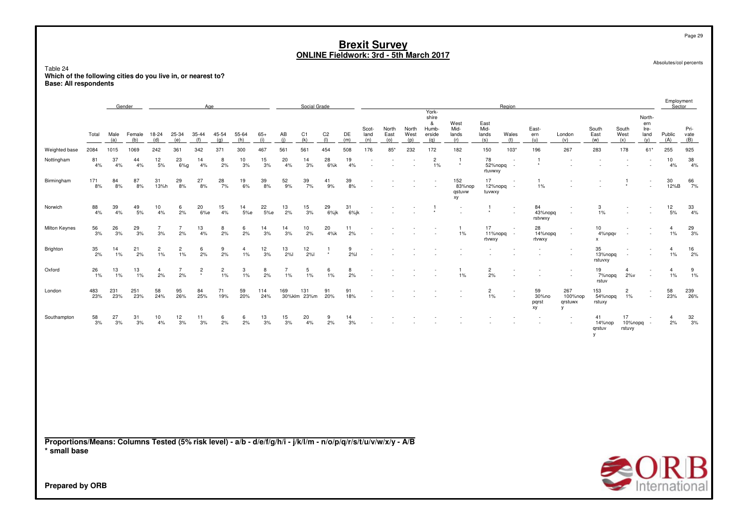# Brexit Survey
## ONLINE Fieldwork: 3rd - 5th March 2017

Absolutes/col percents

Table 24
**Which of the following cities do you live in, or nearest to?**
**Base: All respondents**

| | Total | Gender | | Age | | | | | | Social Grade | | | | Region | | | | | | | | | | | | Employment Sector | |
|---|---|---|---|---|---|---|---|---|---|---|---|---|---|---|---|---|---|---|---|---|---|---|---|---|---|---|---|
| | | Male (a) | Female (b) | 18-24 (d) | 25-34 (e) | 35-44 (f) | 45-54 (g) | 55-64 (h) | 65+ (i) | AB (j) | C1 (k) | C2 (l) | DE (m) | Scot-land (n) | North East (o) | North West (p) | York-shire & Humb-erside (q) | West Mid-lands (r) | East Mid-lands (s) | Wales (t) | East-ern (u) | London (v) | South East (w) | South West (x) | North-ern Ire-land (y) | Public (A) | Pri-vate (B) |
| Weighted base | 2084 | 1015 | 1069 | 242 | 361 | 342 | 371 | 300 | 467 | 561 | 561 | 454 | 508 | 176 | 85* | 232 | 172 | 182 | 150 | 103* | 196 | 267 | 283 | 178 | 61* | 255 | 925 |
| Nottingham | 81 | 37 | 44 | 12 | 23 | 14 | 8 | 10 | 15 | 20 | 14 | 28 | 19 | - | - | - | 2 | 1 | 78 | - | 1 | - | - | - | - | 10 | 38 |
| | 4% | 4% | 4% | 5% | 6%g | 4% | 2% | 3% | 3% | 4% | 3% | 6%k | 4% | - | - | - | 1% | * | 52%nopq rtuvwxy | - | * | - | - | - | - | 4% | 4% |
| Birmingham | 171 | 84 | 87 | 31 | 29 | 27 | 28 | 19 | 39 | 52 | 39 | 41 | 39 | - | - | - | - | 152 | 17 | - | 1 | - | - | 1 | - | 30 | 66 |
| | 8% | 8% | 8% | 13%h | 8% | 8% | 7% | 6% | 8% | 9% | 7% | 9% | 8% | - | - | - | - | 83%nop qstuvw xy | 12%nopq tuvwxy | - | 1% | - | - | * | - | 12%B | 7% |
| Norwich | 88 | 39 | 49 | 10 | 6 | 20 | 15 | 14 | 22 | 13 | 15 | 29 | 31 | - | - | - | 1 | - | 1 | - | 84 | - | 3 | - | - | 12 | 33 |
| | 4% | 4% | 5% | 4% | 2% | 6%e | 4% | 5%e | 5%e | 2% | 3% | 6%jk | 6%jk | - | - | - | * | - | * | - | 43%nopq rstvwxy | - | 1% | - | - | 5% | 4% |
| Milton Keynes | 56 | 26 | 29 | 7 | 7 | 13 | 8 | 6 | 14 | 14 | 10 | 20 | 11 | - | - | - | - | 1 | 17 | - | 28 | - | 10 | - | - | 4 | 29 |
| | 3% | 3% | 3% | 3% | 2% | 4% | 2% | 2% | 3% | 3% | 2% | 4%k | 2% | - | - | - | - | 1% | 11%nopq rtvwxy | - | 14%nopq rtvwxy | - | 4%npqv x | - | - | 1% | 3% |
| Brighton | 35 | 14 | 21 | 2 | 2 | 6 | 9 | 4 | 12 | 13 | 12 | 1 | 9 | - | - | - | - | - | - | - | - | - | 35 | - | - | 4 | 16 |
| | 2% | 1% | 2% | 1% | 1% | 2% | 2% | 1% | 3% | 2%l | 2%l | * | 2%l | - | - | - | - | - | - | - | - | - | 13%nopq rstuvxy | - | - | 1% | 2% |
| Oxford | 26 | 13 | 13 | 4 | 7 | 2 | 2 | 3 | 8 | 7 | 5 | 6 | 8 | - | - | - | - | 1 | 2 | - | - | - | 19 | 4 | - | 4 | 9 |
| | 1% | 1% | 1% | 2% | 2% | * | 1% | 1% | 2% | 1% | 1% | 1% | 2% | - | - | - | - | 1% | 2% | - | - | - | 7%nopq rstuv | 2%v | - | 1% | 1% |
| London | 483 | 231 | 251 | 58 | 95 | 84 | 71 | 59 | 114 | 169 | 131 | 91 | 91 | - | - | - | - | - | 2 | - | 59 | 267 | 153 | 2 | - | 58 | 239 |
| | 23% | 23% | 23% | 24% | 26% | 25% | 19% | 20% | 24% | 30%klm | 23%m | 20% | 18% | - | - | - | - | - | 1% | - | 30%no pqrst xy | 100%nop qrstuwx y | 54%nopq rstuxy | 1% | - | 23% | 26% |
| Southampton | 58 | 27 | 31 | 10 | 12 | 11 | 6 | 6 | 13 | 15 | 20 | 9 | 14 | - | - | - | - | - | - | - | - | - | 41 | 17 | - | 4 | 32 |
| | 3% | 3% | 3% | 4% | 3% | 3% | 2% | 2% | 3% | 3% | 4% | 2% | 3% | - | - | - | - | - | - | - | - | - | 14%nop qrstuv y | 10%nopq rstuvy | - | 2% | 3% |

**Proportions/Means: Columns Tested (5% risk level) - a/b - d/e/f/g/h/i - j/k/l/m - n/o/p/q/r/s/t/u/v/w/x/y - A/B**
**\* small base**

**Prepared by ORB**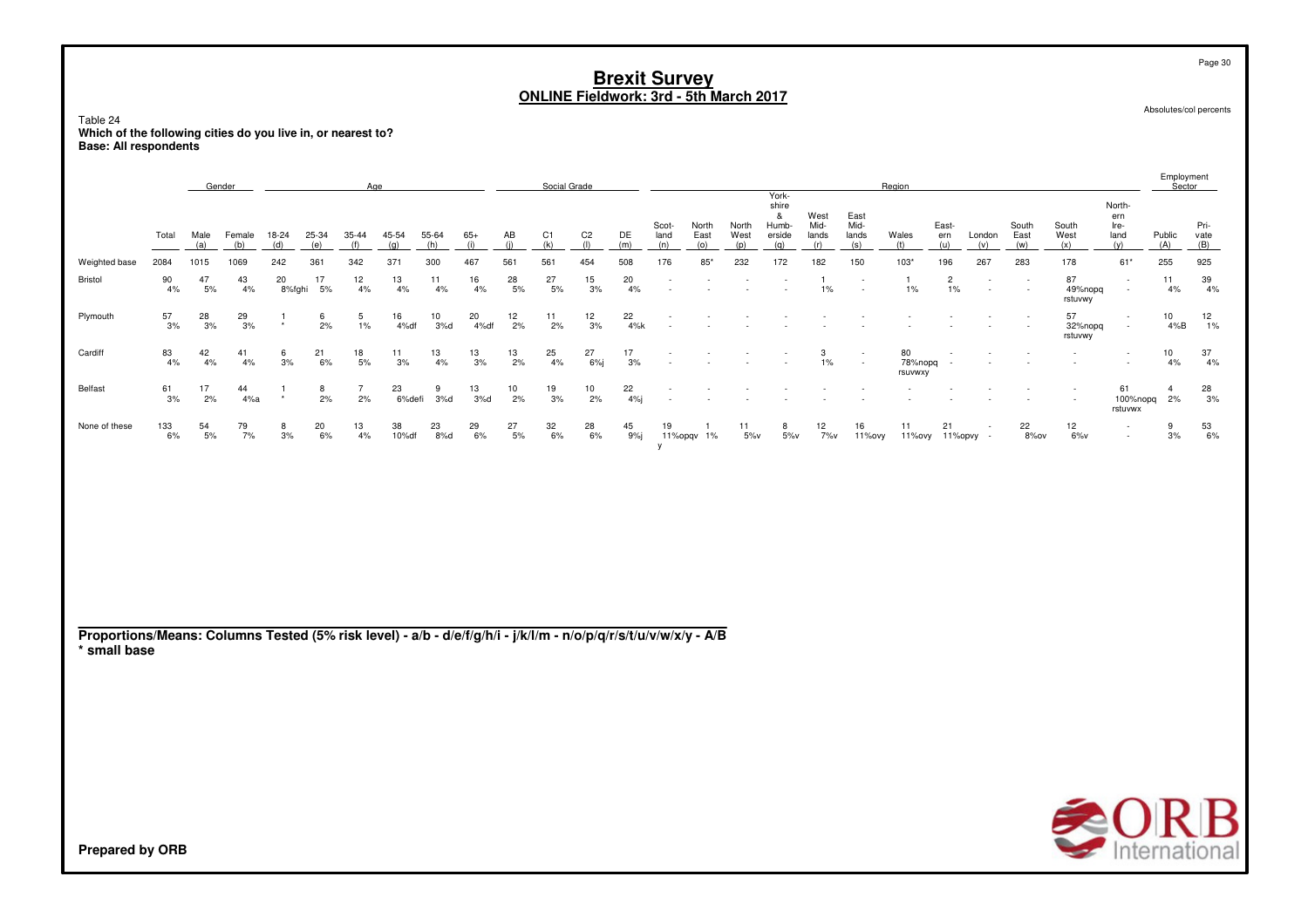# Brexit Survey
## ONLINE Fieldwork: 3rd - 5th March 2017

Absolutes/col percents

Table 24
**Which of the following cities do you live in, or nearest to?**
**Base: All respondents**

| | Total | Gender | | Age | | | | | | Social Grade | | | | Region | | | | | | | | | | | | Employment Sector | |
|---|---|---|---|---|---|---|---|---|---|---|---|---|---|---|---|---|---|---|---|---|---|---|---|---|---|---|---|
| | | Male (a) | Female (b) | 18-24 (d) | 25-34 (e) | 35-44 (f) | 45-54 (g) | 55-64 (h) | 65+ (i) | AB (j) | C1 (k) | C2 (l) | DE (m) | Scotland (n) | North East (o) | North West (p) | Yorkshire & Humberside (q) | West Midlands (r) | East Midlands (s) | Wales (t) | Eastern (u) | London (v) | South East (w) | South West (x) | Northern Ireland (y) | Public (A) | Private (B) |
| Weighted base | 2084 | 1015 | 1069 | 242 | 361 | 342 | 371 | 300 | 467 | 561 | 561 | 454 | 508 | 176 | 85* | 232 | 172 | 182 | 150 | 103* | 196 | 267 | 283 | 178 | 61* | 255 | 925 |
| Bristol | 90 4% | 47 5% | 43 4% | 20 8%fghi | 17 5% | 12 4% | 13 4% | 11 4% | 16 4% | 28 5% | 27 5% | 15 3% | 20 4% | - | - | - | - | 1 1% | - | 1 1% | 2 1% | - | - | 87 49%nopqrstuvwy | - | 11 4% | 39 4% |
| Plymouth | 57 3% | 28 3% | 29 3% | 1 * | 6 2% | 5 1% | 16 4%df | 10 3%d | 20 4%df | 12 2% | 11 2% | 12 3% | 22 4%k | - | - | - | - | - | - | - | - | - | - | 57 32%nopqrstuvwy | - | 10 4%B | 12 1% |
| Cardiff | 83 4% | 42 4% | 41 4% | 6 3% | 21 6% | 18 5% | 11 3% | 13 4% | 13 3% | 13 2% | 25 4% | 27 6%j | 17 3% | - | - | - | - | 3 1% | - | 80 78%nopqrsuvwxy | - | - | - | - | - | 10 4% | 37 4% |
| Belfast | 61 3% | 17 2% | 44 4%a | 1 * | 8 2% | 7 2% | 23 6%defi | 9 3%d | 13 3%d | 10 2% | 19 3% | 10 2% | 22 4%j | - | - | - | - | - | - | - | - | - | - | - | 61 100%nopqrstuvwx | 4 2% | 28 3% |
| None of these | 133 6% | 54 5% | 79 7% | 8 3% | 20 6% | 13 4% | 38 10%df | 23 8%d | 29 6% | 27 5% | 32 6% | 28 6% | 45 9%j | 19 11%opqvy | 1 1% | 11 5%v | 8 5%v | 12 7%v | 16 11%ovy | 11 11%ovy | 21 11%opvy | - | 22 8%ov | 12 6%v | - | 9 3% | 53 6% |

**Proportions/Means: Columns Tested (5% risk level) - a/b - d/e/f/g/h/i - j/k/l/m - n/o/p/q/r/s/t/u/v/w/x/y - A/B**
**\* small base**

**Prepared by ORB**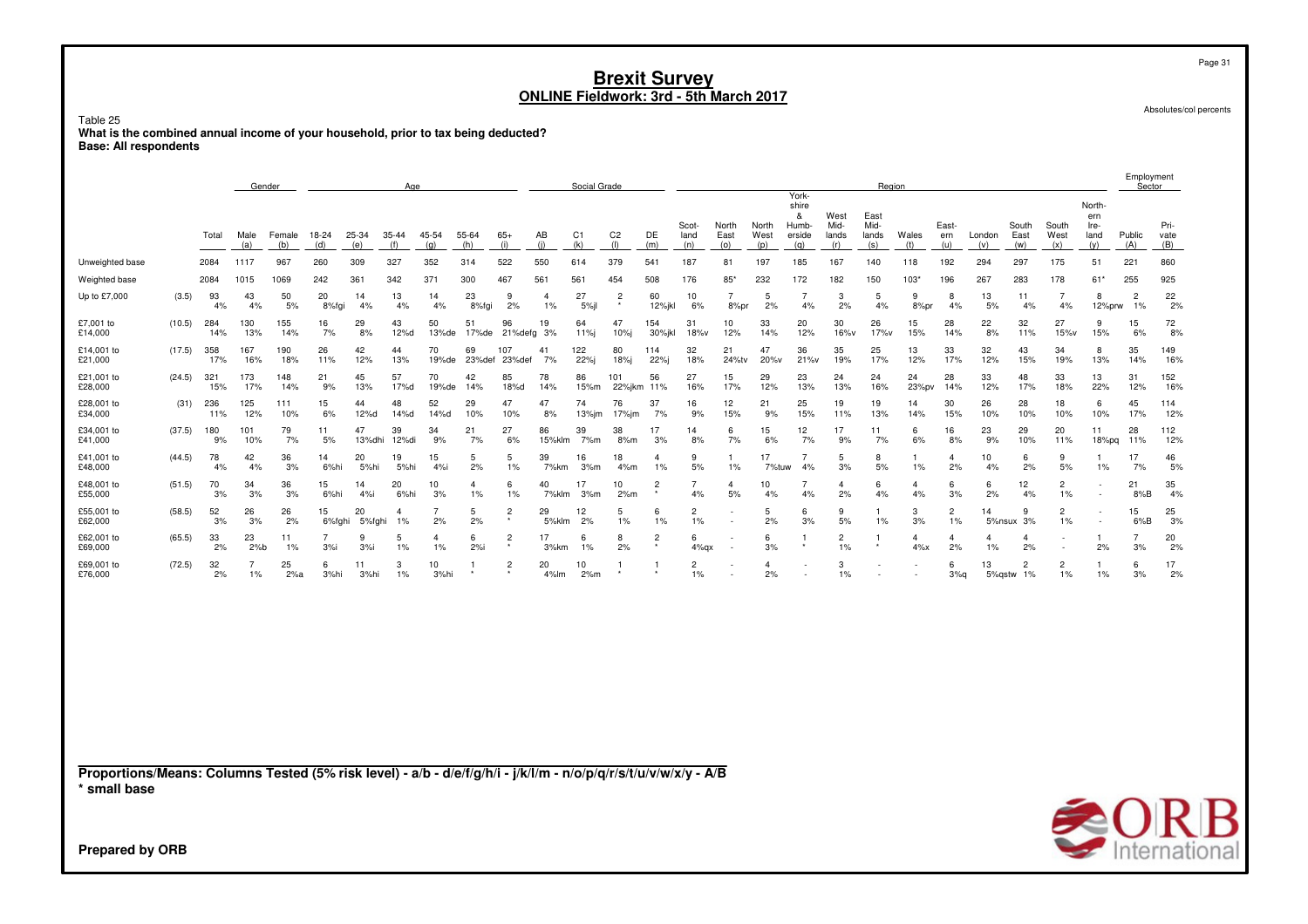# Brexit Survey
## ONLINE Fieldwork: 3rd - 5th March 2017

Absolutes/col percents

Table 25
**What is the combined annual income of your household, prior to tax being deducted?**
**Base: All respondents**

| | | | Gender | | Age | | | | | | Social Grade | | | | Region | | | | | | | | | | | | Employment Sector | |
|---|---|---|---|---|---|---|---|---|---|---|---|---|---|---|---|---|---|---|---|---|---|---|---|---|---|---|---|---|
| | | Total | Male (a) | Female (b) | 18-24 (d) | 25-34 (e) | 35-44 (f) | 45-54 (g) | 55-64 (h) | 65+ (i) | AB (j) | C1 (k) | C2 (l) | DE (m) | Scot-land (n) | North East (o) | North West (p) | York-shire & Humb-erside (q) | West Mid-lands (r) | East Mid-lands (s) | Wales (t) | East-ern (u) | London (v) | South East (w) | South West (x) | North-ern Ire-land (y) | Public (A) | Pri-vate (B) |
| Unweighted base | | 2084 | 1117 | 967 | 260 | 309 | 327 | 352 | 314 | 522 | 550 | 614 | 379 | 541 | 187 | 81 | 197 | 185 | 167 | 140 | 118 | 192 | 294 | 297 | 175 | 51 | 221 | 860 |
| Weighted base | | 2084 | 1015 | 1069 | 242 | 361 | 342 | 371 | 300 | 467 | 561 | 561 | 454 | 508 | 176 | 85* | 232 | 172 | 182 | 150 | 103* | 196 | 267 | 283 | 178 | 61* | 255 | 925 |
| Up to £7,000 | (3.5) | 93 | 43 | 50 | 20 | 14 | 13 | 14 | 23 | 9 | 4 | 27 | 2 | 60 | 10 | 7 | 5 | 7 | 3 | 5 | 9 | 8 | 13 | 11 | 7 | 8 | 2 | 22 |
| | | 4% | 4% | 5% | 8%fgi | 4% | 4% | 4% | 8%fgi | 2% | 1% | 5%jl | * | 12%jkl | 6% | 8%pr | 2% | 4% | 2% | 4% | 8%pr | 4% | 5% | 4% | 4% | 12%prw | 1% | 2% |
| £7,001 to £14,000 | (10.5) | 284 | 130 | 155 | 16 | 29 | 43 | 50 | 51 | 96 | 19 | 64 | 47 | 154 | 31 | 10 | 33 | 20 | 30 | 26 | 15 | 28 | 22 | 32 | 27 | 9 | 15 | 72 |
| | | 14% | 13% | 14% | 7% | 8% | 12%d | 13%de | 17%de | 21%defg | 3% | 11%j | 10%j | 30%jkl | 18%v | 12% | 14% | 12% | 16%v | 17%v | 15% | 14% | 8% | 11% | 15%v | 15% | 6% | 8% |
| £14,001 to £21,000 | (17.5) | 358 | 167 | 190 | 26 | 42 | 44 | 70 | 69 | 107 | 41 | 122 | 80 | 114 | 32 | 21 | 47 | 36 | 35 | 25 | 13 | 33 | 32 | 43 | 34 | 8 | 35 | 149 |
| | | 17% | 16% | 18% | 11% | 12% | 13% | 19%de | 23%def | 23%def | 7% | 22%j | 18%j | 22%j | 18% | 24%tv | 20%v | 21%v | 19% | 17% | 12% | 17% | 12% | 15% | 19% | 13% | 14% | 16% |
| £21,001 to £28,000 | (24.5) | 321 | 173 | 148 | 21 | 45 | 57 | 70 | 42 | 85 | 78 | 86 | 101 | 56 | 27 | 15 | 29 | 23 | 24 | 24 | 24 | 28 | 33 | 48 | 33 | 13 | 31 | 152 |
| | | 15% | 17% | 14% | 9% | 13% | 17%d | 19%de | 14% | 18%d | 14% | 15%m | 22%jkm | 11% | 16% | 17% | 12% | 13% | 13% | 16% | 23%pv | 14% | 12% | 17% | 18% | 22% | 12% | 16% |
| £28,001 to £34,000 | (31) | 236 | 125 | 111 | 15 | 44 | 48 | 52 | 29 | 47 | 47 | 74 | 76 | 37 | 16 | 12 | 21 | 25 | 19 | 19 | 14 | 30 | 26 | 28 | 18 | 6 | 45 | 114 |
| | | 11% | 12% | 10% | 6% | 12%d | 14%d | 14%d | 10% | 10% | 8% | 13%jm | 17%jm | 7% | 9% | 15% | 9% | 15% | 11% | 13% | 14% | 15% | 10% | 10% | 10% | 10% | 17% | 12% |
| £34,001 to £41,000 | (37.5) | 180 | 101 | 79 | 11 | 47 | 39 | 34 | 21 | 27 | 86 | 39 | 38 | 17 | 14 | 6 | 15 | 12 | 17 | 11 | 6 | 16 | 23 | 29 | 20 | 11 | 28 | 112 |
| | | 9% | 10% | 7% | 5% | 13%dhi | 12%di | 9% | 7% | 6% | 15%klm | 7%m | 8%m | 3% | 8% | 7% | 6% | 7% | 9% | 7% | 6% | 8% | 9% | 10% | 11% | 18%pq | 11% | 12% |
| £41,001 to £48,000 | (44.5) | 78 | 42 | 36 | 14 | 20 | 19 | 15 | 5 | 5 | 39 | 16 | 18 | 4 | 9 | 1 | 17 | 7 | 5 | 8 | 1 | 4 | 10 | 6 | 9 | 1 | 17 | 46 |
| | | 4% | 4% | 3% | 6%hi | 5%hi | 5%hi | 4%i | 2% | 1% | 7%km | 3%m | 4%m | 1% | 5% | 1% | 7%tuw | 4% | 3% | 5% | 1% | 2% | 4% | 2% | 5% | 1% | 7% | 5% |
| £48,001 to £55,000 | (51.5) | 70 | 34 | 36 | 15 | 14 | 20 | 10 | 4 | 6 | 40 | 17 | 10 | 2 | 7 | 4 | 10 | 7 | 4 | 6 | 4 | 6 | 6 | 12 | 2 | - | 21 | 35 |
| | | 3% | 3% | 3% | 6%hi | 4%i | 6%hi | 3% | 1% | 1% | 7%klm | 3%m | 2%m | * | 4% | 5% | 4% | 4% | 2% | 4% | 4% | 3% | 2% | 4% | 1% | - | 8%B | 4% |
| £55,001 to £62,000 | (58.5) | 52 | 26 | 26 | 15 | 20 | 4 | 7 | 5 | 2 | 29 | 12 | 5 | 6 | 2 | - | 5 | 6 | 9 | 1 | 3 | 2 | 14 | 9 | 2 | - | 15 | 25 |
| | | 3% | 3% | 2% | 6%fghi | 5%fghi | 1% | 2% | 2% | * | 5%klm | 2% | 1% | 1% | 1% | - | 2% | 3% | 5% | 1% | 3% | 1% | 5%nsux | 3% | 1% | - | 6%B | 3% |
| £62,001 to £69,000 | (65.5) | 33 | 23 | 11 | 7 | 9 | 5 | 4 | 6 | 2 | 17 | 6 | 8 | 2 | 6 | - | 6 | 1 | 2 | 1 | 4 | 4 | 4 | 4 | - | 1 | 7 | 20 |
| | | 2% | 2%b | 1% | 3%i | 3%i | 1% | 1% | 2%i | * | 3%km | 1% | 2% | * | 4%qx | - | 3% | * | 1% | * | 4%x | 2% | 1% | 2% | - | 2% | 3% | 2% |
| £69,001 to £76,000 | (72.5) | 32 | 7 | 25 | 6 | 11 | 3 | 10 | 1 | 2 | 20 | 10 | 1 | 1 | 2 | - | 4 | - | 3 | - | - | 6 | 13 | 2 | 2 | 1 | 6 | 17 |
| | | 2% | 1% | 2%a | 3%hi | 3%hi | 1% | 3%hi | * | * | 4%lm | 2%m | * | * | 1% | - | 2% | - | 1% | - | - | 3%q | 5%qstw | 1% | 1% | 1% | 3% | 2% |

**Proportions/Means: Columns Tested (5% risk level) - a/b - d/e/f/g/h/i - j/k/l/m - n/o/p/q/r/s/t/u/v/w/x/y - A/B**
**\* small base**

**Prepared by ORB**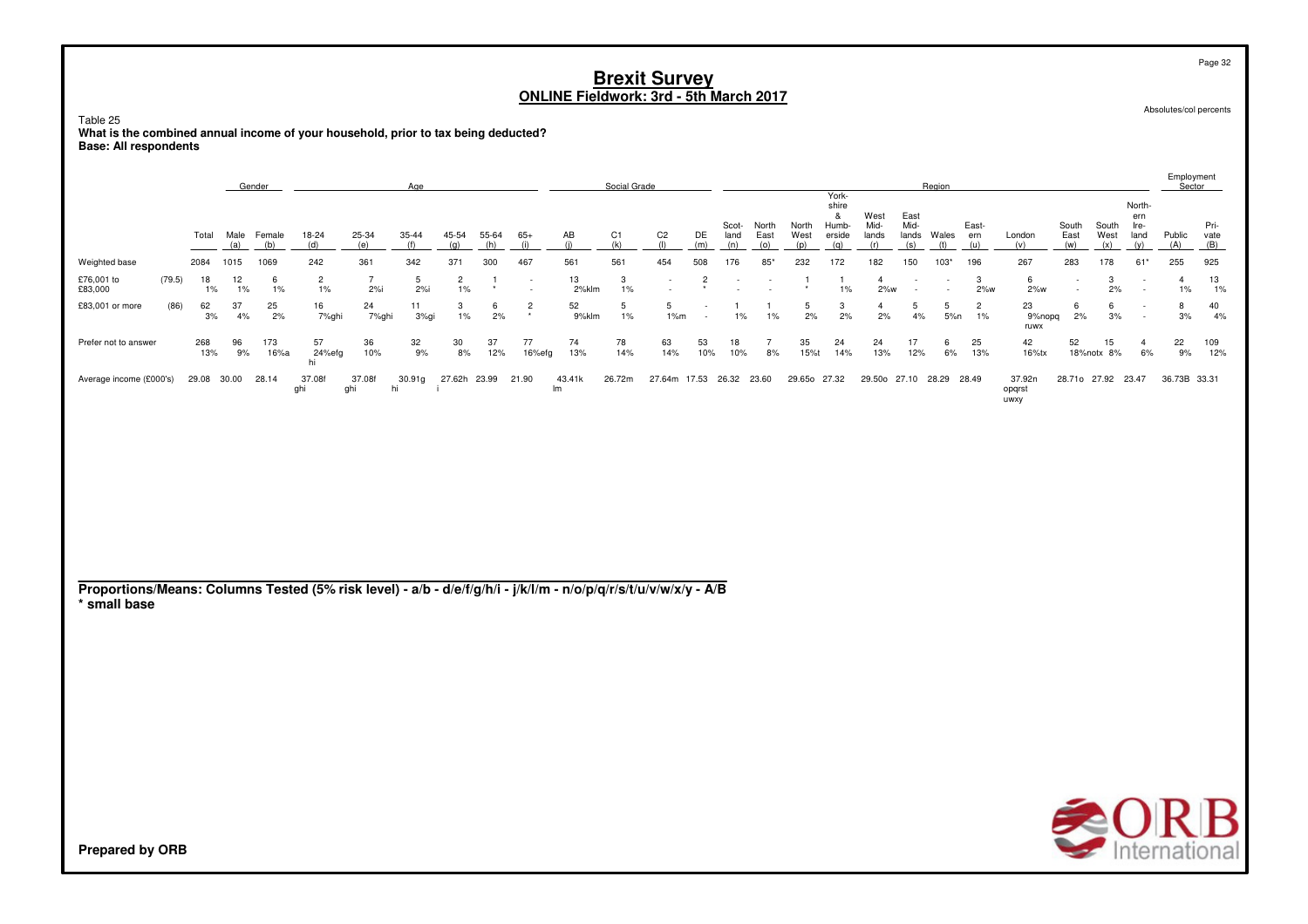# Brexit Survey
## ONLINE Fieldwork: 3rd - 5th March 2017

Absolutes/col percents

Table 25
**What is the combined annual income of your household, prior to tax being deducted?**
**Base: All respondents**

| | | Total | Gender | | Age | | | | | | Social Grade | | | | Region | | | | | | | | | | | | Employment Sector | |
|---|---|---|---|---|---|---|---|---|---|---|---|---|---|---|---|---|---|---|---|---|---|---|---|---|---|---|---|---|
| | | | Male (a) | Female (b) | 18-24 (d) | 25-34 (e) | 35-44 (f) | 45-54 (g) | 55-64 (h) | 65+ (i) | AB (j) | C1 (k) | C2 (l) | DE (m) | Scotland (n) | North East (o) | North West (p) | Yorkshire & Humberside (q) | West Midlands (r) | East Midlands (s) | Wales (t) | Eastern (u) | London (v) | South East (w) | South West (x) | Northern Ireland (y) | Public (A) | Private (B) |
| Weighted base | | 2084 | 1015 | 1069 | 242 | 361 | 342 | 371 | 300 | 467 | 561 | 561 | 454 | 508 | 176 | 85* | 232 | 172 | 182 | 150 | 103* | 196 | 267 | 283 | 178 | 61* | 255 | 925 |
| £76,001 to £83,000 | (79.5) | 18 1% | 12 1% | 6 1% | 2 1% | 7 2%i | 5 2%i | 2 1% | 1 * | - | 13 2%klm | 3 1% | - | 2 * | - | - | 1 * | 1 1% | 4 2%w | - | - | 3 2%w | 6 2%w | - | 3 2% | - | 4 1% | 13 1% |
| £83,001 or more | (86) | 62 3% | 37 4% | 25 2% | 16 7%ghi | 24 7%ghi | 11 3%gi | 3 1% | 6 2% | 2 * | 52 9%klm | 5 1% | 5 1%m | - | 1 1% | 1 1% | 5 2% | 3 2% | 4 2% | 5 4% | 5 5%n | 2 1% | 23 9%nopq ruwx | 6 2% | 6 3% | - | 8 3% | 40 4% |
| Prefer not to answer | | 268 13% | 96 9% | 173 16%a | 57 24%efg hi | 36 10% | 32 9% | 30 8% | 37 12% | 77 16%efg | 74 13% | 78 14% | 63 14% | 53 10% | 18 10% | 7 8% | 35 15%t | 24 14% | 24 13% | 17 12% | 6 6% | 25 13% | 42 16%tx | 52 18%notx | 15 8% | 4 6% | 22 9% | 109 12% |
| Average income (£000's) | | 29.08 | 30.00 | 28.14 | 37.08f ghi | 37.08f ghi | 30.91g hi | 27.62h i | 23.99 | 21.90 | 43.41k lm | 26.72m | 27.64m | 17.53 | 26.32 | 23.60 | 29.65o | 27.32 | 29.50o | 27.10 | 28.29 | 28.49 | 37.92n opqrst uwxy | 28.71o | 27.92 | 23.47 | 36.73B | 33.31 |

**Proportions/Means: Columns Tested (5% risk level) - a/b - d/e/f/g/h/i - j/k/l/m - n/o/p/q/r/s/t/u/v/w/x/y - A/B**
**\* small base**

**Prepared by ORB**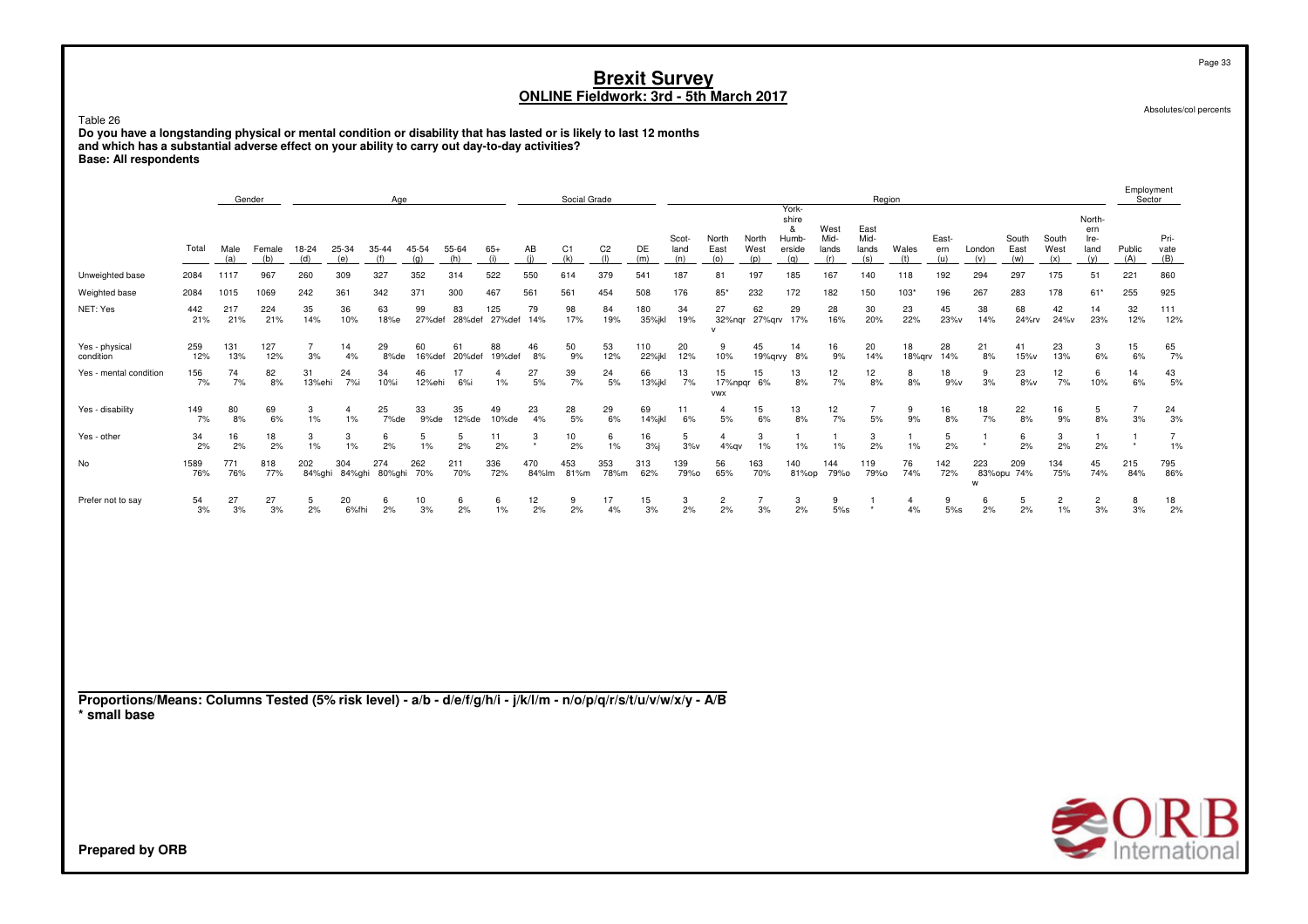# Brexit Survey
## ONLINE Fieldwork: 3rd - 5th March 2017

Absolutes/col percents

Table 26

**Do you have a longstanding physical or mental condition or disability that has lasted or is likely to last 12 months and which has a substantial adverse effect on your ability to carry out day-to-day activities?**
**Base: All respondents**

| | Total | Gender | | Age | | | | | | Social Grade | | | | Region | | | | | | | | | | | | Employment Sector | |
|---|---|---|---|---|---|---|---|---|---|---|---|---|---|---|---|---|---|---|---|---|---|---|---|---|---|---|---|
| | | Male (a) | Female (b) | 18-24 (d) | 25-34 (e) | 35-44 (f) | 45-54 (g) | 55-64 (h) | 65+ (i) | AB (j) | C1 (k) | C2 (l) | DE (m) | Scotland (n) | North East (o) | North West (p) | York-shire & Humberside (q) | West Midlands (r) | East Midlands (s) | Wales (t) | Eastern (u) | London (v) | South East (w) | South West (x) | Northern Ireland (y) | Public (A) | Private (B) |
| Unweighted base | 2084 | 1117 | 967 | 260 | 309 | 327 | 352 | 314 | 522 | 550 | 614 | 379 | 541 | 187 | 81 | 197 | 185 | 167 | 140 | 118 | 192 | 294 | 297 | 175 | 51 | 221 | 860 |
| Weighted base | 2084 | 1015 | 1069 | 242 | 361 | 342 | 371 | 300 | 467 | 561 | 561 | 454 | 508 | 176 | 85* | 232 | 172 | 182 | 150 | 103* | 196 | 267 | 283 | 178 | 61* | 255 | 925 |
| NET: Yes | 442<br>21% | 217<br>21% | 224<br>21% | 35<br>14% | 36<br>10% | 63<br>18%e | 99<br>27%def | 83<br>28%def | 125<br>27%def | 79<br>14% | 98<br>17% | 84<br>19% | 180<br>35%jkl | 34<br>19% | 27<br>32%nqr v | 62<br>27%qrv | 29<br>17% | 28<br>16% | 30<br>20% | 23<br>22% | 45<br>23%v | 38<br>14% | 68<br>24%rv | 42<br>24%v | 14<br>23% | 32<br>12% | 111<br>12% |
| Yes - physical condition | 259<br>12% | 131<br>13% | 127<br>12% | 7<br>3% | 14<br>4% | 29<br>8%de | 60<br>16%def | 61<br>20%def | 88<br>19%def | 46<br>8% | 50<br>9% | 53<br>12% | 110<br>22%jkl | 20<br>12% | 9<br>10% | 45<br>19%qrvy | 14<br>8% | 16<br>9% | 20<br>14% | 18<br>18%qrv | 28<br>14% | 21<br>8% | 41<br>15%v | 23<br>13% | 3<br>6% | 15<br>6% | 65<br>7% |
| Yes - mental condition | 156<br>7% | 74<br>7% | 82<br>8% | 31<br>13%ehi | 24<br>7%i | 34<br>10%i | 46<br>12%ehi | 17<br>6%i | 4<br>1% | 27<br>5% | 39<br>7% | 24<br>5% | 66<br>13%jkl | 13<br>7% | 15<br>17%npqr vwx | 15<br>6% | 13<br>8% | 12<br>7% | 12<br>8% | 8<br>8% | 18<br>9%v | 9<br>3% | 23<br>8%v | 12<br>7% | 6<br>10% | 14<br>6% | 43<br>5% |
| Yes - disability | 149<br>7% | 80<br>8% | 69<br>6% | 3<br>1% | 4<br>1% | 25<br>7%de | 33<br>9%de | 35<br>12%de | 49<br>10%de | 23<br>4% | 28<br>5% | 29<br>6% | 69<br>14%jkl | 11<br>6% | 4<br>5% | 15<br>6% | 13<br>8% | 12<br>7% | 7<br>5% | 9<br>9% | 16<br>8% | 18<br>7% | 22<br>8% | 16<br>9% | 5<br>8% | 7<br>3% | 24<br>3% |
| Yes - other | 34<br>2% | 16<br>2% | 18<br>2% | 3<br>1% | 3<br>1% | 6<br>2% | 5<br>1% | 5<br>2% | 11<br>2% | 3<br>* | 10<br>2% | 6<br>1% | 16<br>3%j | 5<br>3%v | 4<br>4%qv | 3<br>1% | 1<br>1% | 1<br>1% | 3<br>2% | 1<br>1% | 5<br>2% | 1<br>* | 6<br>2% | 3<br>2% | 1<br>2% | 1<br>* | 7<br>1% |
| No | 1589<br>76% | 771<br>76% | 818<br>77% | 202<br>84%ghi | 304<br>84%ghi | 274<br>80%ghi | 262<br>70% | 211<br>70% | 336<br>72% | 470<br>84%lm | 453<br>81%m | 353<br>78%m | 313<br>62% | 139<br>79%o | 56<br>65% | 163<br>70% | 140<br>81%op | 144<br>79%o | 119<br>79%o | 76<br>74% | 142<br>72% | 223<br>83%opu w | 209<br>74% | 134<br>75% | 45<br>74% | 215<br>84% | 795<br>86% |
| Prefer not to say | 54<br>3% | 27<br>3% | 27<br>3% | 5<br>2% | 20<br>6%fhi | 6<br>2% | 10<br>3% | 6<br>2% | 6<br>1% | 12<br>2% | 9<br>2% | 17<br>4% | 15<br>3% | 3<br>2% | 2<br>2% | 7<br>3% | 3<br>2% | 9<br>5%s | 1<br>* | 4<br>4% | 9<br>5%s | 6<br>2% | 5<br>2% | 2<br>1% | 2<br>3% | 8<br>3% | 18<br>2% |

**Proportions/Means: Columns Tested (5% risk level) - a/b - d/e/f/g/h/i - j/k/l/m - n/o/p/q/r/s/t/u/v/w/x/y - A/B**
**\* small base**

**Prepared by ORB**